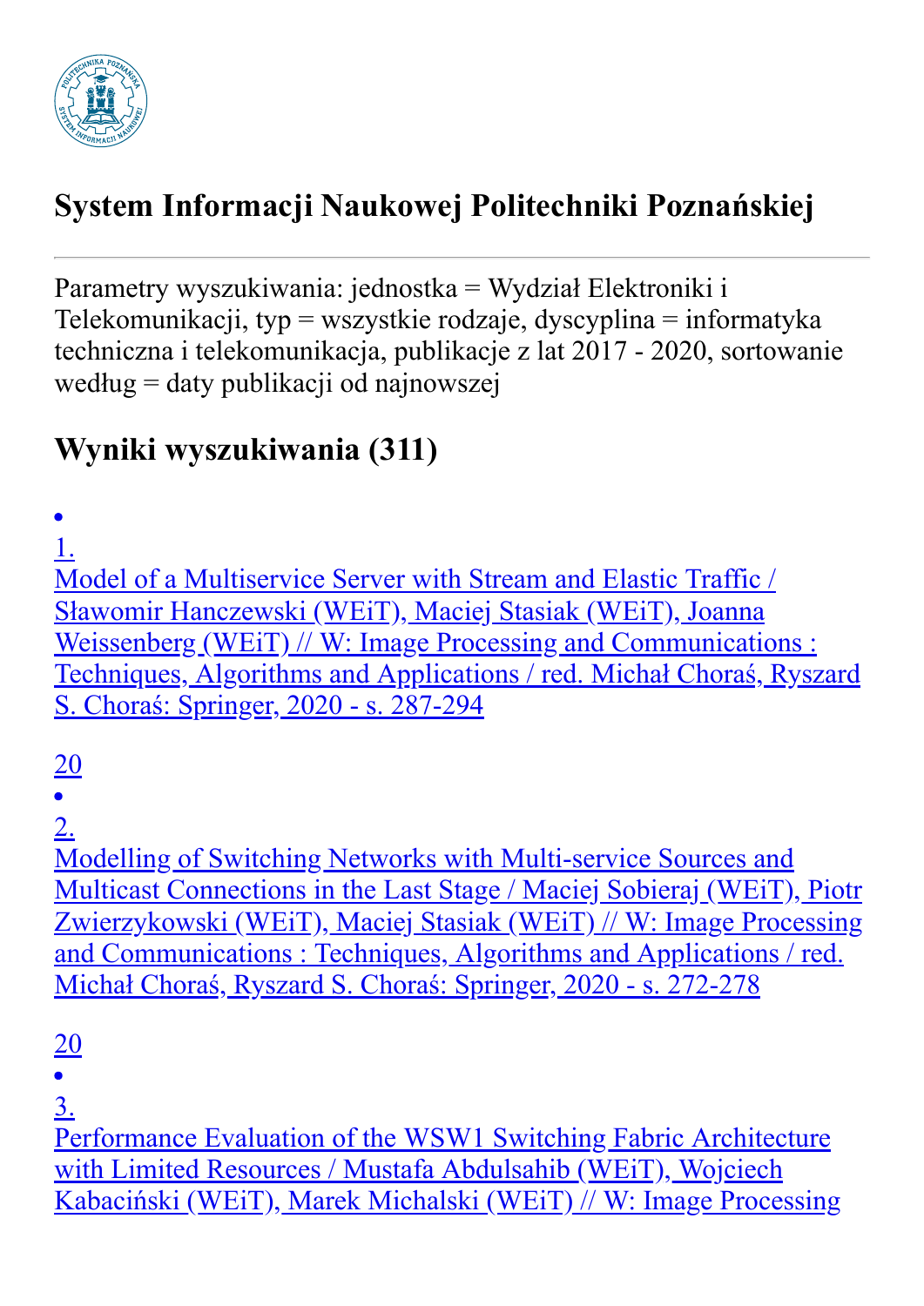# System Informacji Naukowej Politechniki Poznańskiej

---

Parametry wyszukiwania: jednostka = Wydział Elektroniki i Telekomunikacji, typ = wszystkie rodzaje, dyscyplina = informatyka techniczna i telekomunikacja, publikacje z lat 2017 - 2020, sortowanie według = daty publikacji od najnowszej

## Wyniki wyszukiwania (311)

- 1.
  Model of a Multiservice Server with Stream and Elastic Traffic / Sławomir Hanczewski (WEiT), Maciej Stasiak (WEiT), Joanna Weissenberg (WEiT) // W: Image Processing and Communications : Techniques, Algorithms and Applications / red. Michał Choraś, Ryszard S. Choraś: Springer, 2020 - s. 287-294

  20
- 2.
  Modelling of Switching Networks with Multi-service Sources and Multicast Connections in the Last Stage / Maciej Sobieraj (WEiT), Piotr Zwierzykowski (WEiT), Maciej Stasiak (WEiT) // W: Image Processing and Communications : Techniques, Algorithms and Applications / red. Michał Choraś, Ryszard S. Choraś: Springer, 2020 - s. 272-278

  20
- 3.
  Performance Evaluation of the WSW1 Switching Fabric Architecture with Limited Resources / Mustafa Abdulsahib (WEiT), Wojciech Kabaciński (WEiT), Marek Michalski (WEiT) // W: Image Processing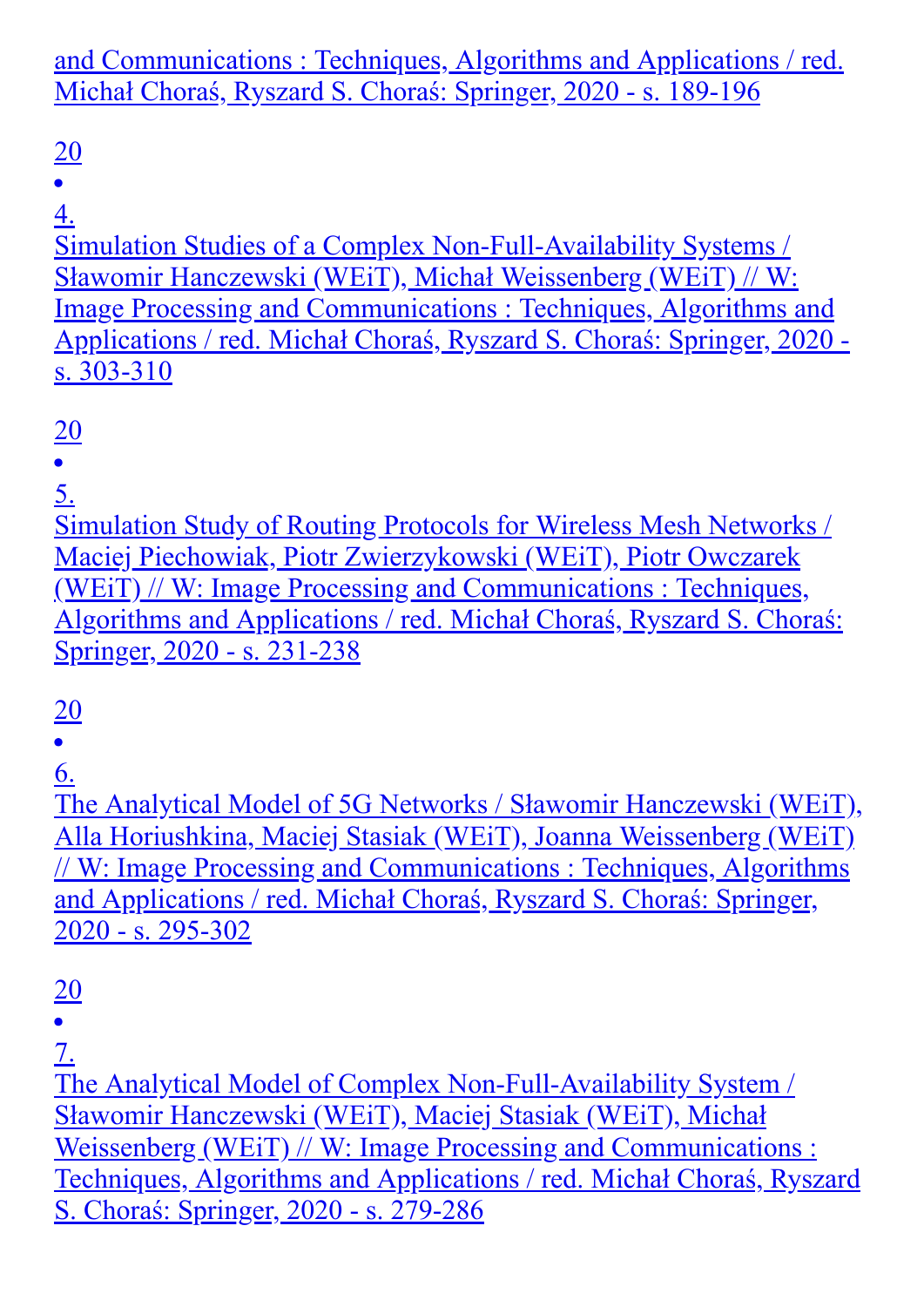and Communications : Techniques, Algorithms and Applications / red. Michał Choraś, Ryszard S. Choraś: Springer, 2020 - s. 189-196

20

- 4.
Simulation Studies of a Complex Non-Full-Availability Systems / Sławomir Hanczewski (WEiT), Michał Weissenberg (WEiT) // W: Image Processing and Communications : Techniques, Algorithms and Applications / red. Michał Choraś, Ryszard S. Choraś: Springer, 2020 - s. 303-310

20

- 5.
Simulation Study of Routing Protocols for Wireless Mesh Networks / Maciej Piechowiak, Piotr Zwierzykowski (WEiT), Piotr Owczarek (WEiT) // W: Image Processing and Communications : Techniques, Algorithms and Applications / red. Michał Choraś, Ryszard S. Choraś: Springer, 2020 - s. 231-238

20

- 6.
The Analytical Model of 5G Networks / Sławomir Hanczewski (WEiT), Alla Horiushkina, Maciej Stasiak (WEiT), Joanna Weissenberg (WEiT) // W: Image Processing and Communications : Techniques, Algorithms and Applications / red. Michał Choraś, Ryszard S. Choraś: Springer, 2020 - s. 295-302

20

- 7.
The Analytical Model of Complex Non-Full-Availability System / Sławomir Hanczewski (WEiT), Maciej Stasiak (WEiT), Michał Weissenberg (WEiT) // W: Image Processing and Communications : Techniques, Algorithms and Applications / red. Michał Choraś, Ryszard S. Choraś: Springer, 2020 - s. 279-286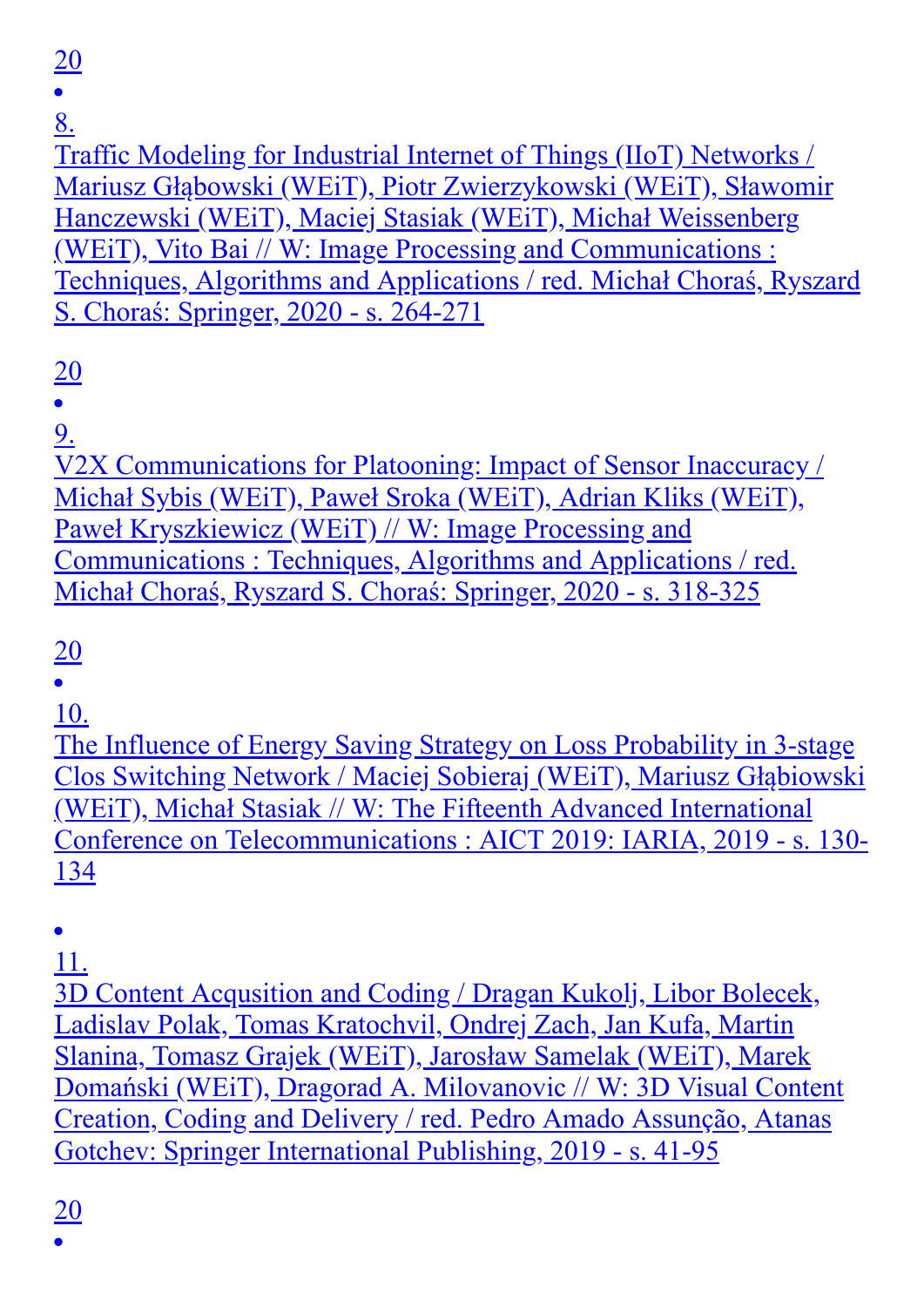20

- 8.
  Traffic Modeling for Industrial Internet of Things (IIoT) Networks / Mariusz Głąbowski (WEiT), Piotr Zwierzykowski (WEiT), Sławomir Hanczewski (WEiT), Maciej Stasiak (WEiT), Michał Weissenberg (WEiT), Vito Bai // W: Image Processing and Communications : Techniques, Algorithms and Applications / red. Michał Choraś, Ryszard S. Choraś: Springer, 2020 - s. 264-271

20

- 9.
  V2X Communications for Platooning: Impact of Sensor Inaccuracy / Michał Sybis (WEiT), Paweł Sroka (WEiT), Adrian Kliks (WEiT), Paweł Kryszkiewicz (WEiT) // W: Image Processing and Communications : Techniques, Algorithms and Applications / red. Michał Choraś, Ryszard S. Choraś: Springer, 2020 - s. 318-325

20

- 10.
  The Influence of Energy Saving Strategy on Loss Probability in 3-stage Clos Switching Network / Maciej Sobieraj (WEiT), Mariusz Głąbiowski (WEiT), Michał Stasiak // W: The Fifteenth Advanced International Conference on Telecommunications : AICT 2019: IARIA, 2019 - s. 130-134

- 11.
  3D Content Acqusition and Coding / Dragan Kukolj, Libor Bolecek, Ladislav Polak, Tomas Kratochvil, Ondrej Zach, Jan Kufa, Martin Slanina, Tomasz Grajek (WEiT), Jarosław Samelak (WEiT), Marek Domański (WEiT), Dragorad A. Milovanovic // W: 3D Visual Content Creation, Coding and Delivery / red. Pedro Amado Assunção, Atanas Gotchev: Springer International Publishing, 2019 - s. 41-95

20

-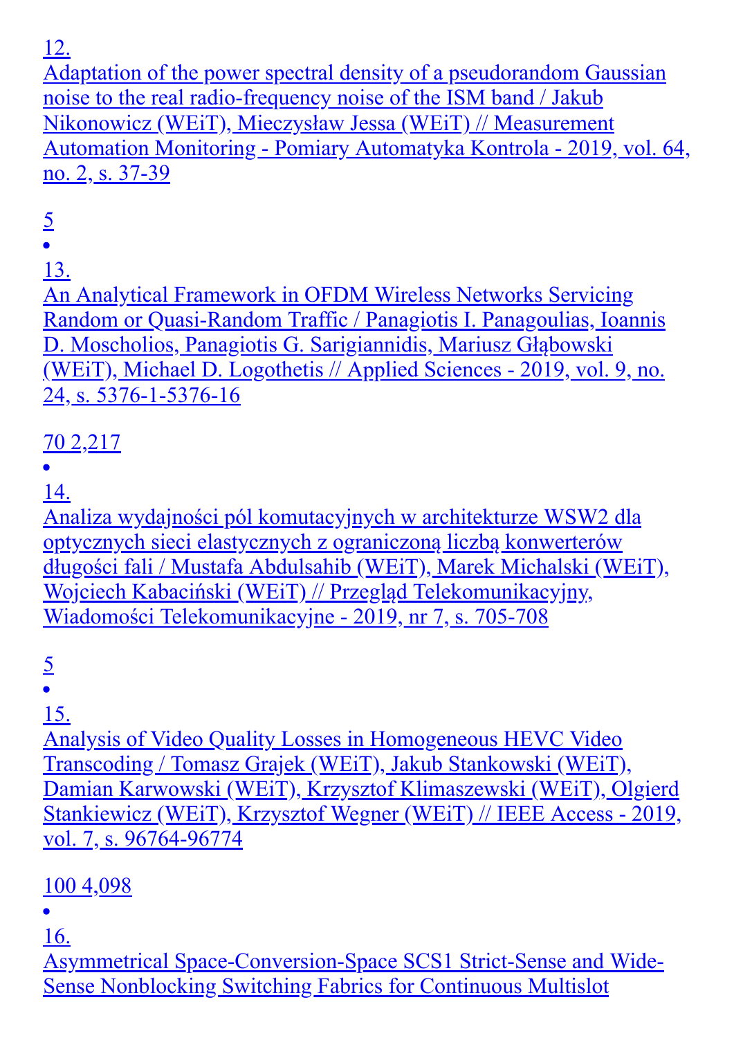12.
Adaptation of the power spectral density of a pseudorandom Gaussian noise to the real radio-frequency noise of the ISM band / Jakub Nikonowicz (WEiT), Mieczysław Jessa (WEiT) // Measurement Automation Monitoring - Pomiary Automatyka Kontrola - 2019, vol. 64, no. 2, s. 37-39

5

- 13.
An Analytical Framework in OFDM Wireless Networks Servicing Random or Quasi-Random Traffic / Panagiotis I. Panagoulias, Ioannis D. Moscholios, Panagiotis G. Sarigiannidis, Mariusz Głąbowski (WEiT), Michael D. Logothetis // Applied Sciences - 2019, vol. 9, no. 24, s. 5376-1-5376-16

70 2,217

- 14.
Analiza wydajności pól komutacyjnych w architekturze WSW2 dla optycznych sieci elastycznych z ograniczoną liczbą konwerterów długości fali / Mustafa Abdulsahib (WEiT), Marek Michalski (WEiT), Wojciech Kabaciński (WEiT) // Przegląd Telekomunikacyjny, Wiadomości Telekomunikacyjne - 2019, nr 7, s. 705-708

5

- 15.
Analysis of Video Quality Losses in Homogeneous HEVC Video Transcoding / Tomasz Grajek (WEiT), Jakub Stankowski (WEiT), Damian Karwowski (WEiT), Krzysztof Klimaszewski (WEiT), Olgierd Stankiewicz (WEiT), Krzysztof Wegner (WEiT) // IEEE Access - 2019, vol. 7, s. 96764-96774

100 4,098

- 16.
Asymmetrical Space-Conversion-Space SCS1 Strict-Sense and Wide-Sense Nonblocking Switching Fabrics for Continuous Multislot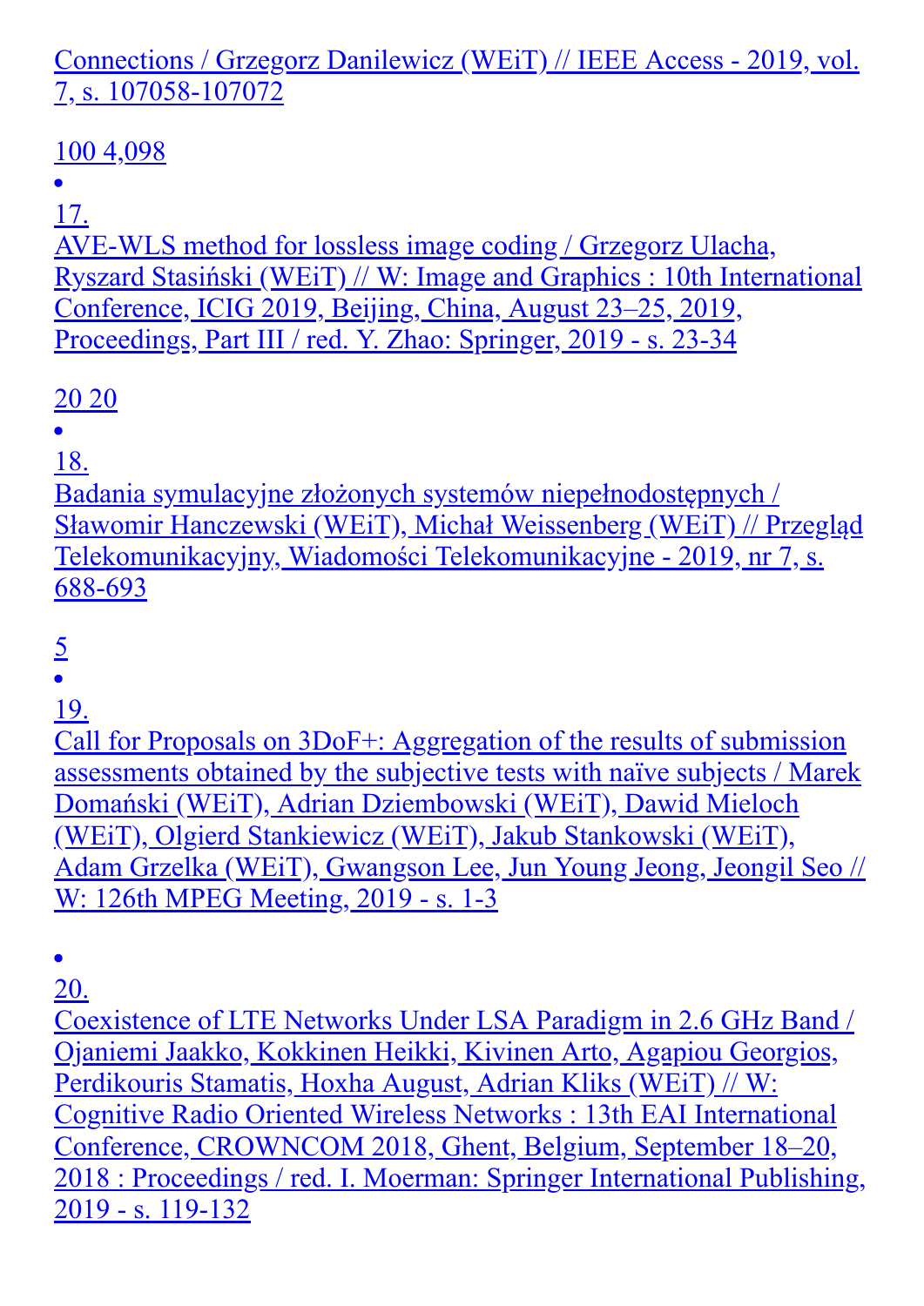Connections / Grzegorz Danilewicz (WEiT) // IEEE Access - 2019, vol. 7, s. 107058-107072

100 4,098

- 17.
AVE-WLS method for lossless image coding / Grzegorz Ulacha, Ryszard Stasiński (WEiT) // W: Image and Graphics : 10th International Conference, ICIG 2019, Beijing, China, August 23–25, 2019, Proceedings, Part III / red. Y. Zhao: Springer, 2019 - s. 23-34

20 20

- 18.
Badania symulacyjne złożonych systemów niepełnodostępnych / Sławomir Hanczewski (WEiT), Michał Weissenberg (WEiT) // Przegląd Telekomunikacyjny, Wiadomości Telekomunikacyjne - 2019, nr 7, s. 688-693

5

- 19.
Call for Proposals on 3DoF+: Aggregation of the results of submission assessments obtained by the subjective tests with naïve subjects / Marek Domański (WEiT), Adrian Dziembowski (WEiT), Dawid Mieloch (WEiT), Olgierd Stankiewicz (WEiT), Jakub Stankowski (WEiT), Adam Grzelka (WEiT), Gwangson Lee, Jun Young Jeong, Jeongil Seo // W: 126th MPEG Meeting, 2019 - s. 1-3

- 20.
Coexistence of LTE Networks Under LSA Paradigm in 2.6 GHz Band / Ojaniemi Jaakko, Kokkinen Heikki, Kivinen Arto, Agapiou Georgios, Perdikouris Stamatis, Hoxha August, Adrian Kliks (WEiT) // W: Cognitive Radio Oriented Wireless Networks : 13th EAI International Conference, CROWNCOM 2018, Ghent, Belgium, September 18–20, 2018 : Proceedings / red. I. Moerman: Springer International Publishing, 2019 - s. 119-132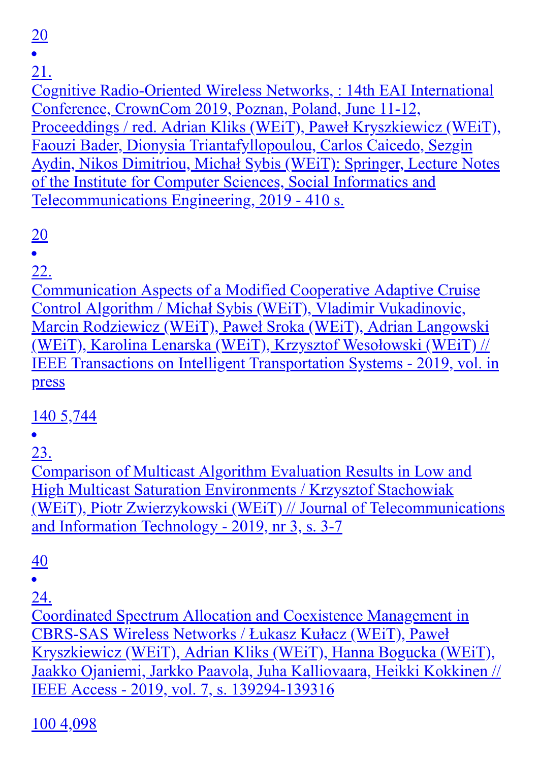20

- 21.
Cognitive Radio-Oriented Wireless Networks, : 14th EAI International Conference, CrownCom 2019, Poznan, Poland, June 11-12, Proceeddings / red. Adrian Kliks (WEiT), Paweł Kryszkiewicz (WEiT), Faouzi Bader, Dionysia Triantafyllopoulou, Carlos Caicedo, Sezgin Aydin, Nikos Dimitriou, Michał Sybis (WEiT): Springer, Lecture Notes of the Institute for Computer Sciences, Social Informatics and Telecommunications Engineering, 2019 - 410 s.

20

- 22.
Communication Aspects of a Modified Cooperative Adaptive Cruise Control Algorithm / Michał Sybis (WEiT), Vladimir Vukadinovic, Marcin Rodziewicz (WEiT), Paweł Sroka (WEiT), Adrian Langowski (WEiT), Karolina Lenarska (WEiT), Krzysztof Wesołowski (WEiT) // IEEE Transactions on Intelligent Transportation Systems - 2019, vol. in press

140 5,744

- 23.
Comparison of Multicast Algorithm Evaluation Results in Low and High Multicast Saturation Environments / Krzysztof Stachowiak (WEiT), Piotr Zwierzykowski (WEiT) // Journal of Telecommunications and Information Technology - 2019, nr 3, s. 3-7

40

- 24.
Coordinated Spectrum Allocation and Coexistence Management in CBRS-SAS Wireless Networks / Łukasz Kułacz (WEiT), Paweł Kryszkiewicz (WEiT), Adrian Kliks (WEiT), Hanna Bogucka (WEiT), Jaakko Ojaniemi, Jarkko Paavola, Juha Kalliovaara, Heikki Kokkinen // IEEE Access - 2019, vol. 7, s. 139294-139316

100 4,098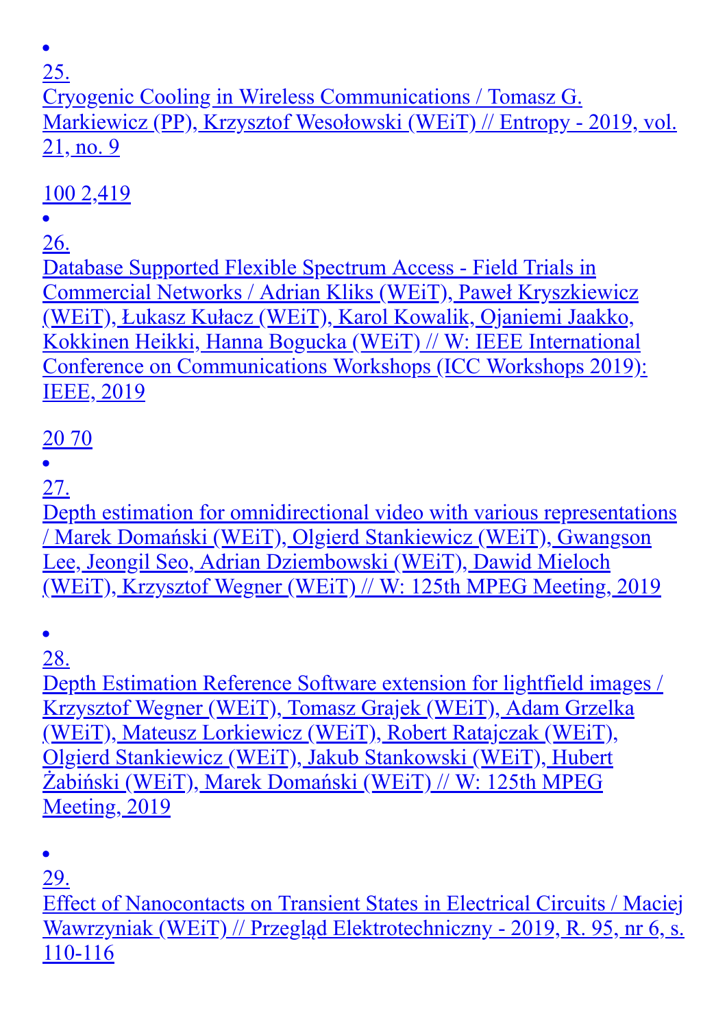- 25.

  Cryogenic Cooling in Wireless Communications / Tomasz G. Markiewicz (PP), Krzysztof Wesołowski (WEiT) // Entropy - 2019, vol. 21, no. 9

  100 2,419

- 26.

  Database Supported Flexible Spectrum Access - Field Trials in Commercial Networks / Adrian Kliks (WEiT), Paweł Kryszkiewicz (WEiT), Łukasz Kułacz (WEiT), Karol Kowalik, Ojaniemi Jaakko, Kokkinen Heikki, Hanna Bogucka (WEiT) // W: IEEE International Conference on Communications Workshops (ICC Workshops 2019): IEEE, 2019

  20 70

- 27.

  Depth estimation for omnidirectional video with various representations / Marek Domański (WEiT), Olgierd Stankiewicz (WEiT), Gwangson Lee, Jeongil Seo, Adrian Dziembowski (WEiT), Dawid Mieloch (WEiT), Krzysztof Wegner (WEiT) // W: 125th MPEG Meeting, 2019

- 28.

  Depth Estimation Reference Software extension for lightfield images / Krzysztof Wegner (WEiT), Tomasz Grajek (WEiT), Adam Grzelka (WEiT), Mateusz Lorkiewicz (WEiT), Robert Ratajczak (WEiT), Olgierd Stankiewicz (WEiT), Jakub Stankowski (WEiT), Hubert Żabiński (WEiT), Marek Domański (WEiT) // W: 125th MPEG Meeting, 2019

- 29.

  Effect of Nanocontacts on Transient States in Electrical Circuits / Maciej Wawrzyniak (WEiT) // Przegląd Elektrotechniczny - 2019, R. 95, nr 6, s. 110-116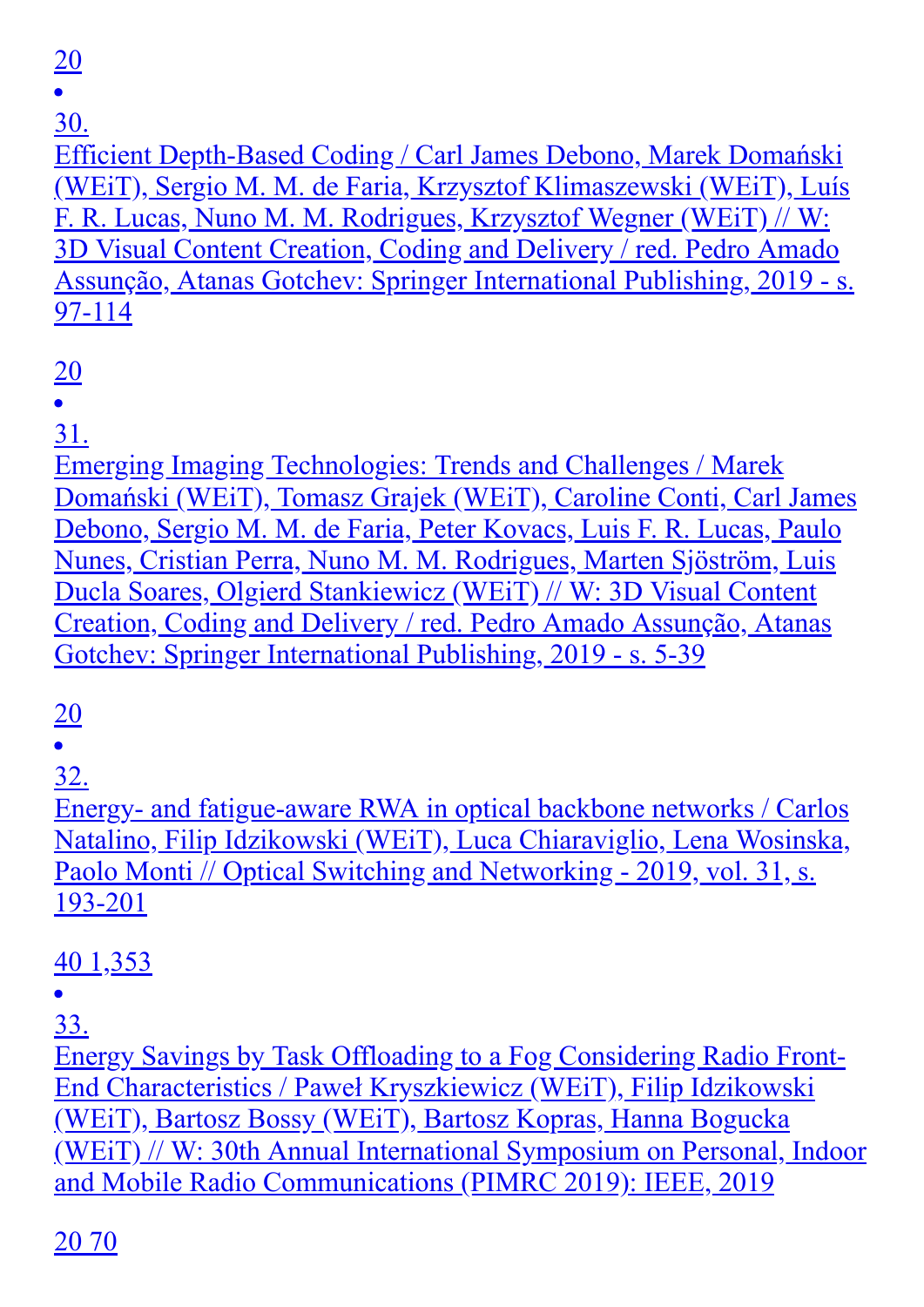20

- 30.
Efficient Depth-Based Coding / Carl James Debono, Marek Domański (WEiT), Sergio M. M. de Faria, Krzysztof Klimaszewski (WEiT), Luís F. R. Lucas, Nuno M. M. Rodrigues, Krzysztof Wegner (WEiT) // W: 3D Visual Content Creation, Coding and Delivery / red. Pedro Amado Assunção, Atanas Gotchev: Springer International Publishing, 2019 - s. 97-114

20

- 31.
Emerging Imaging Technologies: Trends and Challenges / Marek Domański (WEiT), Tomasz Grajek (WEiT), Caroline Conti, Carl James Debono, Sergio M. M. de Faria, Peter Kovacs, Luis F. R. Lucas, Paulo Nunes, Cristian Perra, Nuno M. M. Rodrigues, Marten Sjöström, Luis Ducla Soares, Olgierd Stankiewicz (WEiT) // W: 3D Visual Content Creation, Coding and Delivery / red. Pedro Amado Assunção, Atanas Gotchev: Springer International Publishing, 2019 - s. 5-39

20

- 32.
Energy- and fatigue-aware RWA in optical backbone networks / Carlos Natalino, Filip Idzikowski (WEiT), Luca Chiaraviglio, Lena Wosinska, Paolo Monti // Optical Switching and Networking - 2019, vol. 31, s. 193-201

40 1,353

- 33.
Energy Savings by Task Offloading to a Fog Considering Radio Front-End Characteristics / Paweł Kryszkiewicz (WEiT), Filip Idzikowski (WEiT), Bartosz Bossy (WEiT), Bartosz Kopras, Hanna Bogucka (WEiT) // W: 30th Annual International Symposium on Personal, Indoor and Mobile Radio Communications (PIMRC 2019): IEEE, 2019

20 70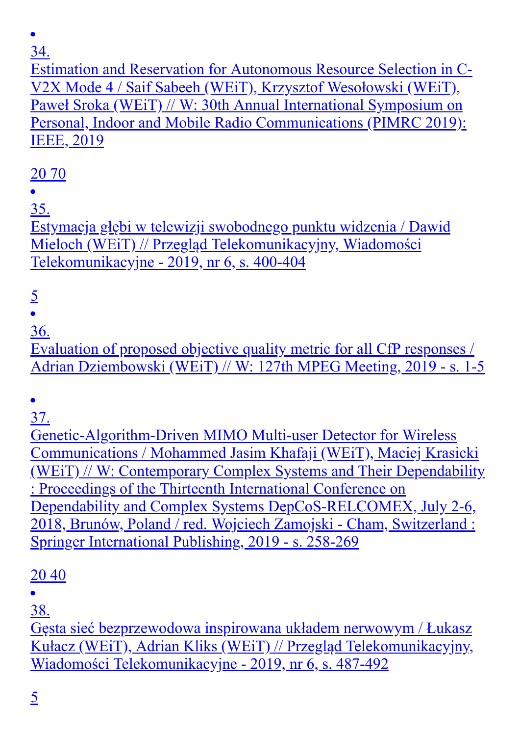- 34.
  Estimation and Reservation for Autonomous Resource Selection in C-V2X Mode 4 / Saif Sabeeh (WEiT), Krzysztof Wesołowski (WEiT), Paweł Sroka (WEiT) // W: 30th Annual International Symposium on Personal, Indoor and Mobile Radio Communications (PIMRC 2019): IEEE, 2019

  20 70

- 35.
  Estymacja głębi w telewizji swobodnego punktu widzenia / Dawid Mieloch (WEiT) // Przegląd Telekomunikacyjny, Wiadomości Telekomunikacyjne - 2019, nr 6, s. 400-404

  5

- 36.
  Evaluation of proposed objective quality metric for all CfP responses / Adrian Dziembowski (WEiT) // W: 127th MPEG Meeting, 2019 - s. 1-5

- 37.
  Genetic-Algorithm-Driven MIMO Multi-user Detector for Wireless Communications / Mohammed Jasim Khafaji (WEiT), Maciej Krasicki (WEiT) // W: Contemporary Complex Systems and Their Dependability : Proceedings of the Thirteenth International Conference on Dependability and Complex Systems DepCoS-RELCOMEX, July 2-6, 2018, Brunów, Poland / red. Wojciech Zamojski - Cham, Switzerland : Springer International Publishing, 2019 - s. 258-269

  20 40

- 38.
  Gęsta sieć bezprzewodowa inspirowana układem nerwowym / Łukasz Kułacz (WEiT), Adrian Kliks (WEiT) // Przegląd Telekomunikacyjny, Wiadomości Telekomunikacyjne - 2019, nr 6, s. 487-492

  5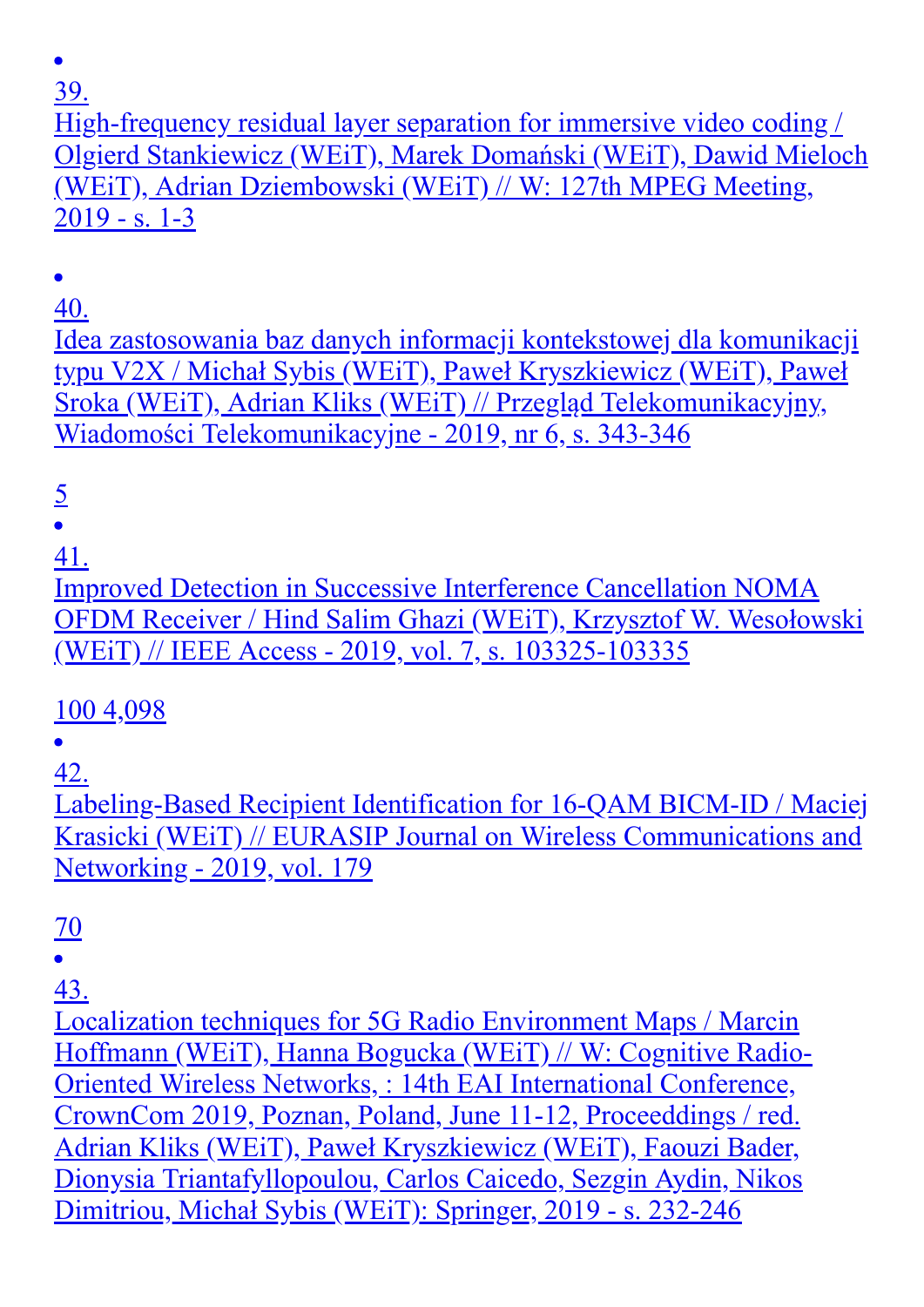- 39.
  High-frequency residual layer separation for immersive video coding / Olgierd Stankiewicz (WEiT), Marek Domański (WEiT), Dawid Mieloch (WEiT), Adrian Dziembowski (WEiT) // W: 127th MPEG Meeting, 2019 - s. 1-3

- 40.
  Idea zastosowania baz danych informacji kontekstowej dla komunikacji typu V2X / Michał Sybis (WEiT), Paweł Kryszkiewicz (WEiT), Paweł Sroka (WEiT), Adrian Kliks (WEiT) // Przegląd Telekomunikacyjny, Wiadomości Telekomunikacyjne - 2019, nr 6, s. 343-346

  5

- 41.
  Improved Detection in Successive Interference Cancellation NOMA OFDM Receiver / Hind Salim Ghazi (WEiT), Krzysztof W. Wesołowski (WEiT) // IEEE Access - 2019, vol. 7, s. 103325-103335

  100 4,098

- 42.
  Labeling-Based Recipient Identification for 16-QAM BICM-ID / Maciej Krasicki (WEiT) // EURASIP Journal on Wireless Communications and Networking - 2019, vol. 179

  70

- 43.
  Localization techniques for 5G Radio Environment Maps / Marcin Hoffmann (WEiT), Hanna Bogucka (WEiT) // W: Cognitive Radio-Oriented Wireless Networks, : 14th EAI International Conference, CrownCom 2019, Poznan, Poland, June 11-12, Proceeddings / red. Adrian Kliks (WEiT), Paweł Kryszkiewicz (WEiT), Faouzi Bader, Dionysia Triantafyllopoulou, Carlos Caicedo, Sezgin Aydin, Nikos Dimitriou, Michał Sybis (WEiT): Springer, 2019 - s. 232-246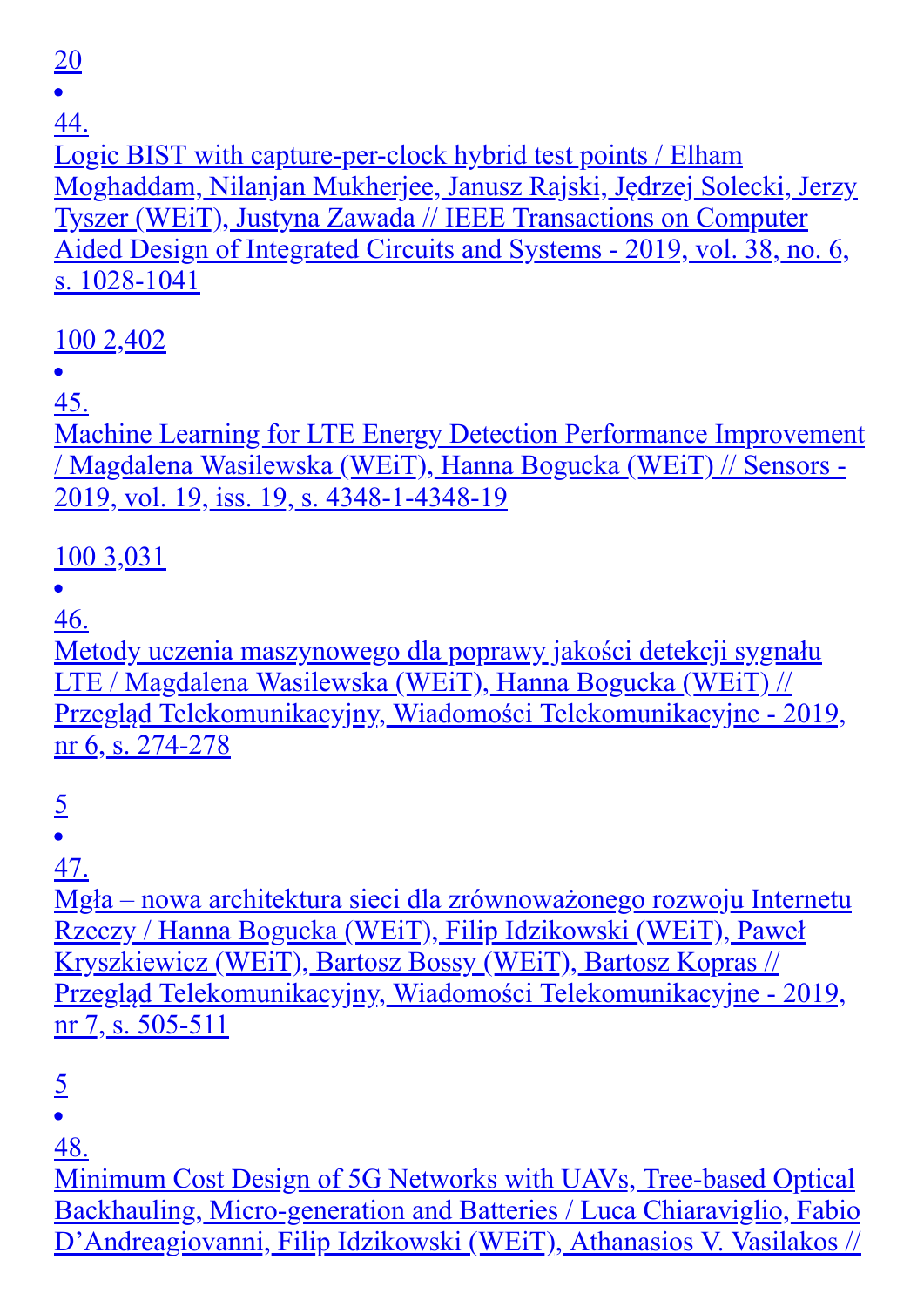20

- 44.
Logic BIST with capture-per-clock hybrid test points / Elham Moghaddam, Nilanjan Mukherjee, Janusz Rajski, Jędrzej Solecki, Jerzy Tyszer (WEiT), Justyna Zawada // IEEE Transactions on Computer Aided Design of Integrated Circuits and Systems - 2019, vol. 38, no. 6, s. 1028-1041

100 2,402

- 45.
Machine Learning for LTE Energy Detection Performance Improvement / Magdalena Wasilewska (WEiT), Hanna Bogucka (WEiT) // Sensors - 2019, vol. 19, iss. 19, s. 4348-1-4348-19

100 3,031

- 46.
Metody uczenia maszynowego dla poprawy jakości detekcji sygnału LTE / Magdalena Wasilewska (WEiT), Hanna Bogucka (WEiT) // Przegląd Telekomunikacyjny, Wiadomości Telekomunikacyjne - 2019, nr 6, s. 274-278

5

- 47.
Mgła – nowa architektura sieci dla zrównoważonego rozwoju Internetu Rzeczy / Hanna Bogucka (WEiT), Filip Idzikowski (WEiT), Paweł Kryszkiewicz (WEiT), Bartosz Bossy (WEiT), Bartosz Kopras // Przegląd Telekomunikacyjny, Wiadomości Telekomunikacyjne - 2019, nr 7, s. 505-511

5

- 48.
Minimum Cost Design of 5G Networks with UAVs, Tree-based Optical Backhauling, Micro-generation and Batteries / Luca Chiaraviglio, Fabio D'Andreagiovanni, Filip Idzikowski (WEiT), Athanasios V. Vasilakos //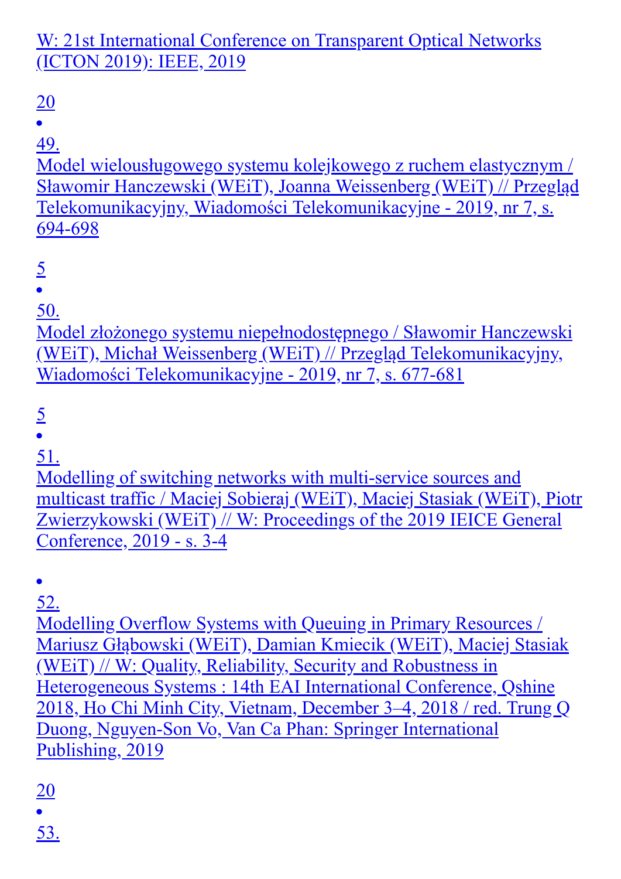W: 21st International Conference on Transparent Optical Networks (ICTON 2019): IEEE, 2019

20

- 49.
  Model wielousługowego systemu kolejkowego z ruchem elastycznym / Sławomir Hanczewski (WEiT), Joanna Weissenberg (WEiT) // Przegląd Telekomunikacyjny, Wiadomości Telekomunikacyjne - 2019, nr 7, s. 694-698

  5

- 50.
  Model złożonego systemu niepełnodostępnego / Sławomir Hanczewski (WEiT), Michał Weissenberg (WEiT) // Przegląd Telekomunikacyjny, Wiadomości Telekomunikacyjne - 2019, nr 7, s. 677-681

  5

- 51.
  Modelling of switching networks with multi-service sources and multicast traffic / Maciej Sobieraj (WEiT), Maciej Stasiak (WEiT), Piotr Zwierzykowski (WEiT) // W: Proceedings of the 2019 IEICE General Conference, 2019 - s. 3-4

- 52.
  Modelling Overflow Systems with Queuing in Primary Resources / Mariusz Głąbowski (WEiT), Damian Kmiecik (WEiT), Maciej Stasiak (WEiT) // W: Quality, Reliability, Security and Robustness in Heterogeneous Systems : 14th EAI International Conference, Qshine 2018, Ho Chi Minh City, Vietnam, December 3–4, 2018 / red. Trung Q Duong, Nguyen-Son Vo, Van Ca Phan: Springer International Publishing, 2019

  20

- 53.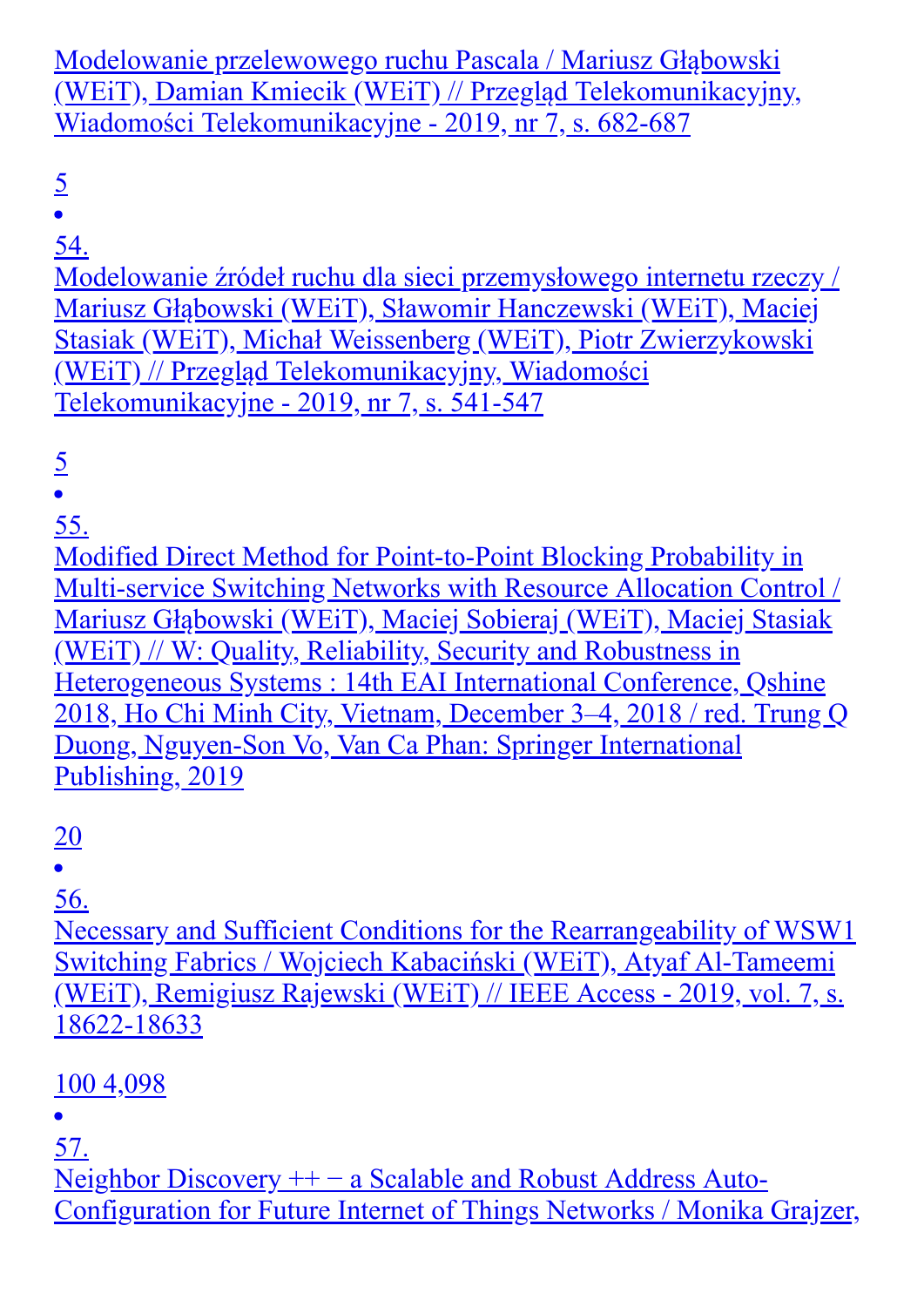Modelowanie przelewowego ruchu Pascala / Mariusz Głąbowski (WEiT), Damian Kmiecik (WEiT) // Przegląd Telekomunikacyjny, Wiadomości Telekomunikacyjne - 2019, nr 7, s. 682-687

5

- 54.
Modelowanie źródeł ruchu dla sieci przemysłowego internetu rzeczy / Mariusz Głąbowski (WEiT), Sławomir Hanczewski (WEiT), Maciej Stasiak (WEiT), Michał Weissenberg (WEiT), Piotr Zwierzykowski (WEiT) // Przegląd Telekomunikacyjny, Wiadomości Telekomunikacyjne - 2019, nr 7, s. 541-547

5

- 55.
Modified Direct Method for Point-to-Point Blocking Probability in Multi-service Switching Networks with Resource Allocation Control / Mariusz Głąbowski (WEiT), Maciej Sobieraj (WEiT), Maciej Stasiak (WEiT) // W: Quality, Reliability, Security and Robustness in Heterogeneous Systems : 14th EAI International Conference, Qshine 2018, Ho Chi Minh City, Vietnam, December 3–4, 2018 / red. Trung Q Duong, Nguyen-Son Vo, Van Ca Phan: Springer International Publishing, 2019

20

- 56.
Necessary and Sufficient Conditions for the Rearrangeability of WSW1 Switching Fabrics / Wojciech Kabaciński (WEiT), Atyaf Al-Tameemi (WEiT), Remigiusz Rajewski (WEiT) // IEEE Access - 2019, vol. 7, s. 18622-18633

100 4,098

- 57.
Neighbor Discovery ++ − a Scalable and Robust Address Auto-Configuration for Future Internet of Things Networks / Monika Grajzer,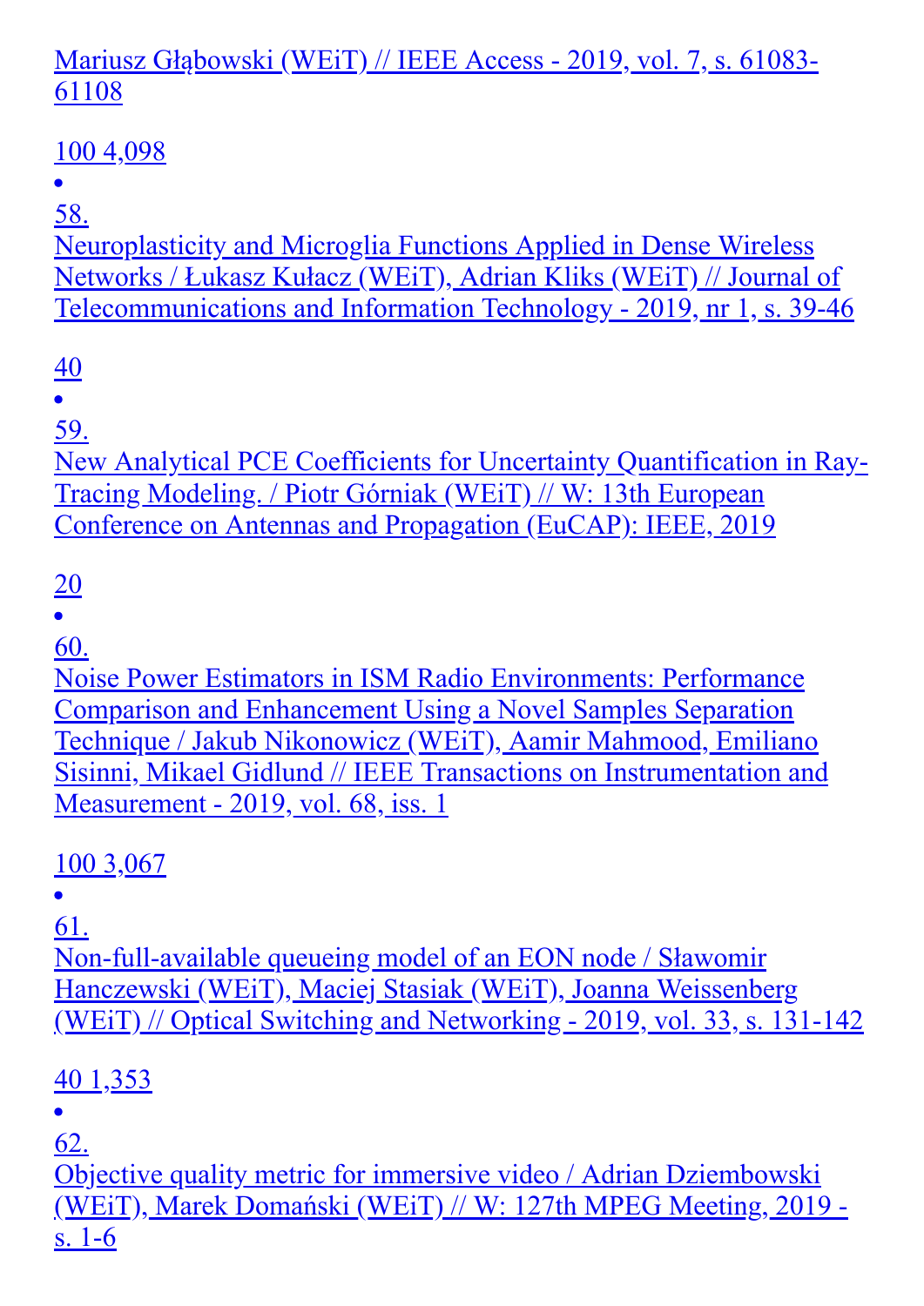Mariusz Głąbowski (WEiT) // IEEE Access - 2019, vol. 7, s. 61083-61108

100 4,098

- 58.
Neuroplasticity and Microglia Functions Applied in Dense Wireless Networks / Łukasz Kułacz (WEiT), Adrian Kliks (WEiT) // Journal of Telecommunications and Information Technology - 2019, nr 1, s. 39-46

40

- 59.
New Analytical PCE Coefficients for Uncertainty Quantification in Ray-Tracing Modeling. / Piotr Górniak (WEiT) // W: 13th European Conference on Antennas and Propagation (EuCAP): IEEE, 2019

20

- 60.
Noise Power Estimators in ISM Radio Environments: Performance Comparison and Enhancement Using a Novel Samples Separation Technique / Jakub Nikonowicz (WEiT), Aamir Mahmood, Emiliano Sisinni, Mikael Gidlund // IEEE Transactions on Instrumentation and Measurement - 2019, vol. 68, iss. 1

100 3,067

- 61.
Non-full-available queueing model of an EON node / Sławomir Hanczewski (WEiT), Maciej Stasiak (WEiT), Joanna Weissenberg (WEiT) // Optical Switching and Networking - 2019, vol. 33, s. 131-142

40 1,353

- 62.
Objective quality metric for immersive video / Adrian Dziembowski (WEiT), Marek Domański (WEiT) // W: 127th MPEG Meeting, 2019 - s. 1-6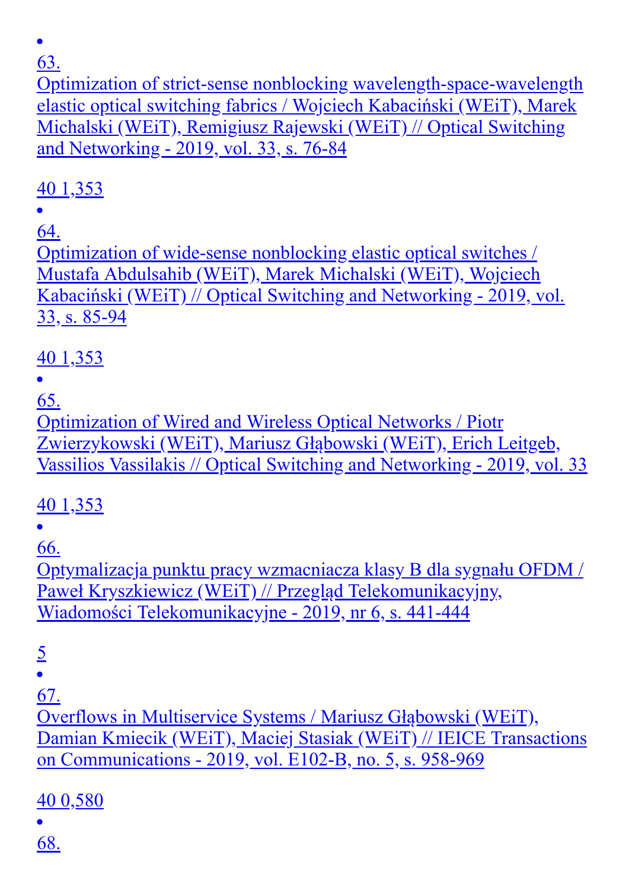- 63.
  Optimization of strict-sense nonblocking wavelength-space-wavelength elastic optical switching fabrics / Wojciech Kabaciński (WEiT), Marek Michalski (WEiT), Remigiusz Rajewski (WEiT) // Optical Switching and Networking - 2019, vol. 33, s. 76-84

  40 1,353
- 64.
  Optimization of wide-sense nonblocking elastic optical switches / Mustafa Abdulsahib (WEiT), Marek Michalski (WEiT), Wojciech Kabaciński (WEiT) // Optical Switching and Networking - 2019, vol. 33, s. 85-94

  40 1,353
- 65.
  Optimization of Wired and Wireless Optical Networks / Piotr Zwierzykowski (WEiT), Mariusz Głąbowski (WEiT), Erich Leitgeb, Vassilios Vassilakis // Optical Switching and Networking - 2019, vol. 33

  40 1,353
- 66.
  Optymalizacja punktu pracy wzmacniacza klasy B dla sygnału OFDM / Paweł Kryszkiewicz (WEiT) // Przegląd Telekomunikacyjny, Wiadomości Telekomunikacyjne - 2019, nr 6, s. 441-444

  5
- 67.
  Overflows in Multiservice Systems / Mariusz Głąbowski (WEiT), Damian Kmiecik (WEiT), Maciej Stasiak (WEiT) // IEICE Transactions on Communications - 2019, vol. E102-B, no. 5, s. 958-969

  40 0,580
- 68.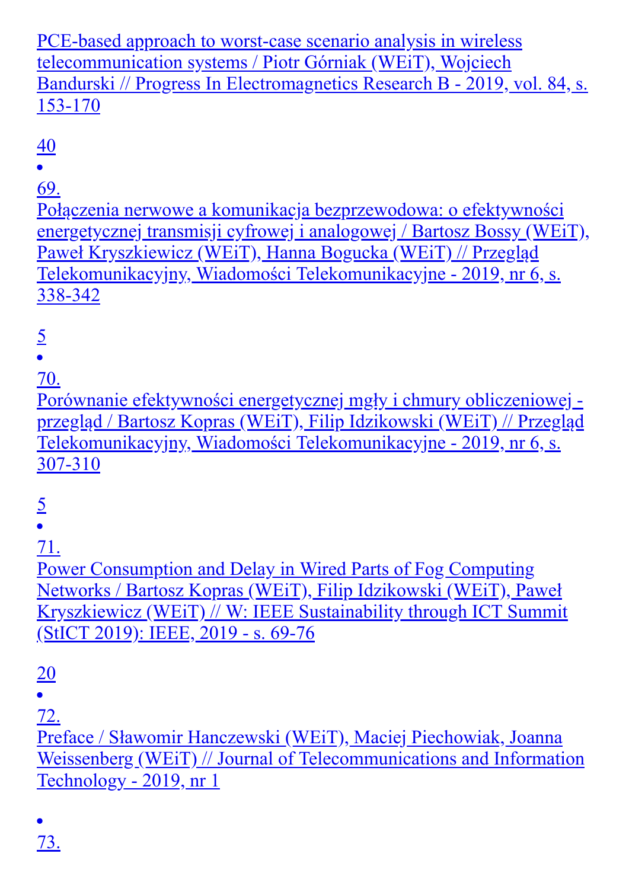PCE-based approach to worst-case scenario analysis in wireless telecommunication systems / Piotr Górniak (WEiT), Wojciech Bandurski // Progress In Electromagnetics Research B - 2019, vol. 84, s. 153-170

40

- 69.

Połączenia nerwowe a komunikacja bezprzewodowa: o efektywności energetycznej transmisji cyfrowej i analogowej / Bartosz Bossy (WEiT), Paweł Kryszkiewicz (WEiT), Hanna Bogucka (WEiT) // Przegląd Telekomunikacyjny, Wiadomości Telekomunikacyjne - 2019, nr 6, s. 338-342

5

- 70.

Porównanie efektywności energetycznej mgły i chmury obliczeniowej - przegląd / Bartosz Kopras (WEiT), Filip Idzikowski (WEiT) // Przegląd Telekomunikacyjny, Wiadomości Telekomunikacyjne - 2019, nr 6, s. 307-310

5

- 71.

Power Consumption and Delay in Wired Parts of Fog Computing Networks / Bartosz Kopras (WEiT), Filip Idzikowski (WEiT), Paweł Kryszkiewicz (WEiT) // W: IEEE Sustainability through ICT Summit (StICT 2019): IEEE, 2019 - s. 69-76

20

- 72.

Preface / Sławomir Hanczewski (WEiT), Maciej Piechowiak, Joanna Weissenberg (WEiT) // Journal of Telecommunications and Information Technology - 2019, nr 1

- 73.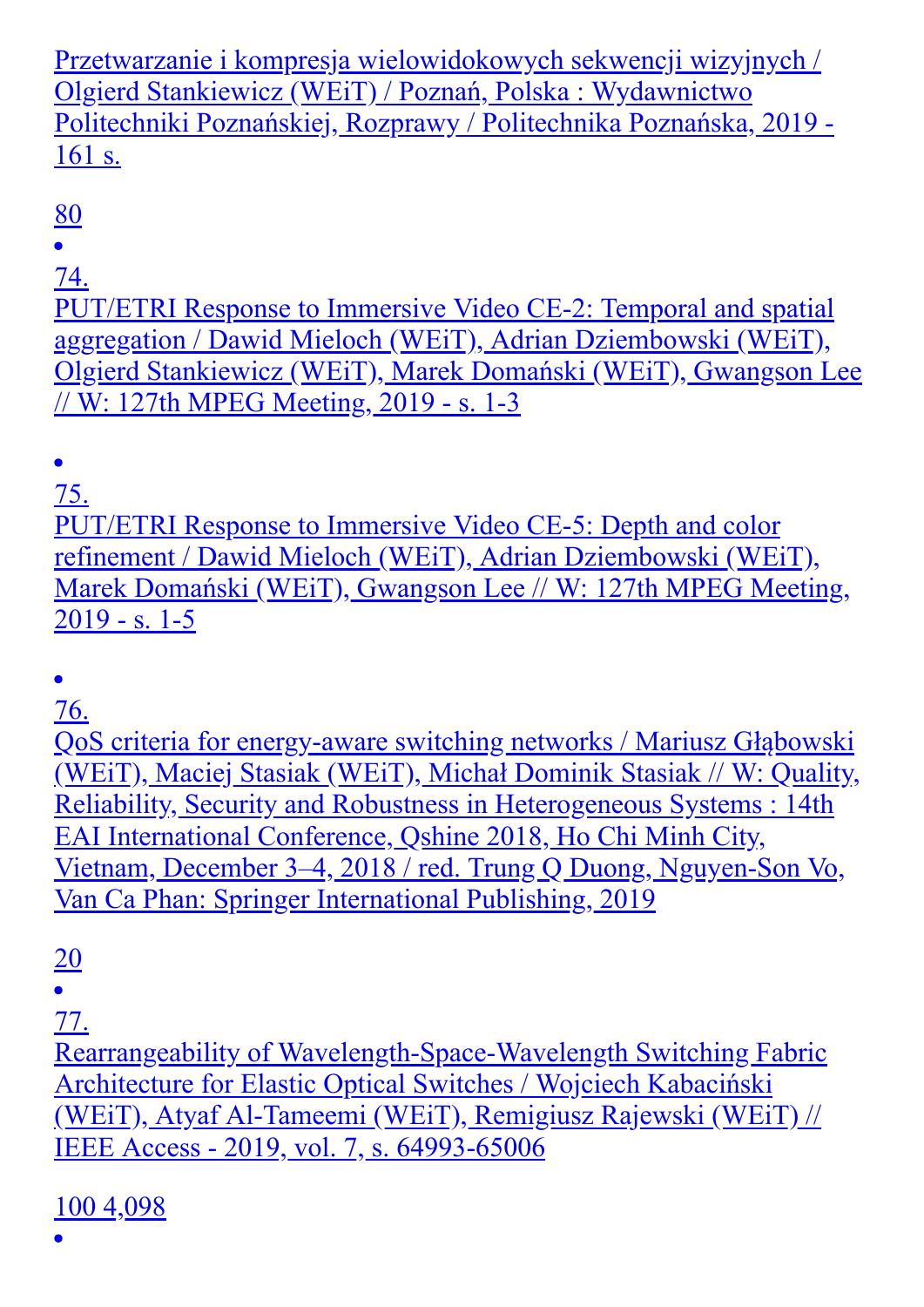Przetwarzanie i kompresja wielowidokowych sekwencji wizyjnych / Olgierd Stankiewicz (WEiT) / Poznań, Polska : Wydawnictwo Politechniki Poznańskiej, Rozprawy / Politechnika Poznańska, 2019 - 161 s.

80

- 74.
PUT/ETRI Response to Immersive Video CE-2: Temporal and spatial aggregation / Dawid Mieloch (WEiT), Adrian Dziembowski (WEiT), Olgierd Stankiewicz (WEiT), Marek Domański (WEiT), Gwangson Lee // W: 127th MPEG Meeting, 2019 - s. 1-3

- 75.
PUT/ETRI Response to Immersive Video CE-5: Depth and color refinement / Dawid Mieloch (WEiT), Adrian Dziembowski (WEiT), Marek Domański (WEiT), Gwangson Lee // W: 127th MPEG Meeting, 2019 - s. 1-5

- 76.
QoS criteria for energy-aware switching networks / Mariusz Głąbowski (WEiT), Maciej Stasiak (WEiT), Michał Dominik Stasiak // W: Quality, Reliability, Security and Robustness in Heterogeneous Systems : 14th EAI International Conference, Qshine 2018, Ho Chi Minh City, Vietnam, December 3–4, 2018 / red. Trung Q Duong, Nguyen-Son Vo, Van Ca Phan: Springer International Publishing, 2019

20

- 77.
Rearrangeability of Wavelength-Space-Wavelength Switching Fabric Architecture for Elastic Optical Switches / Wojciech Kabaciński (WEiT), Atyaf Al-Tameemi (WEiT), Remigiusz Rajewski (WEiT) // IEEE Access - 2019, vol. 7, s. 64993-65006

100 4,098

-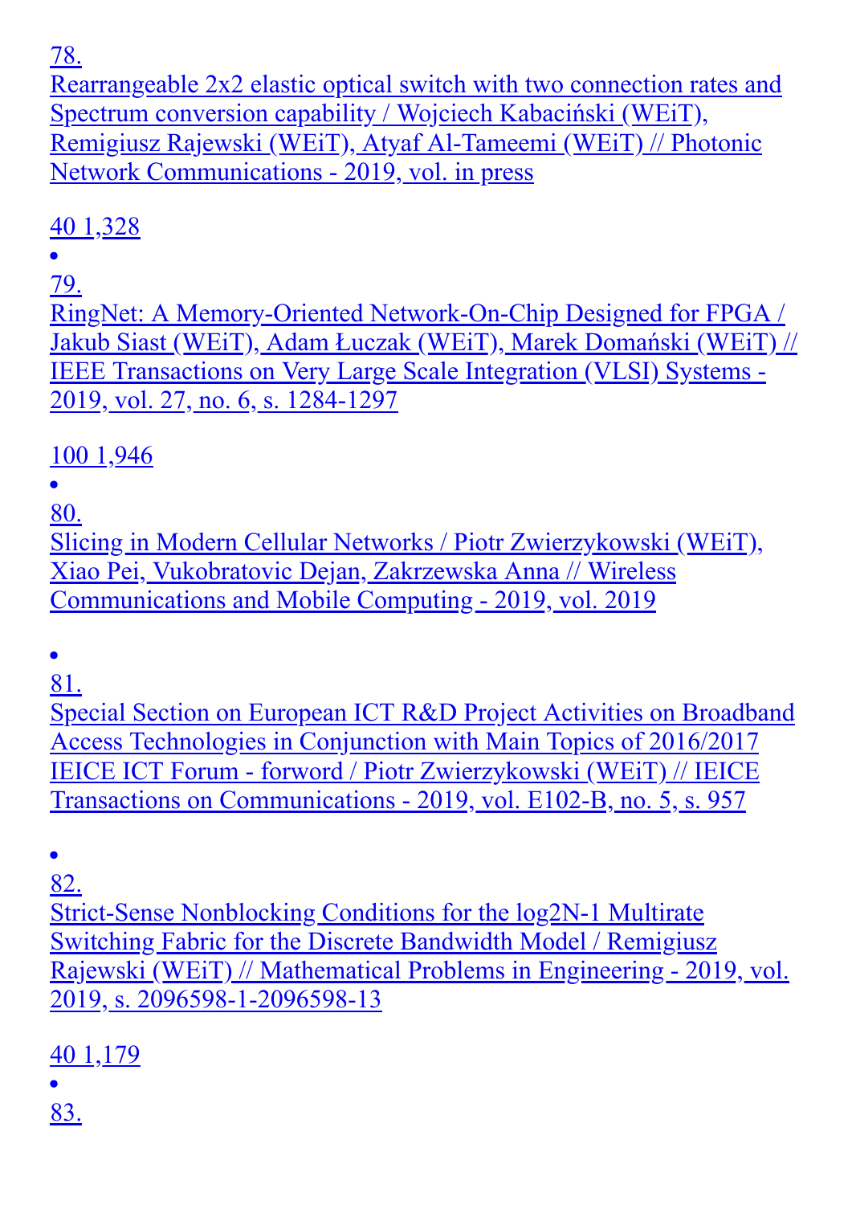78.
Rearrangeable 2x2 elastic optical switch with two connection rates and Spectrum conversion capability / Wojciech Kabaciński (WEiT), Remigiusz Rajewski (WEiT), Atyaf Al-Tameemi (WEiT) // Photonic Network Communications - 2019, vol. in press

40 1,328

- 79.
RingNet: A Memory-Oriented Network-On-Chip Designed for FPGA / Jakub Siast (WEiT), Adam Łuczak (WEiT), Marek Domański (WEiT) // IEEE Transactions on Very Large Scale Integration (VLSI) Systems - 2019, vol. 27, no. 6, s. 1284-1297

100 1,946

- 80.
Slicing in Modern Cellular Networks / Piotr Zwierzykowski (WEiT), Xiao Pei, Vukobratovic Dejan, Zakrzewska Anna // Wireless Communications and Mobile Computing - 2019, vol. 2019

- 81.
Special Section on European ICT R&D Project Activities on Broadband Access Technologies in Conjunction with Main Topics of 2016/2017 IEICE ICT Forum - forword / Piotr Zwierzykowski (WEiT) // IEICE Transactions on Communications - 2019, vol. E102-B, no. 5, s. 957

- 82.
Strict-Sense Nonblocking Conditions for the log2N-1 Multirate Switching Fabric for the Discrete Bandwidth Model / Remigiusz Rajewski (WEiT) // Mathematical Problems in Engineering - 2019, vol. 2019, s. 2096598-1-2096598-13

40 1,179

- 83.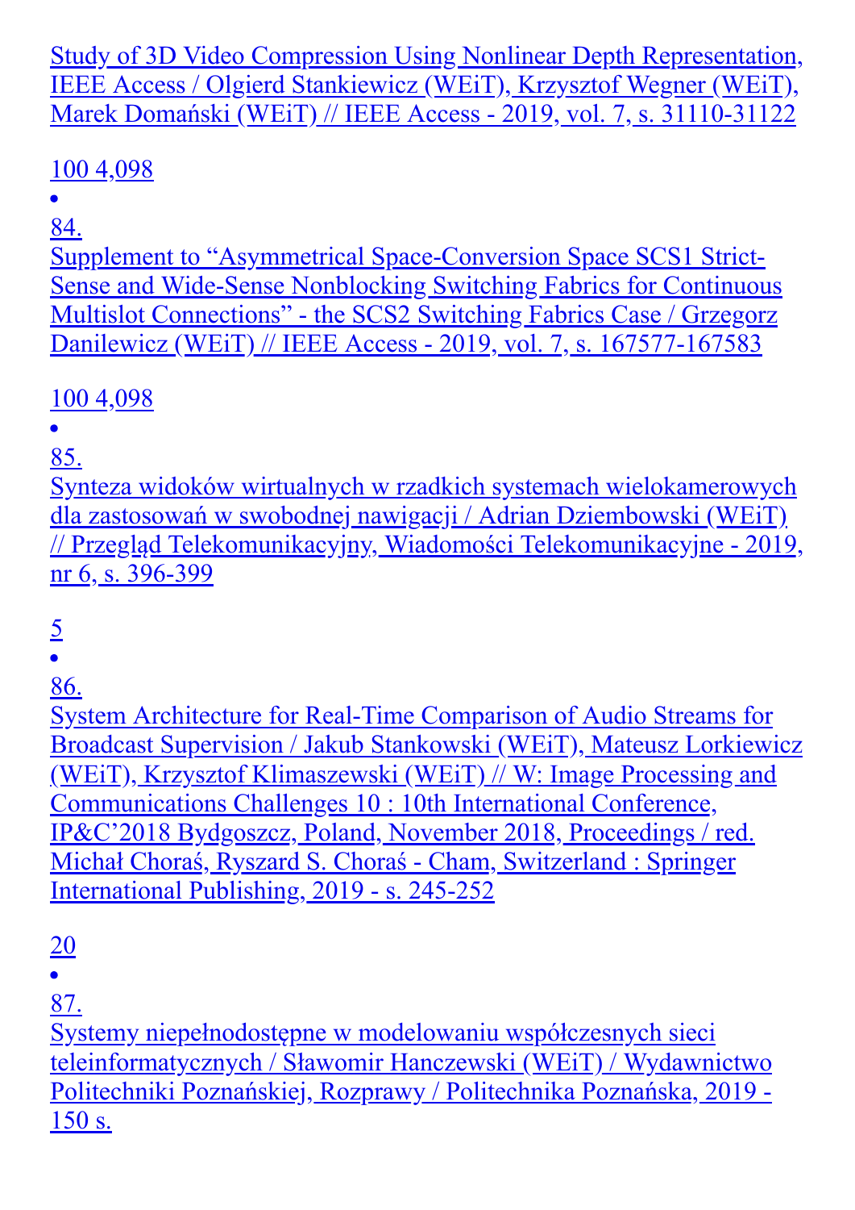Study of 3D Video Compression Using Nonlinear Depth Representation, IEEE Access / Olgierd Stankiewicz (WEiT), Krzysztof Wegner (WEiT), Marek Domański (WEiT) // IEEE Access - 2019, vol. 7, s. 31110-31122

100 4,098

- 84.

Supplement to “Asymmetrical Space-Conversion Space SCS1 Strict-Sense and Wide-Sense Nonblocking Switching Fabrics for Continuous Multislot Connections” - the SCS2 Switching Fabrics Case / Grzegorz Danilewicz (WEiT) // IEEE Access - 2019, vol. 7, s. 167577-167583

100 4,098

- 85.

Synteza widoków wirtualnych w rzadkich systemach wielokamerowych dla zastosowań w swobodnej nawigacji / Adrian Dziembowski (WEiT) // Przegląd Telekomunikacyjny, Wiadomości Telekomunikacyjne - 2019, nr 6, s. 396-399

5

- 86.

System Architecture for Real-Time Comparison of Audio Streams for Broadcast Supervision / Jakub Stankowski (WEiT), Mateusz Lorkiewicz (WEiT), Krzysztof Klimaszewski (WEiT) // W: Image Processing and Communications Challenges 10 : 10th International Conference, IP&C'2018 Bydgoszcz, Poland, November 2018, Proceedings / red. Michał Choraś, Ryszard S. Choraś - Cham, Switzerland : Springer International Publishing, 2019 - s. 245-252

20

- 87.

Systemy niepełnodostępne w modelowaniu współczesnych sieci teleinformatycznych / Sławomir Hanczewski (WEiT) / Wydawnictwo Politechniki Poznańskiej, Rozprawy / Politechnika Poznańska, 2019 - 150 s.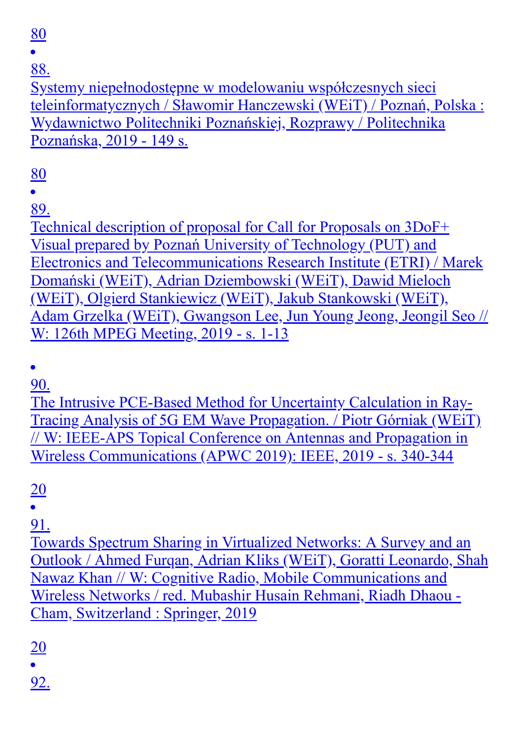80

- 88.
Systemy niepełnodostępne w modelowaniu współczesnych sieci teleinformatycznych / Sławomir Hanczewski (WEiT) / Poznań, Polska : Wydawnictwo Politechniki Poznańskiej, Rozprawy / Politechnika Poznańska, 2019 - 149 s.

80

- 89.
Technical description of proposal for Call for Proposals on 3DoF+ Visual prepared by Poznań University of Technology (PUT) and Electronics and Telecommunications Research Institute (ETRI) / Marek Domański (WEiT), Adrian Dziembowski (WEiT), Dawid Mieloch (WEiT), Olgierd Stankiewicz (WEiT), Jakub Stankowski (WEiT), Adam Grzelka (WEiT), Gwangson Lee, Jun Young Jeong, Jeongil Seo // W: 126th MPEG Meeting, 2019 - s. 1-13

- 90.
The Intrusive PCE-Based Method for Uncertainty Calculation in Ray-Tracing Analysis of 5G EM Wave Propagation. / Piotr Górniak (WEiT) // W: IEEE-APS Topical Conference on Antennas and Propagation in Wireless Communications (APWC 2019): IEEE, 2019 - s. 340-344

20

- 91.
Towards Spectrum Sharing in Virtualized Networks: A Survey and an Outlook / Ahmed Furqan, Adrian Kliks (WEiT), Goratti Leonardo, Shah Nawaz Khan // W: Cognitive Radio, Mobile Communications and Wireless Networks / red. Mubashir Husain Rehmani, Riadh Dhaou - Cham, Switzerland : Springer, 2019

20

- 92.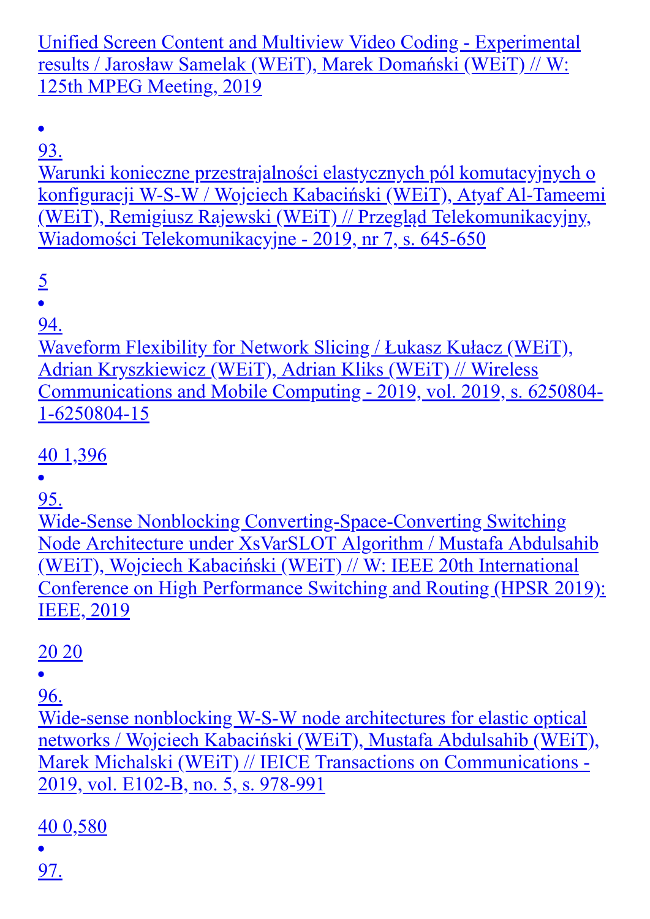Unified Screen Content and Multiview Video Coding - Experimental results / Jarosław Samelak (WEiT), Marek Domański (WEiT) // W: 125th MPEG Meeting, 2019

- 93.
Warunki konieczne przestrajalności elastycznych pól komutacyjnych o konfiguracji W-S-W / Wojciech Kabaciński (WEiT), Atyaf Al-Tameemi (WEiT), Remigiusz Rajewski (WEiT) // Przegląd Telekomunikacyjny, Wiadomości Telekomunikacyjne - 2019, nr 7, s. 645-650

5

- 94.
Waveform Flexibility for Network Slicing / Łukasz Kułacz (WEiT), Adrian Kryszkiewicz (WEiT), Adrian Kliks (WEiT) // Wireless Communications and Mobile Computing - 2019, vol. 2019, s. 6250804-1-6250804-15

40 1,396

- 95.
Wide-Sense Nonblocking Converting-Space-Converting Switching Node Architecture under XsVarSLOT Algorithm / Mustafa Abdulsahib (WEiT), Wojciech Kabaciński (WEiT) // W: IEEE 20th International Conference on High Performance Switching and Routing (HPSR 2019): IEEE, 2019

20 20

- 96.
Wide-sense nonblocking W-S-W node architectures for elastic optical networks / Wojciech Kabaciński (WEiT), Mustafa Abdulsahib (WEiT), Marek Michalski (WEiT) // IEICE Transactions on Communications - 2019, vol. E102-B, no. 5, s. 978-991

40 0,580

- 97.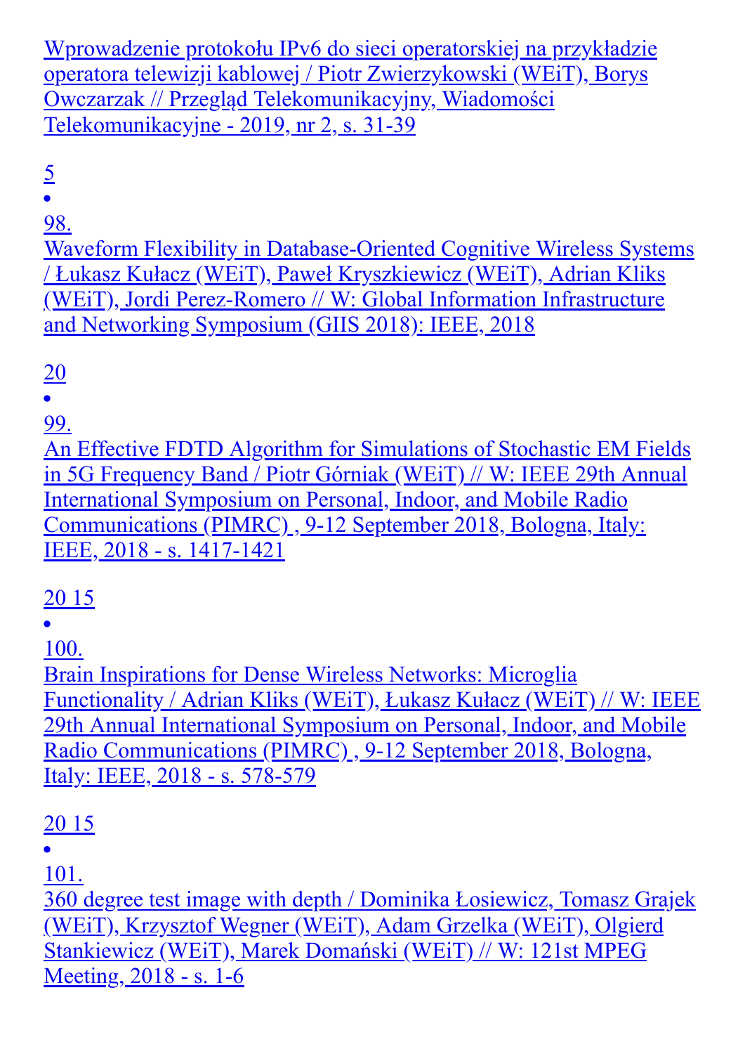Wprowadzenie protokołu IPv6 do sieci operatorskiej na przykładzie operatora telewizji kablowej / Piotr Zwierzykowski (WEiT), Borys Owczarzak // Przegląd Telekomunikacyjny, Wiadomości Telekomunikacyjne - 2019, nr 2, s. 31-39

5

- 98.
Waveform Flexibility in Database-Oriented Cognitive Wireless Systems / Łukasz Kułacz (WEiT), Paweł Kryszkiewicz (WEiT), Adrian Kliks (WEiT), Jordi Perez-Romero // W: Global Information Infrastructure and Networking Symposium (GIIS 2018): IEEE, 2018

20

- 99.
An Effective FDTD Algorithm for Simulations of Stochastic EM Fields in 5G Frequency Band / Piotr Górniak (WEiT) // W: IEEE 29th Annual International Symposium on Personal, Indoor, and Mobile Radio Communications (PIMRC) , 9-12 September 2018, Bologna, Italy: IEEE, 2018 - s. 1417-1421

20 15

- 100.
Brain Inspirations for Dense Wireless Networks: Microglia Functionality / Adrian Kliks (WEiT), Łukasz Kułacz (WEiT) // W: IEEE 29th Annual International Symposium on Personal, Indoor, and Mobile Radio Communications (PIMRC) , 9-12 September 2018, Bologna, Italy: IEEE, 2018 - s. 578-579

20 15

- 101.
360 degree test image with depth / Dominika Łosiewicz, Tomasz Grajek (WEiT), Krzysztof Wegner (WEiT), Adam Grzelka (WEiT), Olgierd Stankiewicz (WEiT), Marek Domański (WEiT) // W: 121st MPEG Meeting, 2018 - s. 1-6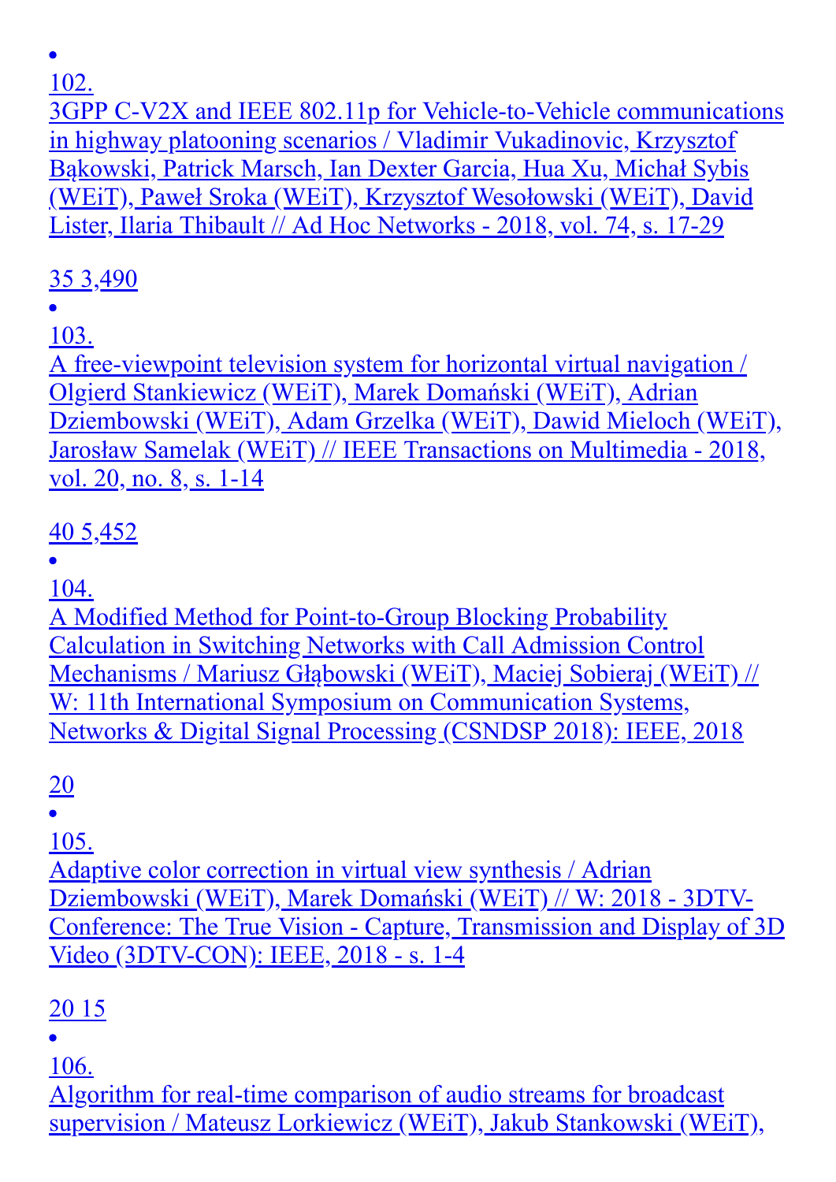- 102.
  3GPP C-V2X and IEEE 802.11p for Vehicle-to-Vehicle communications in highway platooning scenarios / Vladimir Vukadinovic, Krzysztof Bąkowski, Patrick Marsch, Ian Dexter Garcia, Hua Xu, Michał Sybis (WEiT), Paweł Sroka (WEiT), Krzysztof Wesołowski (WEiT), David Lister, Ilaria Thibault // Ad Hoc Networks - 2018, vol. 74, s. 17-29

  35 3,490

- 103.
  A free-viewpoint television system for horizontal virtual navigation / Olgierd Stankiewicz (WEiT), Marek Domański (WEiT), Adrian Dziembowski (WEiT), Adam Grzelka (WEiT), Dawid Mieloch (WEiT), Jarosław Samelak (WEiT) // IEEE Transactions on Multimedia - 2018, vol. 20, no. 8, s. 1-14

  40 5,452

- 104.
  A Modified Method for Point-to-Group Blocking Probability Calculation in Switching Networks with Call Admission Control Mechanisms / Mariusz Głąbowski (WEiT), Maciej Sobieraj (WEiT) // W: 11th International Symposium on Communication Systems, Networks & Digital Signal Processing (CSNDSP 2018): IEEE, 2018

  20

- 105.
  Adaptive color correction in virtual view synthesis / Adrian Dziembowski (WEiT), Marek Domański (WEiT) // W: 2018 - 3DTV-Conference: The True Vision - Capture, Transmission and Display of 3D Video (3DTV-CON): IEEE, 2018 - s. 1-4

  20 15

- 106.
  Algorithm for real-time comparison of audio streams for broadcast supervision / Mateusz Lorkiewicz (WEiT), Jakub Stankowski (WEiT),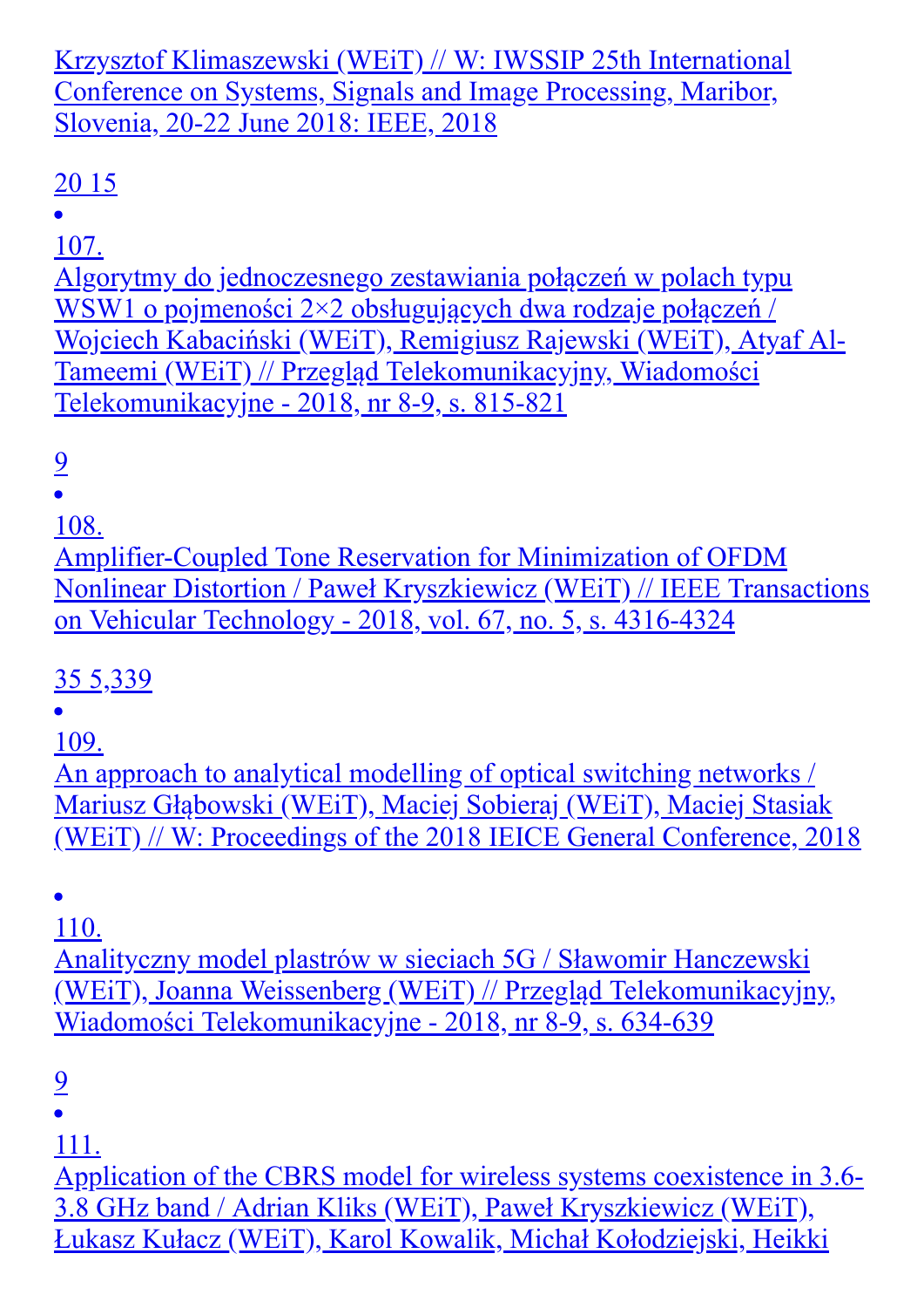Krzysztof Klimaszewski (WEiT) // W: IWSSIP 25th International Conference on Systems, Signals and Image Processing, Maribor, Slovenia, 20-22 June 2018: IEEE, 2018

20 15

- 107.
  Algorytmy do jednoczesnego zestawiania połączeń w polach typu WSW1 o pojmeności 2×2 obsługujących dwa rodzaje połączeń / Wojciech Kabaciński (WEiT), Remigiusz Rajewski (WEiT), Atyaf Al-Tameemi (WEiT) // Przegląd Telekomunikacyjny, Wiadomości Telekomunikacyjne - 2018, nr 8-9, s. 815-821

  9

- 108.
  Amplifier-Coupled Tone Reservation for Minimization of OFDM Nonlinear Distortion / Paweł Kryszkiewicz (WEiT) // IEEE Transactions on Vehicular Technology - 2018, vol. 67, no. 5, s. 4316-4324

  35 5,339

- 109.
  An approach to analytical modelling of optical switching networks / Mariusz Głąbowski (WEiT), Maciej Sobieraj (WEiT), Maciej Stasiak (WEiT) // W: Proceedings of the 2018 IEICE General Conference, 2018

- 110.
  Analityczny model plastrów w sieciach 5G / Sławomir Hanczewski (WEiT), Joanna Weissenberg (WEiT) // Przegląd Telekomunikacyjny, Wiadomości Telekomunikacyjne - 2018, nr 8-9, s. 634-639

  9

- 111.
  Application of the CBRS model for wireless systems coexistence in 3.6-3.8 GHz band / Adrian Kliks (WEiT), Paweł Kryszkiewicz (WEiT), Łukasz Kułacz (WEiT), Karol Kowalik, Michał Kołodziejski, Heikki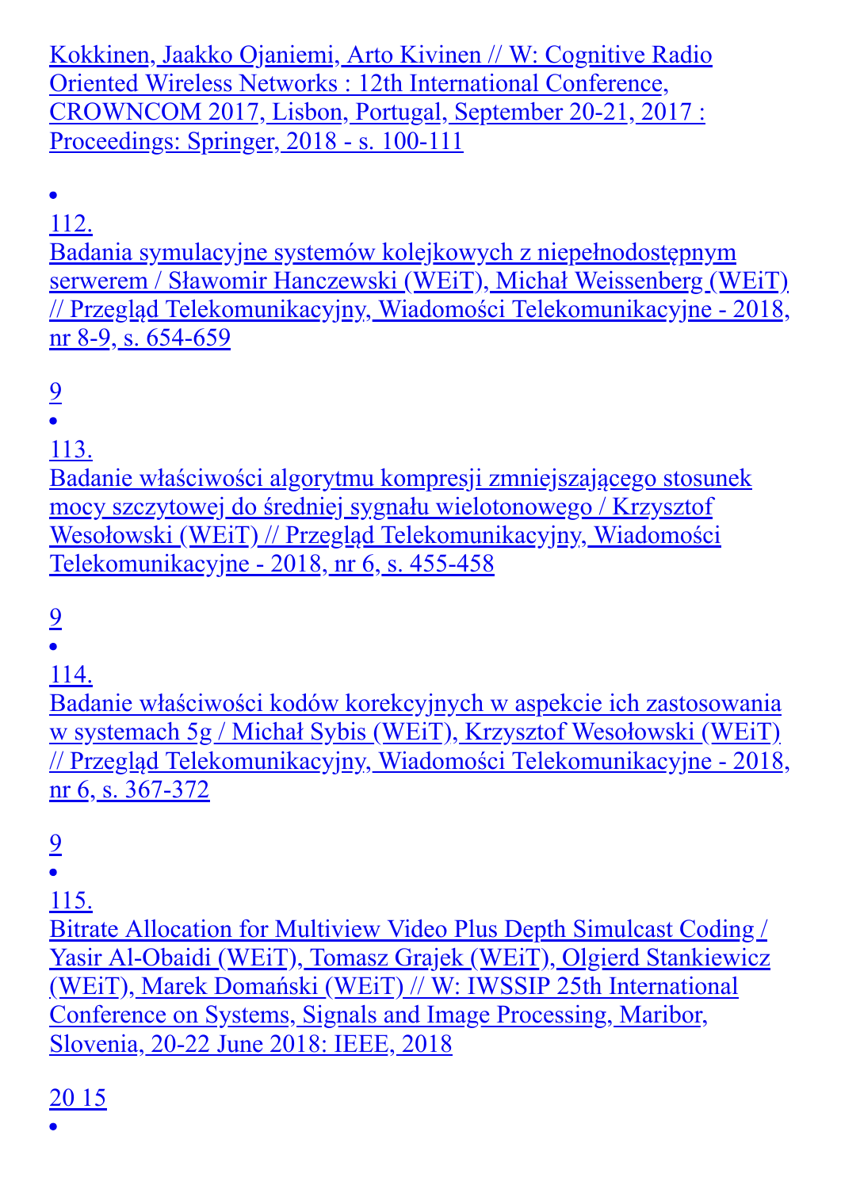Kokkinen, Jaakko Ojaniemi, Arto Kivinen // W: Cognitive Radio Oriented Wireless Networks : 12th International Conference, CROWNCOM 2017, Lisbon, Portugal, September 20-21, 2017 : Proceedings: Springer, 2018 - s. 100-111

- 112.
  Badania symulacyjne systemów kolejkowych z niepełnodostępnym serwerem / Sławomir Hanczewski (WEiT), Michał Weissenberg (WEiT) // Przegląd Telekomunikacyjny, Wiadomości Telekomunikacyjne - 2018, nr 8-9, s. 654-659

  9
- 113.
  Badanie właściwości algorytmu kompresji zmniejszającego stosunek mocy szczytowej do średniej sygnału wielotonowego / Krzysztof Wesołowski (WEiT) // Przegląd Telekomunikacyjny, Wiadomości Telekomunikacyjne - 2018, nr 6, s. 455-458

  9
- 114.
  Badanie właściwości kodów korekcyjnych w aspekcie ich zastosowania w systemach 5g / Michał Sybis (WEiT), Krzysztof Wesołowski (WEiT) // Przegląd Telekomunikacyjny, Wiadomości Telekomunikacyjne - 2018, nr 6, s. 367-372

  9
- 115.
  Bitrate Allocation for Multiview Video Plus Depth Simulcast Coding / Yasir Al-Obaidi (WEiT), Tomasz Grajek (WEiT), Olgierd Stankiewicz (WEiT), Marek Domański (WEiT) // W: IWSSIP 25th International Conference on Systems, Signals and Image Processing, Maribor, Slovenia, 20-22 June 2018: IEEE, 2018

  20 15
-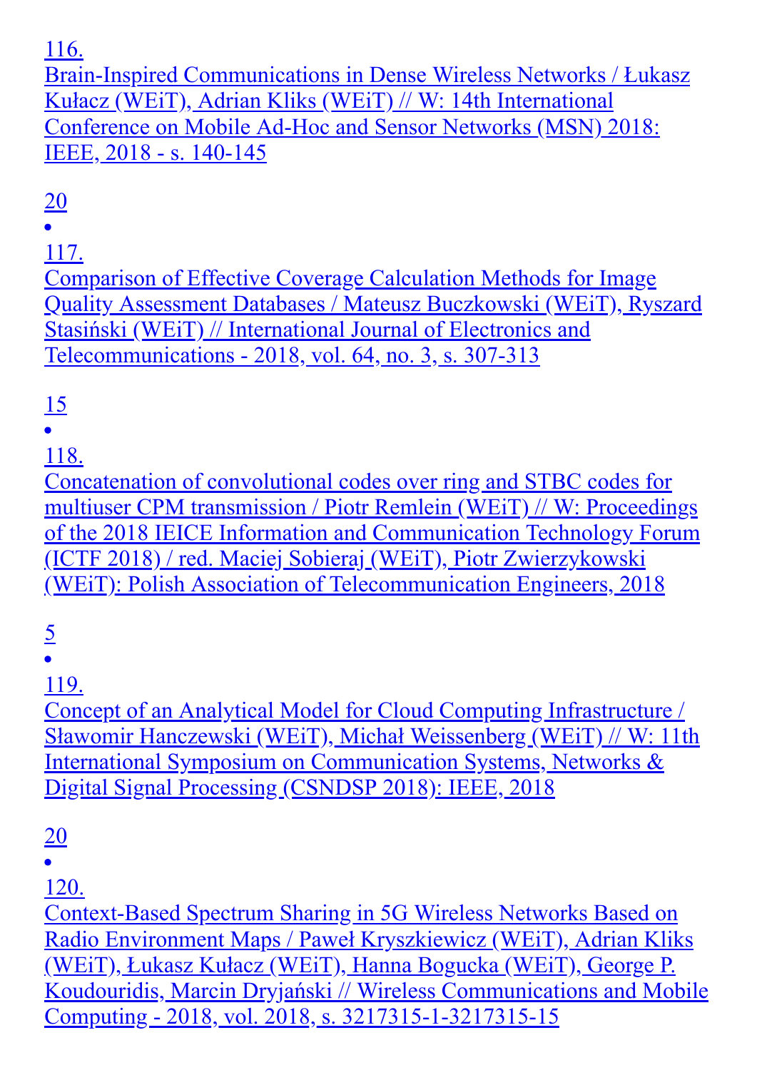116.
Brain-Inspired Communications in Dense Wireless Networks / Łukasz Kułacz (WEiT), Adrian Kliks (WEiT) // W: 14th International Conference on Mobile Ad-Hoc and Sensor Networks (MSN) 2018: IEEE, 2018 - s. 140-145

20

- 117.
Comparison of Effective Coverage Calculation Methods for Image Quality Assessment Databases / Mateusz Buczkowski (WEiT), Ryszard Stasiński (WEiT) // International Journal of Electronics and Telecommunications - 2018, vol. 64, no. 3, s. 307-313

15

- 118.
Concatenation of convolutional codes over ring and STBC codes for multiuser CPM transmission / Piotr Remlein (WEiT) // W: Proceedings of the 2018 IEICE Information and Communication Technology Forum (ICTF 2018) / red. Maciej Sobieraj (WEiT), Piotr Zwierzykowski (WEiT): Polish Association of Telecommunication Engineers, 2018

5

- 119.
Concept of an Analytical Model for Cloud Computing Infrastructure / Sławomir Hanczewski (WEiT), Michał Weissenberg (WEiT) // W: 11th International Symposium on Communication Systems, Networks & Digital Signal Processing (CSNDSP 2018): IEEE, 2018

20

- 120.
Context-Based Spectrum Sharing in 5G Wireless Networks Based on Radio Environment Maps / Paweł Kryszkiewicz (WEiT), Adrian Kliks (WEiT), Łukasz Kułacz (WEiT), Hanna Bogucka (WEiT), George P. Koudouridis, Marcin Dryjański // Wireless Communications and Mobile Computing - 2018, vol. 2018, s. 3217315-1-3217315-15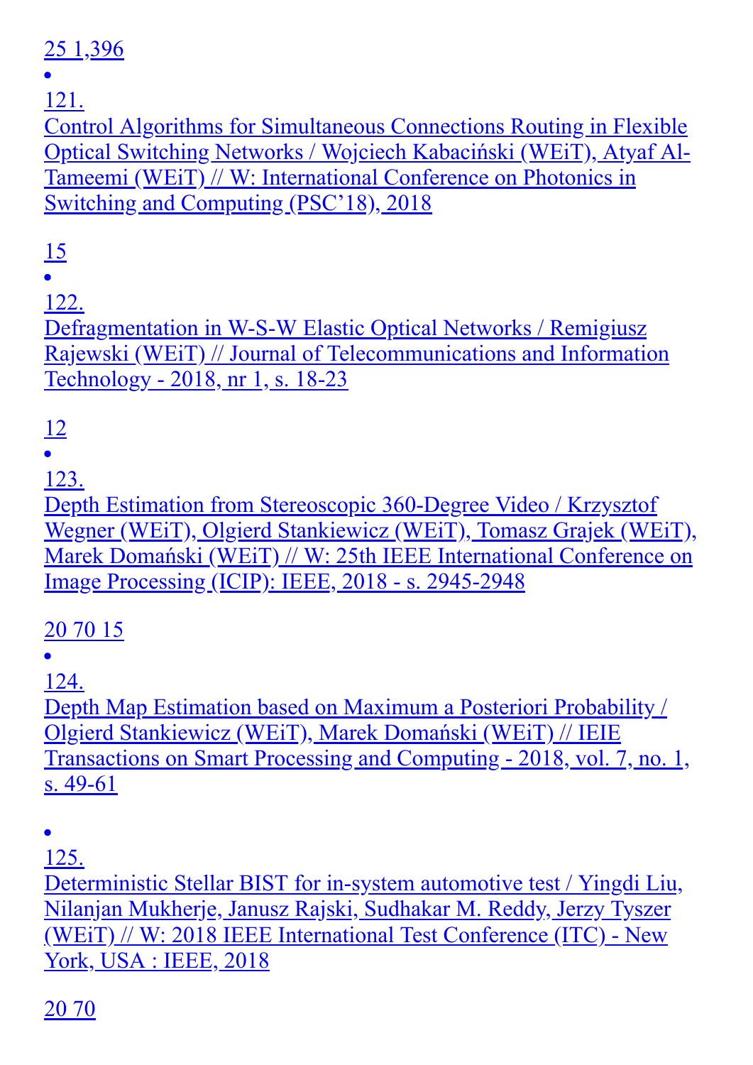25 1,396

- 121.
  Control Algorithms for Simultaneous Connections Routing in Flexible Optical Switching Networks / Wojciech Kabaciński (WEiT), Atyaf Al-Tameemi (WEiT) // W: International Conference on Photonics in Switching and Computing (PSC'18), 2018

15

- 122.
  Defragmentation in W-S-W Elastic Optical Networks / Remigiusz Rajewski (WEiT) // Journal of Telecommunications and Information Technology - 2018, nr 1, s. 18-23

12

- 123.
  Depth Estimation from Stereoscopic 360-Degree Video / Krzysztof Wegner (WEiT), Olgierd Stankiewicz (WEiT), Tomasz Grajek (WEiT), Marek Domański (WEiT) // W: 25th IEEE International Conference on Image Processing (ICIP): IEEE, 2018 - s. 2945-2948

20 70 15

- 124.
  Depth Map Estimation based on Maximum a Posteriori Probability / Olgierd Stankiewicz (WEiT), Marek Domański (WEiT) // IEIE Transactions on Smart Processing and Computing - 2018, vol. 7, no. 1, s. 49-61

- 125.
  Deterministic Stellar BIST for in-system automotive test / Yingdi Liu, Nilanjan Mukherje, Janusz Rajski, Sudhakar M. Reddy, Jerzy Tyszer (WEiT) // W: 2018 IEEE International Test Conference (ITC) - New York, USA : IEEE, 2018

20 70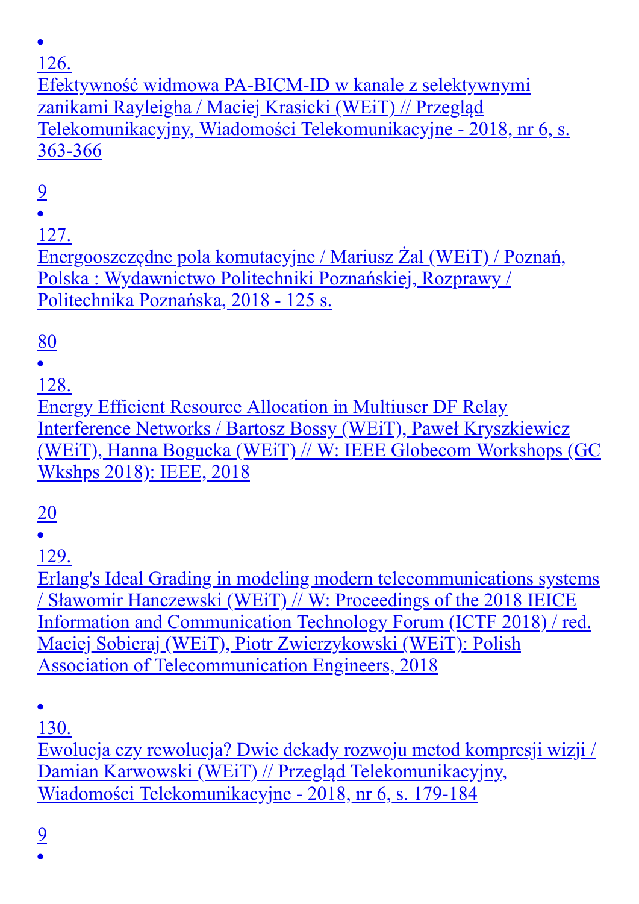- 126.
  Efektywność widmowa PA-BICM-ID w kanale z selektywnymi zanikami Rayleigha / Maciej Krasicki (WEiT) // Przegląd Telekomunikacyjny, Wiadomości Telekomunikacyjne - 2018, nr 6, s. 363-366

  9
- 127.
  Energooszczędne pola komutacyjne / Mariusz Żal (WEiT) / Poznań, Polska : Wydawnictwo Politechniki Poznańskiej, Rozprawy / Politechnika Poznańska, 2018 - 125 s.

  80
- 128.
  Energy Efficient Resource Allocation in Multiuser DF Relay Interference Networks / Bartosz Bossy (WEiT), Paweł Kryszkiewicz (WEiT), Hanna Bogucka (WEiT) // W: IEEE Globecom Workshops (GC Wkshps 2018): IEEE, 2018

  20
- 129.
  Erlang's Ideal Grading in modeling modern telecommunications systems / Sławomir Hanczewski (WEiT) // W: Proceedings of the 2018 IEICE Information and Communication Technology Forum (ICTF 2018) / red. Maciej Sobieraj (WEiT), Piotr Zwierzykowski (WEiT): Polish Association of Telecommunication Engineers, 2018
- 130.
  Ewolucja czy rewolucja? Dwie dekady rozwoju metod kompresji wizji / Damian Karwowski (WEiT) // Przegląd Telekomunikacyjny, Wiadomości Telekomunikacyjne - 2018, nr 6, s. 179-184

  9
-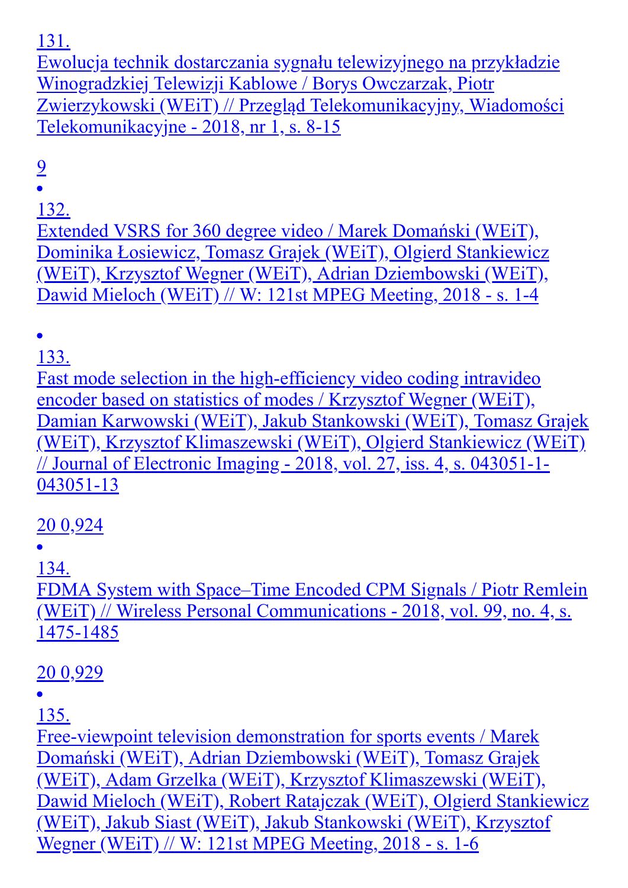131.
Ewolucja technik dostarczania sygnału telewizyjnego na przykładzie Winogradzkiej Telewizji Kablowe / Borys Owczarzak, Piotr Zwierzykowski (WEiT) // Przegląd Telekomunikacyjny, Wiadomości Telekomunikacyjne - 2018, nr 1, s. 8-15

9

- 132.
Extended VSRS for 360 degree video / Marek Domański (WEiT), Dominika Łosiewicz, Tomasz Grajek (WEiT), Olgierd Stankiewicz (WEiT), Krzysztof Wegner (WEiT), Adrian Dziembowski (WEiT), Dawid Mieloch (WEiT) // W: 121st MPEG Meeting, 2018 - s. 1-4

- 133.
Fast mode selection in the high-efficiency video coding intravideo encoder based on statistics of modes / Krzysztof Wegner (WEiT), Damian Karwowski (WEiT), Jakub Stankowski (WEiT), Tomasz Grajek (WEiT), Krzysztof Klimaszewski (WEiT), Olgierd Stankiewicz (WEiT) // Journal of Electronic Imaging - 2018, vol. 27, iss. 4, s. 043051-1-043051-13

20 0,924

- 134.
FDMA System with Space–Time Encoded CPM Signals / Piotr Remlein (WEiT) // Wireless Personal Communications - 2018, vol. 99, no. 4, s. 1475-1485

20 0,929

- 135.
Free-viewpoint television demonstration for sports events / Marek Domański (WEiT), Adrian Dziembowski (WEiT), Tomasz Grajek (WEiT), Adam Grzelka (WEiT), Krzysztof Klimaszewski (WEiT), Dawid Mieloch (WEiT), Robert Ratajczak (WEiT), Olgierd Stankiewicz (WEiT), Jakub Siast (WEiT), Jakub Stankowski (WEiT), Krzysztof Wegner (WEiT) // W: 121st MPEG Meeting, 2018 - s. 1-6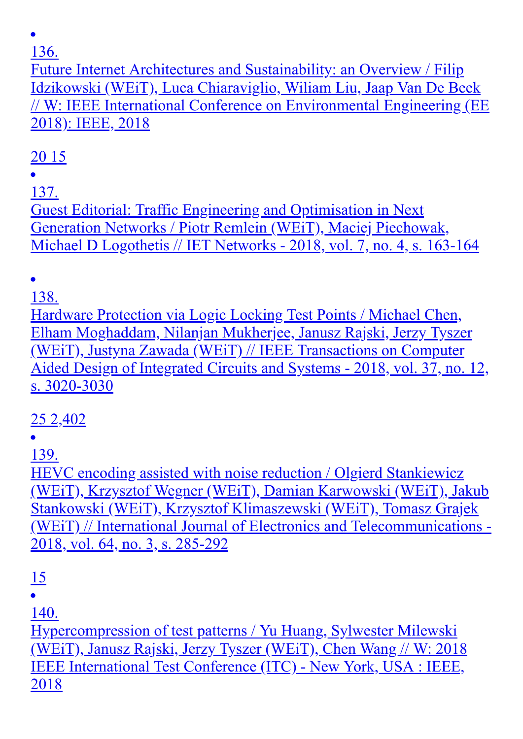- 136.
  Future Internet Architectures and Sustainability: an Overview / Filip Idzikowski (WEiT), Luca Chiaraviglio, Wiliam Liu, Jaap Van De Beek // W: IEEE International Conference on Environmental Engineering (EE 2018): IEEE, 2018

  20 15

- 137.
  Guest Editorial: Traffic Engineering and Optimisation in Next Generation Networks / Piotr Remlein (WEiT), Maciej Piechowak, Michael D Logothetis // IET Networks - 2018, vol. 7, no. 4, s. 163-164

- 138.
  Hardware Protection via Logic Locking Test Points / Michael Chen, Elham Moghaddam, Nilanjan Mukherjee, Janusz Rajski, Jerzy Tyszer (WEiT), Justyna Zawada (WEiT) // IEEE Transactions on Computer Aided Design of Integrated Circuits and Systems - 2018, vol. 37, no. 12, s. 3020-3030

  25 2,402

- 139.
  HEVC encoding assisted with noise reduction / Olgierd Stankiewicz (WEiT), Krzysztof Wegner (WEiT), Damian Karwowski (WEiT), Jakub Stankowski (WEiT), Krzysztof Klimaszewski (WEiT), Tomasz Grajek (WEiT) // International Journal of Electronics and Telecommunications - 2018, vol. 64, no. 3, s. 285-292

  15

- 140.
  Hypercompression of test patterns / Yu Huang, Sylwester Milewski (WEiT), Janusz Rajski, Jerzy Tyszer (WEiT), Chen Wang // W: 2018 IEEE International Test Conference (ITC) - New York, USA : IEEE, 2018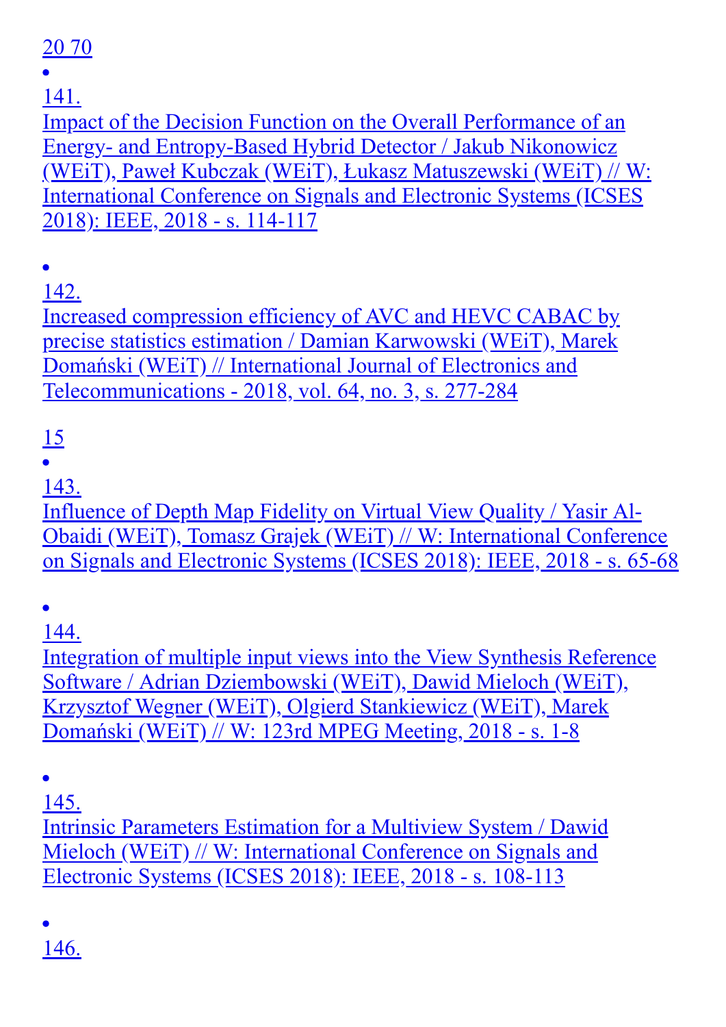20 70

- 141.
  Impact of the Decision Function on the Overall Performance of an Energy- and Entropy-Based Hybrid Detector / Jakub Nikonowicz (WEiT), Paweł Kubczak (WEiT), Łukasz Matuszewski (WEiT) // W: International Conference on Signals and Electronic Systems (ICSES 2018): IEEE, 2018 - s. 114-117

- 142.
  Increased compression efficiency of AVC and HEVC CABAC by precise statistics estimation / Damian Karwowski (WEiT), Marek Domański (WEiT) // International Journal of Electronics and Telecommunications - 2018, vol. 64, no. 3, s. 277-284

  15

- 143.
  Influence of Depth Map Fidelity on Virtual View Quality / Yasir Al-Obaidi (WEiT), Tomasz Grajek (WEiT) // W: International Conference on Signals and Electronic Systems (ICSES 2018): IEEE, 2018 - s. 65-68

- 144.
  Integration of multiple input views into the View Synthesis Reference Software / Adrian Dziembowski (WEiT), Dawid Mieloch (WEiT), Krzysztof Wegner (WEiT), Olgierd Stankiewicz (WEiT), Marek Domański (WEiT) // W: 123rd MPEG Meeting, 2018 - s. 1-8

- 145.
  Intrinsic Parameters Estimation for a Multiview System / Dawid Mieloch (WEiT) // W: International Conference on Signals and Electronic Systems (ICSES 2018): IEEE, 2018 - s. 108-113

- 146.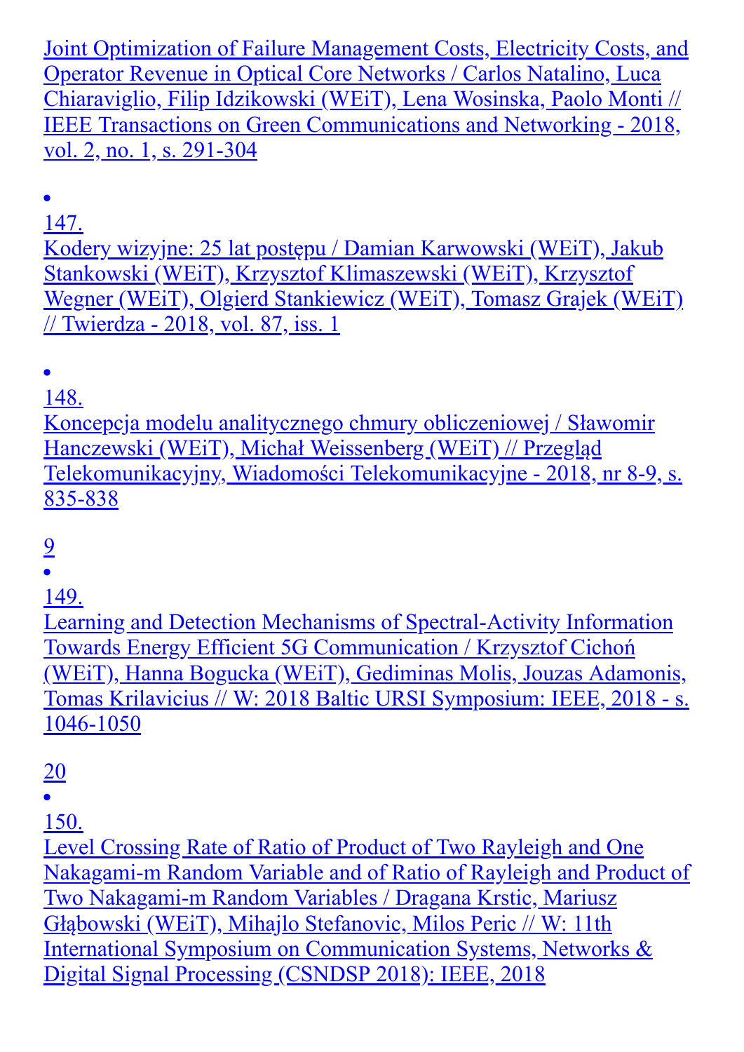Joint Optimization of Failure Management Costs, Electricity Costs, and Operator Revenue in Optical Core Networks / Carlos Natalino, Luca Chiaraviglio, Filip Idzikowski (WEiT), Lena Wosinska, Paolo Monti // IEEE Transactions on Green Communications and Networking - 2018, vol. 2, no. 1, s. 291-304

- 147.
Kodery wizyjne: 25 lat postępu / Damian Karwowski (WEiT), Jakub Stankowski (WEiT), Krzysztof Klimaszewski (WEiT), Krzysztof Wegner (WEiT), Olgierd Stankiewicz (WEiT), Tomasz Grajek (WEiT) // Twierdza - 2018, vol. 87, iss. 1

- 148.
Koncepcja modelu analitycznego chmury obliczeniowej / Sławomir Hanczewski (WEiT), Michał Weissenberg (WEiT) // Przegląd Telekomunikacyjny, Wiadomości Telekomunikacyjne - 2018, nr 8-9, s. 835-838

9

- 149.
Learning and Detection Mechanisms of Spectral-Activity Information Towards Energy Efficient 5G Communication / Krzysztof Cichoń (WEiT), Hanna Bogucka (WEiT), Gediminas Molis, Jouzas Adamonis, Tomas Krilavicius // W: 2018 Baltic URSI Symposium: IEEE, 2018 - s. 1046-1050

20

- 150.
Level Crossing Rate of Ratio of Product of Two Rayleigh and One Nakagami-m Random Variable and of Ratio of Rayleigh and Product of Two Nakagami-m Random Variables / Dragana Krstic, Mariusz Głąbowski (WEiT), Mihajlo Stefanovic, Milos Peric // W: 11th International Symposium on Communication Systems, Networks & Digital Signal Processing (CSNDSP 2018): IEEE, 2018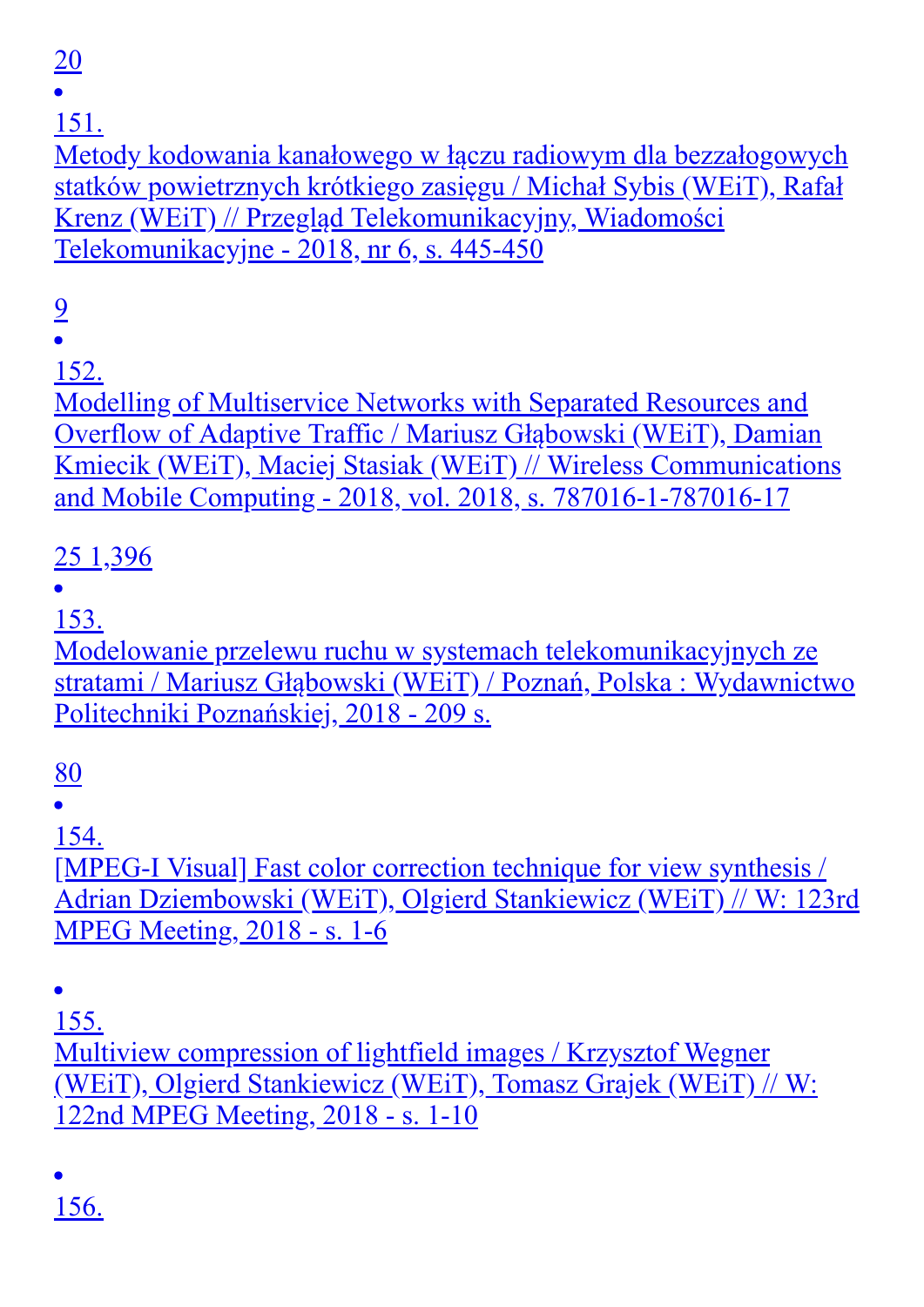20

- 151.
Metody kodowania kanałowego w łączu radiowym dla bezzałogowych statków powietrznych krótkiego zasięgu / Michał Sybis (WEiT), Rafał Krenz (WEiT) // Przegląd Telekomunikacyjny, Wiadomości Telekomunikacyjne - 2018, nr 6, s. 445-450

9

- 152.
Modelling of Multiservice Networks with Separated Resources and Overflow of Adaptive Traffic / Mariusz Głąbowski (WEiT), Damian Kmiecik (WEiT), Maciej Stasiak (WEiT) // Wireless Communications and Mobile Computing - 2018, vol. 2018, s. 787016-1-787016-17

25 1,396

- 153.
Modelowanie przelewu ruchu w systemach telekomunikacyjnych ze stratami / Mariusz Głąbowski (WEiT) / Poznań, Polska : Wydawnictwo Politechniki Poznańskiej, 2018 - 209 s.

80

- 154.
[MPEG-I Visual] Fast color correction technique for view synthesis / Adrian Dziembowski (WEiT), Olgierd Stankiewicz (WEiT) // W: 123rd MPEG Meeting, 2018 - s. 1-6

- 155.
Multiview compression of lightfield images / Krzysztof Wegner (WEiT), Olgierd Stankiewicz (WEiT), Tomasz Grajek (WEiT) // W: 122nd MPEG Meeting, 2018 - s. 1-10

- 156.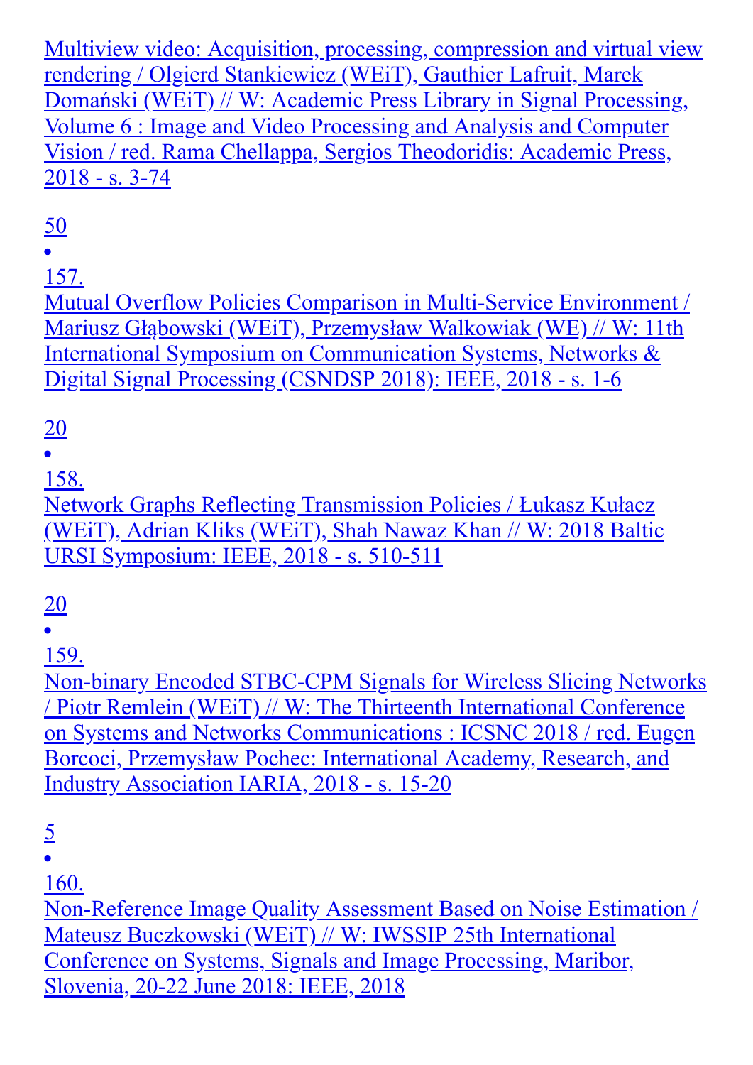Multiview video: Acquisition, processing, compression and virtual view rendering / Olgierd Stankiewicz (WEiT), Gauthier Lafruit, Marek Domański (WEiT) // W: Academic Press Library in Signal Processing, Volume 6 : Image and Video Processing and Analysis and Computer Vision / red. Rama Chellappa, Sergios Theodoridis: Academic Press, 2018 - s. 3-74

50

- 157.
Mutual Overflow Policies Comparison in Multi-Service Environment / Mariusz Głąbowski (WEiT), Przemysław Walkowiak (WE) // W: 11th International Symposium on Communication Systems, Networks & Digital Signal Processing (CSNDSP 2018): IEEE, 2018 - s. 1-6

20

- 158.
Network Graphs Reflecting Transmission Policies / Łukasz Kułacz (WEiT), Adrian Kliks (WEiT), Shah Nawaz Khan // W: 2018 Baltic URSI Symposium: IEEE, 2018 - s. 510-511

20

- 159.
Non-binary Encoded STBC-CPM Signals for Wireless Slicing Networks / Piotr Remlein (WEiT) // W: The Thirteenth International Conference on Systems and Networks Communications : ICSNC 2018 / red. Eugen Borcoci, Przemysław Pochec: International Academy, Research, and Industry Association IARIA, 2018 - s. 15-20

5

- 160.
Non-Reference Image Quality Assessment Based on Noise Estimation / Mateusz Buczkowski (WEiT) // W: IWSSIP 25th International Conference on Systems, Signals and Image Processing, Maribor, Slovenia, 20-22 June 2018: IEEE, 2018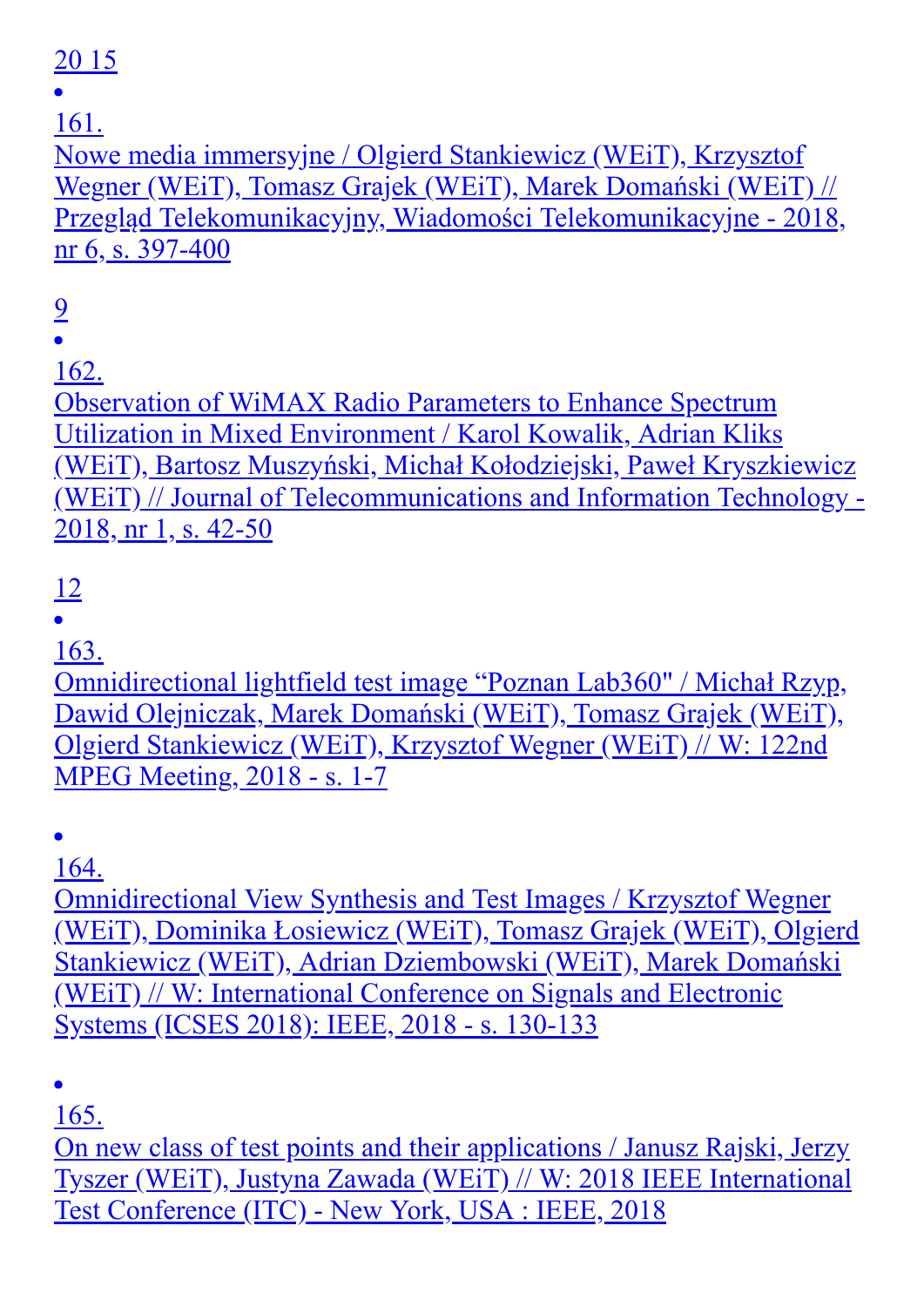20 15

- 161.
Nowe media immersyjne / Olgierd Stankiewicz (WEiT), Krzysztof Wegner (WEiT), Tomasz Grajek (WEiT), Marek Domański (WEiT) // Przegląd Telekomunikacyjny, Wiadomości Telekomunikacyjne - 2018, nr 6, s. 397-400

9

- 162.
Observation of WiMAX Radio Parameters to Enhance Spectrum Utilization in Mixed Environment / Karol Kowalik, Adrian Kliks (WEiT), Bartosz Muszyński, Michał Kołodziejski, Paweł Kryszkiewicz (WEiT) // Journal of Telecommunications and Information Technology - 2018, nr 1, s. 42-50

12

- 163.
Omnidirectional lightfield test image “Poznan Lab360" / Michał Rzyp, Dawid Olejniczak, Marek Domański (WEiT), Tomasz Grajek (WEiT), Olgierd Stankiewicz (WEiT), Krzysztof Wegner (WEiT) // W: 122nd MPEG Meeting, 2018 - s. 1-7

- 164.
Omnidirectional View Synthesis and Test Images / Krzysztof Wegner (WEiT), Dominika Łosiewicz (WEiT), Tomasz Grajek (WEiT), Olgierd Stankiewicz (WEiT), Adrian Dziembowski (WEiT), Marek Domański (WEiT) // W: International Conference on Signals and Electronic Systems (ICSES 2018): IEEE, 2018 - s. 130-133

- 165.
On new class of test points and their applications / Janusz Rajski, Jerzy Tyszer (WEiT), Justyna Zawada (WEiT) // W: 2018 IEEE International Test Conference (ITC) - New York, USA : IEEE, 2018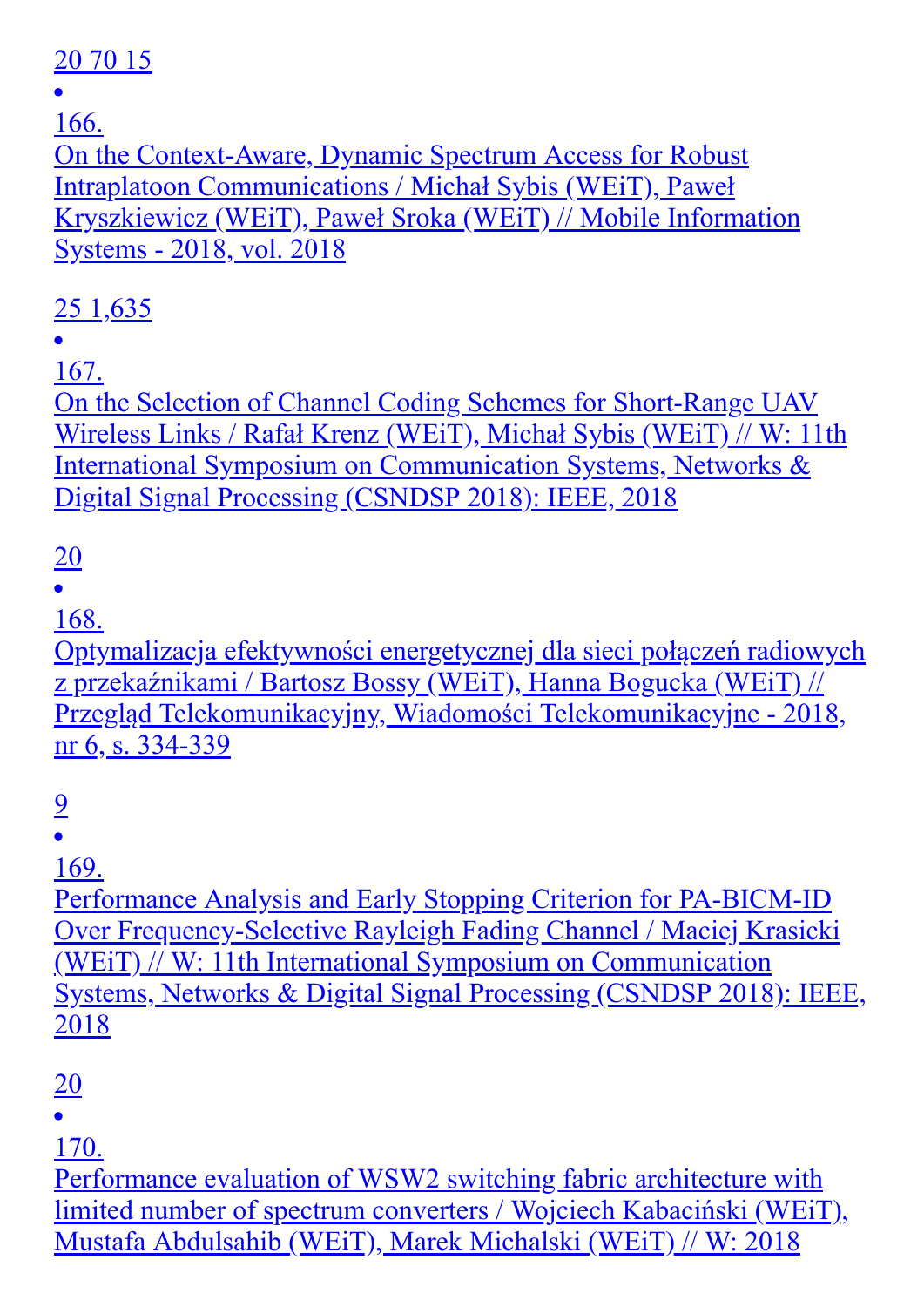20 70 15

- 166.
  On the Context-Aware, Dynamic Spectrum Access for Robust Intraplatoon Communications / Michał Sybis (WEiT), Paweł Kryszkiewicz (WEiT), Paweł Sroka (WEiT) // Mobile Information Systems - 2018, vol. 2018

25 1,635

- 167.
  On the Selection of Channel Coding Schemes for Short-Range UAV Wireless Links / Rafał Krenz (WEiT), Michał Sybis (WEiT) // W: 11th International Symposium on Communication Systems, Networks & Digital Signal Processing (CSNDSP 2018): IEEE, 2018

20

- 168.
  Optymalizacja efektywności energetycznej dla sieci połączeń radiowych z przekaźnikami / Bartosz Bossy (WEiT), Hanna Bogucka (WEiT) // Przegląd Telekomunikacyjny, Wiadomości Telekomunikacyjne - 2018, nr 6, s. 334-339

9

- 169.
  Performance Analysis and Early Stopping Criterion for PA-BICM-ID Over Frequency-Selective Rayleigh Fading Channel / Maciej Krasicki (WEiT) // W: 11th International Symposium on Communication Systems, Networks & Digital Signal Processing (CSNDSP 2018): IEEE, 2018

20

- 170.
  Performance evaluation of WSW2 switching fabric architecture with limited number of spectrum converters / Wojciech Kabaciński (WEiT), Mustafa Abdulsahib (WEiT), Marek Michalski (WEiT) // W: 2018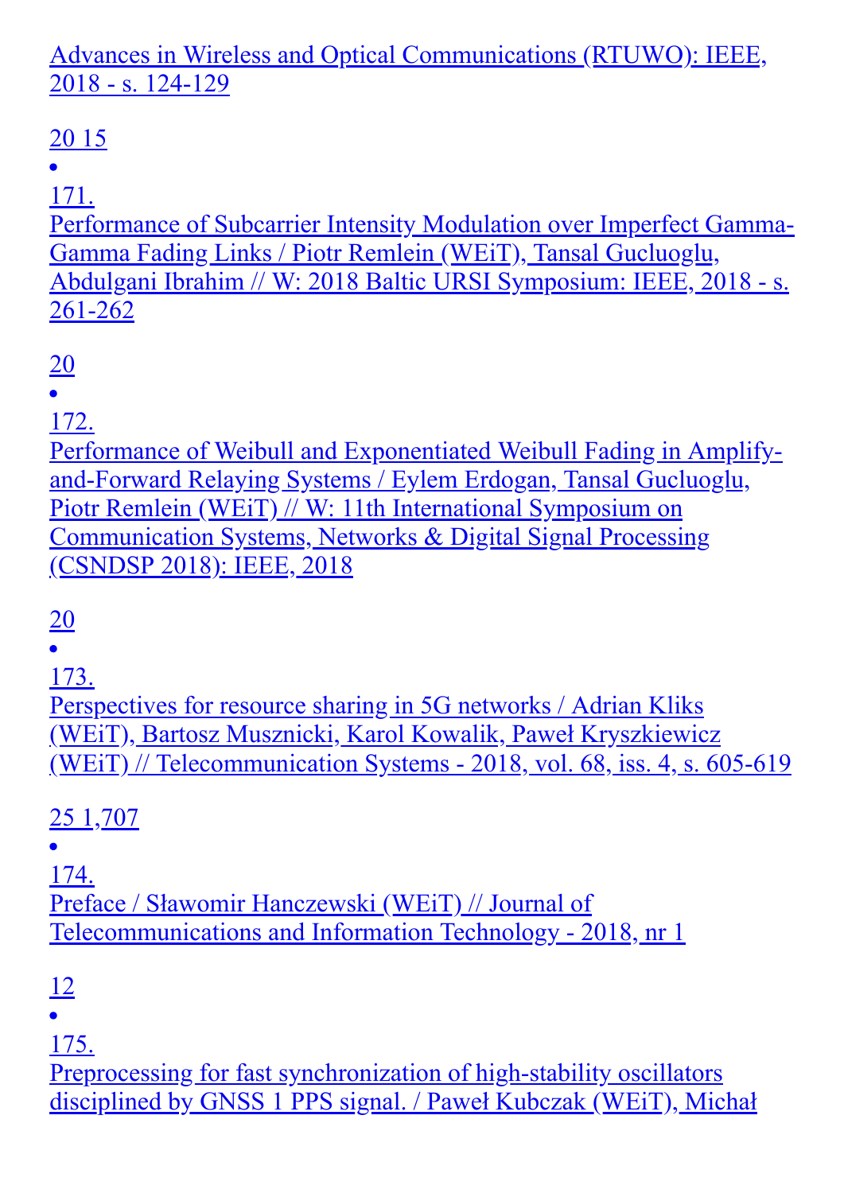Advances in Wireless and Optical Communications (RTUWO): IEEE, 2018 - s. 124-129

20 15

- 171.
  Performance of Subcarrier Intensity Modulation over Imperfect Gamma-Gamma Fading Links / Piotr Remlein (WEiT), Tansal Gucluoglu, Abdulgani Ibrahim // W: 2018 Baltic URSI Symposium: IEEE, 2018 - s. 261-262

  20

- 172.
  Performance of Weibull and Exponentiated Weibull Fading in Amplify-and-Forward Relaying Systems / Eylem Erdogan, Tansal Gucluoglu, Piotr Remlein (WEiT) // W: 11th International Symposium on Communication Systems, Networks & Digital Signal Processing (CSNDSP 2018): IEEE, 2018

  20

- 173.
  Perspectives for resource sharing in 5G networks / Adrian Kliks (WEiT), Bartosz Musznicki, Karol Kowalik, Paweł Kryszkiewicz (WEiT) // Telecommunication Systems - 2018, vol. 68, iss. 4, s. 605-619

  25 1,707

- 174.
  Preface / Sławomir Hanczewski (WEiT) // Journal of Telecommunications and Information Technology - 2018, nr 1

  12

- 175.
  Preprocessing for fast synchronization of high-stability oscillators disciplined by GNSS 1 PPS signal. / Paweł Kubczak (WEiT), Michał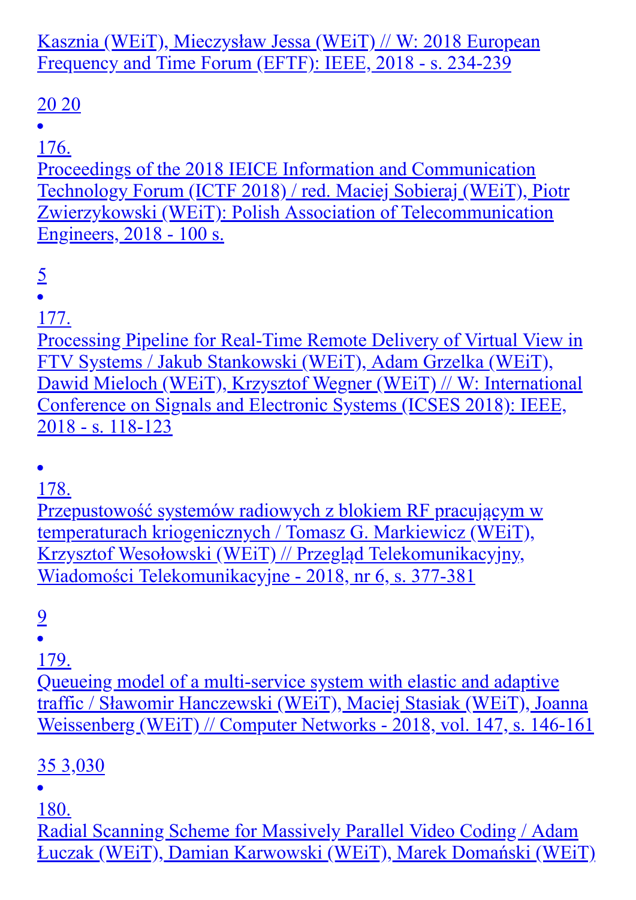Kasznia (WEiT), Mieczysław Jessa (WEiT) // W: 2018 European Frequency and Time Forum (EFTF): IEEE, 2018 - s. 234-239

20 20

- 176.
Proceedings of the 2018 IEICE Information and Communication Technology Forum (ICTF 2018) / red. Maciej Sobieraj (WEiT), Piotr Zwierzykowski (WEiT): Polish Association of Telecommunication Engineers, 2018 - 100 s.

5

- 177.
Processing Pipeline for Real-Time Remote Delivery of Virtual View in FTV Systems / Jakub Stankowski (WEiT), Adam Grzelka (WEiT), Dawid Mieloch (WEiT), Krzysztof Wegner (WEiT) // W: International Conference on Signals and Electronic Systems (ICSES 2018): IEEE, 2018 - s. 118-123

- 178.
Przepustowość systemów radiowych z blokiem RF pracującym w temperaturach kriogenicznych / Tomasz G. Markiewicz (WEiT), Krzysztof Wesołowski (WEiT) // Przegląd Telekomunikacyjny, Wiadomości Telekomunikacyjne - 2018, nr 6, s. 377-381

9

- 179.
Queueing model of a multi-service system with elastic and adaptive traffic / Sławomir Hanczewski (WEiT), Maciej Stasiak (WEiT), Joanna Weissenberg (WEiT) // Computer Networks - 2018, vol. 147, s. 146-161

35 3,030

- 180.
Radial Scanning Scheme for Massively Parallel Video Coding / Adam Łuczak (WEiT), Damian Karwowski (WEiT), Marek Domański (WEiT)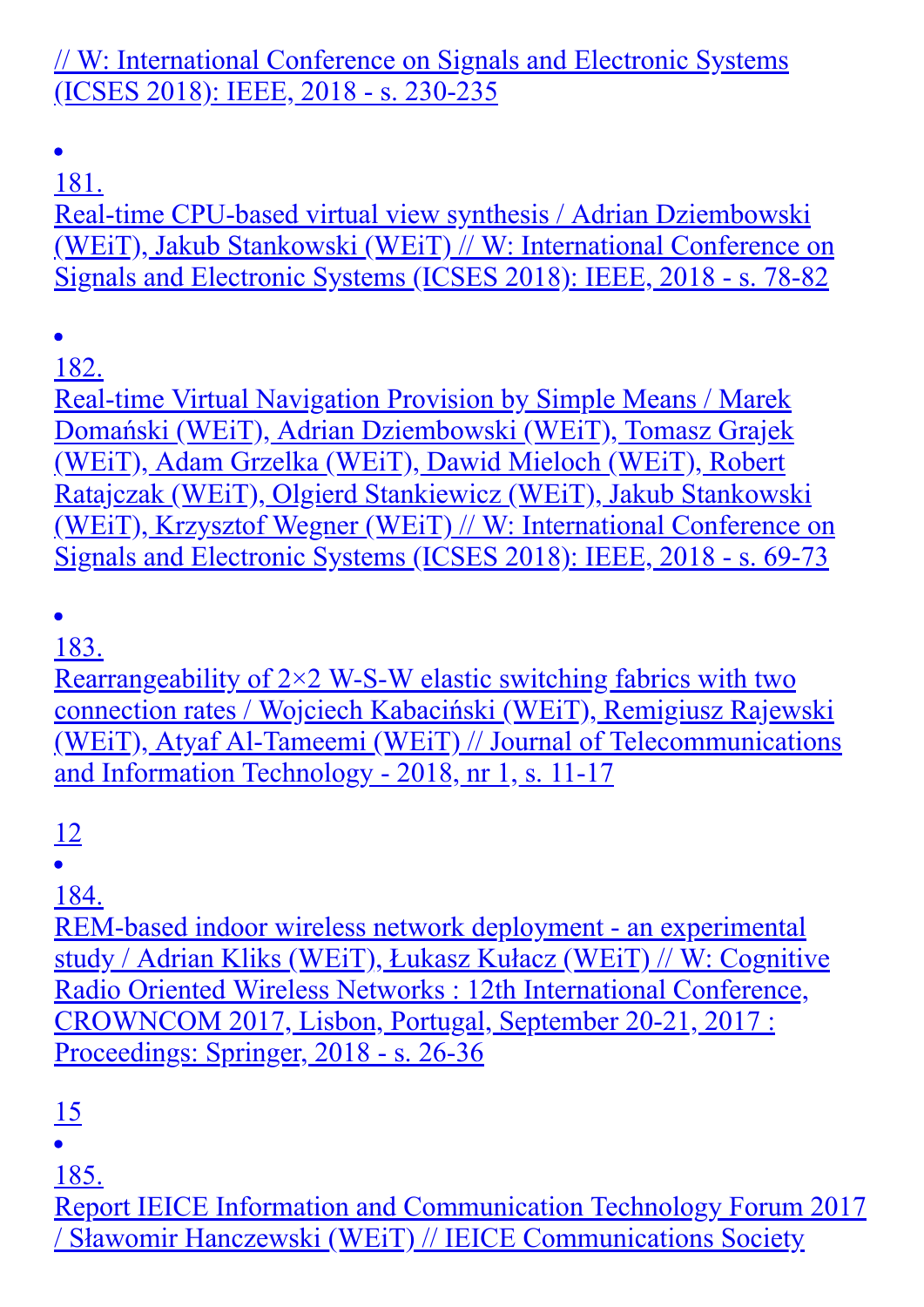// W: International Conference on Signals and Electronic Systems (ICSES 2018): IEEE, 2018 - s. 230-235

- 181.
Real-time CPU-based virtual view synthesis / Adrian Dziembowski (WEiT), Jakub Stankowski (WEiT) // W: International Conference on Signals and Electronic Systems (ICSES 2018): IEEE, 2018 - s. 78-82

- 182.
Real-time Virtual Navigation Provision by Simple Means / Marek Domański (WEiT), Adrian Dziembowski (WEiT), Tomasz Grajek (WEiT), Adam Grzelka (WEiT), Dawid Mieloch (WEiT), Robert Ratajczak (WEiT), Olgierd Stankiewicz (WEiT), Jakub Stankowski (WEiT), Krzysztof Wegner (WEiT) // W: International Conference on Signals and Electronic Systems (ICSES 2018): IEEE, 2018 - s. 69-73

- 183.
Rearrangeability of 2×2 W-S-W elastic switching fabrics with two connection rates / Wojciech Kabaciński (WEiT), Remigiusz Rajewski (WEiT), Atyaf Al-Tameemi (WEiT) // Journal of Telecommunications and Information Technology - 2018, nr 1, s. 11-17

12
- 184.
REM-based indoor wireless network deployment - an experimental study / Adrian Kliks (WEiT), Łukasz Kułacz (WEiT) // W: Cognitive Radio Oriented Wireless Networks : 12th International Conference, CROWNCOM 2017, Lisbon, Portugal, September 20-21, 2017 : Proceedings: Springer, 2018 - s. 26-36

15
- 185.
Report IEICE Information and Communication Technology Forum 2017 / Sławomir Hanczewski (WEiT) // IEICE Communications Society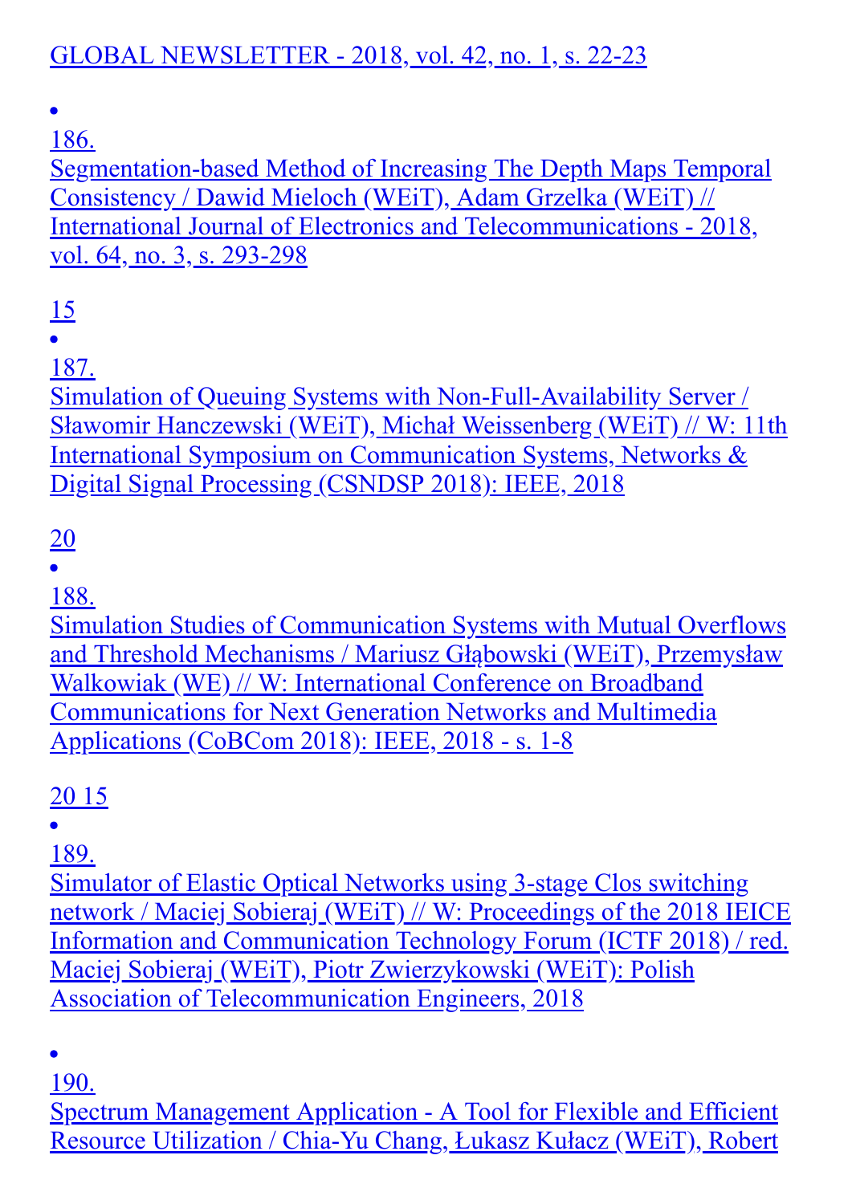GLOBAL NEWSLETTER - 2018, vol. 42, no. 1, s. 22-23

- 186.
  Segmentation-based Method of Increasing The Depth Maps Temporal Consistency / Dawid Mieloch (WEiT), Adam Grzelka (WEiT) // International Journal of Electronics and Telecommunications - 2018, vol. 64, no. 3, s. 293-298

  15

- 187.
  Simulation of Queuing Systems with Non-Full-Availability Server / Sławomir Hanczewski (WEiT), Michał Weissenberg (WEiT) // W: 11th International Symposium on Communication Systems, Networks & Digital Signal Processing (CSNDSP 2018): IEEE, 2018

  20

- 188.
  Simulation Studies of Communication Systems with Mutual Overflows and Threshold Mechanisms / Mariusz Głąbowski (WEiT), Przemysław Walkowiak (WE) // W: International Conference on Broadband Communications for Next Generation Networks and Multimedia Applications (CoBCom 2018): IEEE, 2018 - s. 1-8

  20 15

- 189.
  Simulator of Elastic Optical Networks using 3-stage Clos switching network / Maciej Sobieraj (WEiT) // W: Proceedings of the 2018 IEICE Information and Communication Technology Forum (ICTF 2018) / red. Maciej Sobieraj (WEiT), Piotr Zwierzykowski (WEiT): Polish Association of Telecommunication Engineers, 2018

- 190.
  Spectrum Management Application - A Tool for Flexible and Efficient Resource Utilization / Chia-Yu Chang, Łukasz Kułacz (WEiT), Robert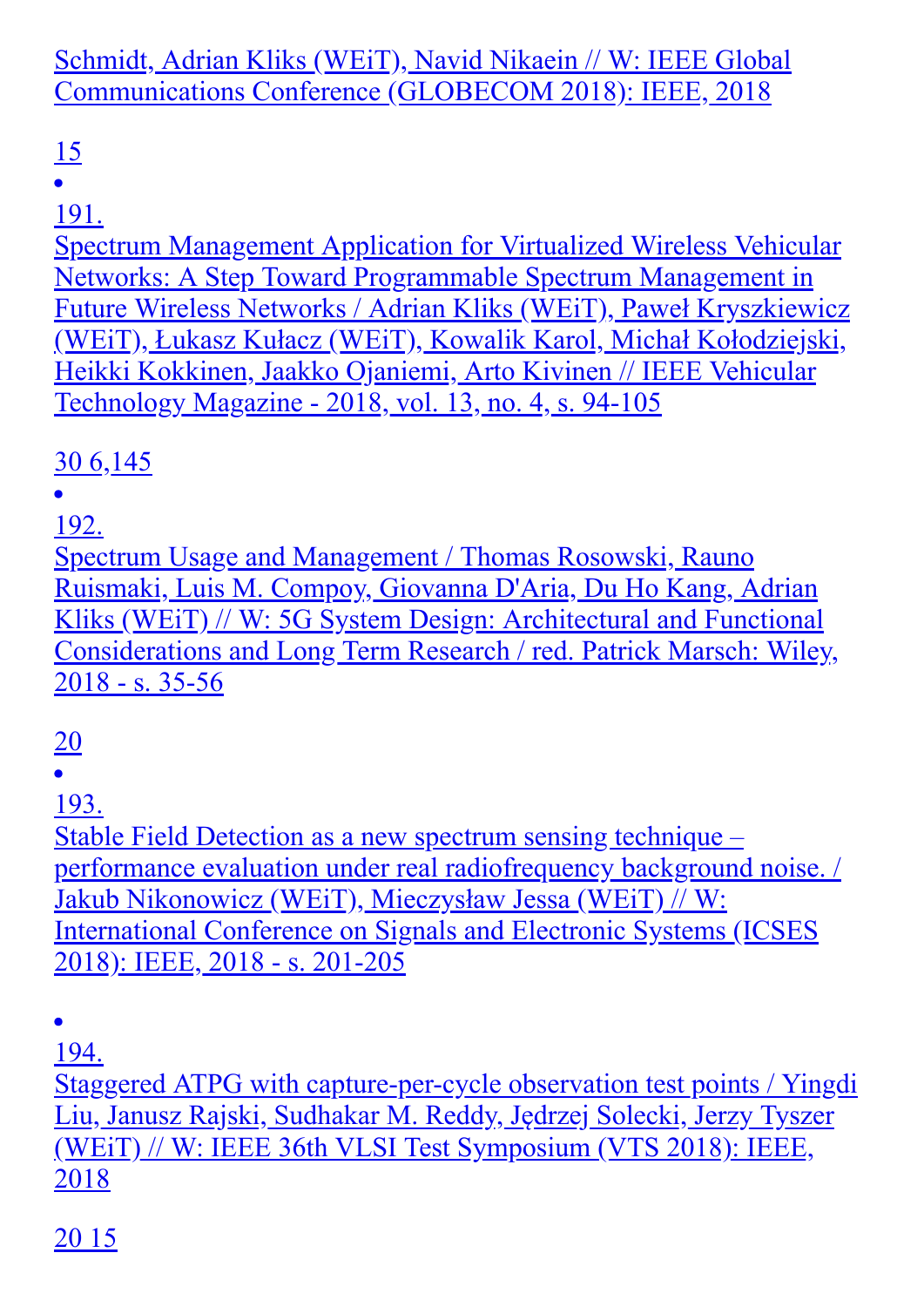Schmidt, Adrian Kliks (WEiT), Navid Nikaein // W: IEEE Global Communications Conference (GLOBECOM 2018): IEEE, 2018

15

- 191.
Spectrum Management Application for Virtualized Wireless Vehicular Networks: A Step Toward Programmable Spectrum Management in Future Wireless Networks / Adrian Kliks (WEiT), Paweł Kryszkiewicz (WEiT), Łukasz Kułacz (WEiT), Kowalik Karol, Michał Kołodziejski, Heikki Kokkinen, Jaakko Ojaniemi, Arto Kivinen // IEEE Vehicular Technology Magazine - 2018, vol. 13, no. 4, s. 94-105

30 6,145

- 192.
Spectrum Usage and Management / Thomas Rosowski, Rauno Ruismaki, Luis M. Compoy, Giovanna D'Aria, Du Ho Kang, Adrian Kliks (WEiT) // W: 5G System Design: Architectural and Functional Considerations and Long Term Research / red. Patrick Marsch: Wiley, 2018 - s. 35-56

20

- 193.
Stable Field Detection as a new spectrum sensing technique – performance evaluation under real radiofrequency background noise. / Jakub Nikonowicz (WEiT), Mieczysław Jessa (WEiT) // W: International Conference on Signals and Electronic Systems (ICSES 2018): IEEE, 2018 - s. 201-205

- 194.
Staggered ATPG with capture-per-cycle observation test points / Yingdi Liu, Janusz Rajski, Sudhakar M. Reddy, Jędrzej Solecki, Jerzy Tyszer (WEiT) // W: IEEE 36th VLSI Test Symposium (VTS 2018): IEEE, 2018

20 15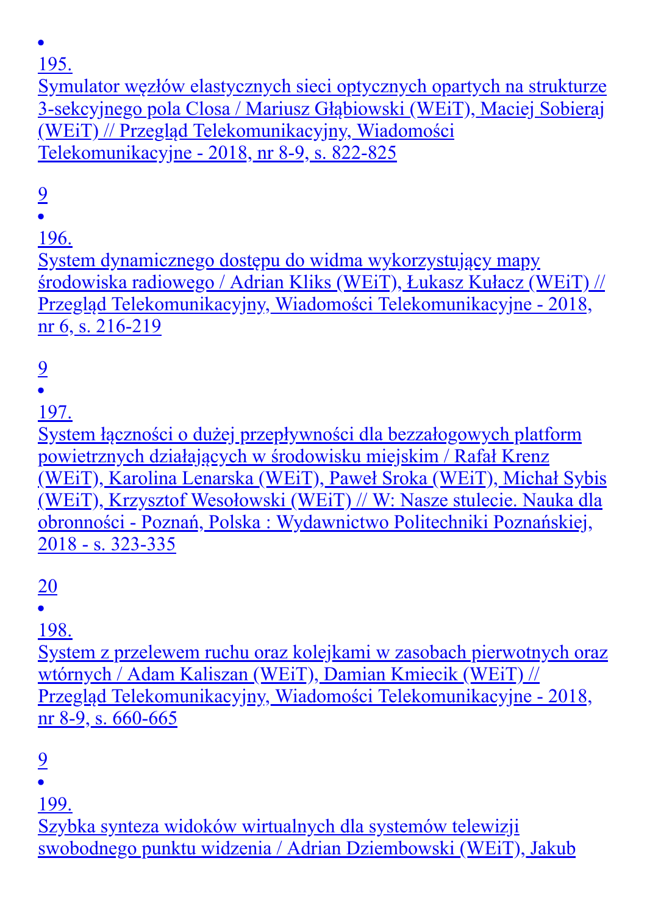- 195.
  Symulator węzłów elastycznych sieci optycznych opartych na strukturze 3-sekcyjnego pola Closa / Mariusz Głąbiowski (WEiT), Maciej Sobieraj (WEiT) // Przegląd Telekomunikacyjny, Wiadomości Telekomunikacyjne - 2018, nr 8-9, s. 822-825

  9
- 196.
  System dynamicznego dostępu do widma wykorzystujący mapy środowiska radiowego / Adrian Kliks (WEiT), Łukasz Kułacz (WEiT) // Przegląd Telekomunikacyjny, Wiadomości Telekomunikacyjne - 2018, nr 6, s. 216-219

  9
- 197.
  System łączności o dużej przepływności dla bezzałogowych platform powietrznych działających w środowisku miejskim / Rafał Krenz (WEiT), Karolina Lenarska (WEiT), Paweł Sroka (WEiT), Michał Sybis (WEiT), Krzysztof Wesołowski (WEiT) // W: Nasze stulecie. Nauka dla obronności - Poznań, Polska : Wydawnictwo Politechniki Poznańskiej, 2018 - s. 323-335

  20
- 198.
  System z przelewem ruchu oraz kolejkami w zasobach pierwotnych oraz wtórnych / Adam Kaliszan (WEiT), Damian Kmiecik (WEiT) // Przegląd Telekomunikacyjny, Wiadomości Telekomunikacyjne - 2018, nr 8-9, s. 660-665

  9
- 199.
  Szybka synteza widoków wirtualnych dla systemów telewizji swobodnego punktu widzenia / Adrian Dziembowski (WEiT), Jakub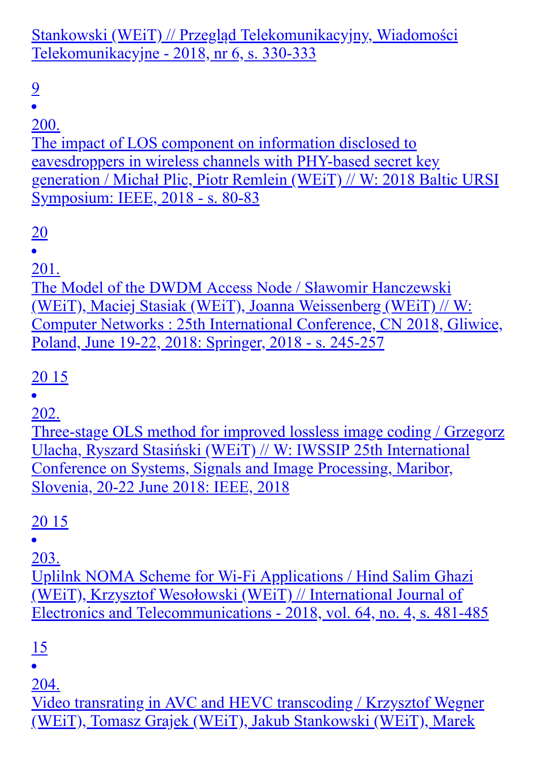Stankowski (WEiT) // Przegląd Telekomunikacyjny, Wiadomości Telekomunikacyjne - 2018, nr 6, s. 330-333

9

•

200.
The impact of LOS component on information disclosed to eavesdroppers in wireless channels with PHY-based secret key generation / Michał Plic, Piotr Remlein (WEiT) // W: 2018 Baltic URSI Symposium: IEEE, 2018 - s. 80-83

20

•

201.
The Model of the DWDM Access Node / Sławomir Hanczewski (WEiT), Maciej Stasiak (WEiT), Joanna Weissenberg (WEiT) // W: Computer Networks : 25th International Conference, CN 2018, Gliwice, Poland, June 19-22, 2018: Springer, 2018 - s. 245-257

20 15

•

202.
Three-stage OLS method for improved lossless image coding / Grzegorz Ulacha, Ryszard Stasiński (WEiT) // W: IWSSIP 25th International Conference on Systems, Signals and Image Processing, Maribor, Slovenia, 20-22 June 2018: IEEE, 2018

20 15

•

203.
Uplilnk NOMA Scheme for Wi-Fi Applications / Hind Salim Ghazi (WEiT), Krzysztof Wesołowski (WEiT) // International Journal of Electronics and Telecommunications - 2018, vol. 64, no. 4, s. 481-485

15

•

204.
Video transrating in AVC and HEVC transcoding / Krzysztof Wegner (WEiT), Tomasz Grajek (WEiT), Jakub Stankowski (WEiT), Marek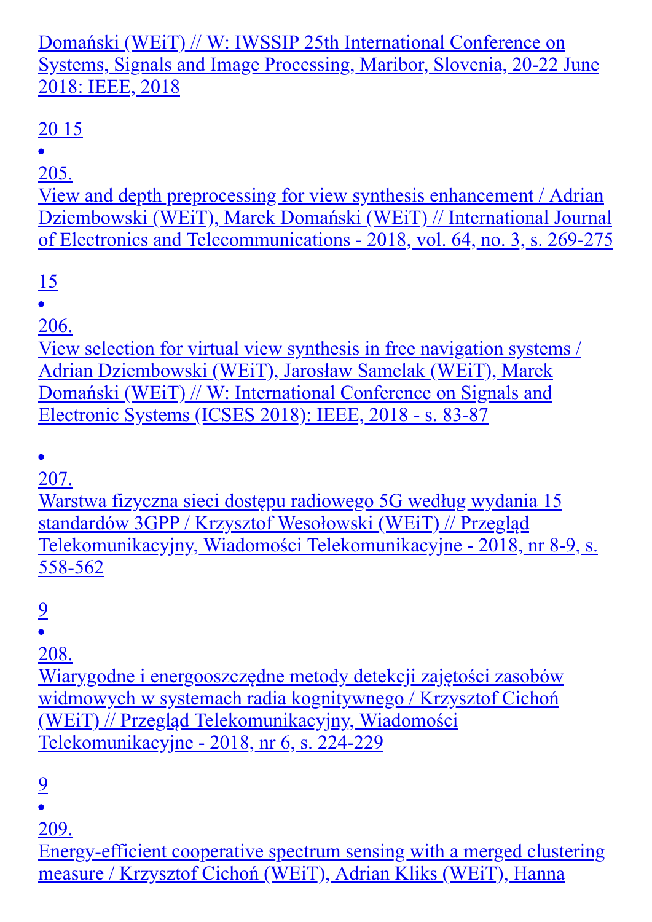Domański (WEiT) // W: IWSSIP 25th International Conference on Systems, Signals and Image Processing, Maribor, Slovenia, 20-22 June 2018: IEEE, 2018

20 15

- 205.
View and depth preprocessing for view synthesis enhancement / Adrian Dziembowski (WEiT), Marek Domański (WEiT) // International Journal of Electronics and Telecommunications - 2018, vol. 64, no. 3, s. 269-275

15

- 206.
View selection for virtual view synthesis in free navigation systems / Adrian Dziembowski (WEiT), Jarosław Samelak (WEiT), Marek Domański (WEiT) // W: International Conference on Signals and Electronic Systems (ICSES 2018): IEEE, 2018 - s. 83-87

- 207.
Warstwa fizyczna sieci dostępu radiowego 5G według wydania 15 standardów 3GPP / Krzysztof Wesołowski (WEiT) // Przegląd Telekomunikacyjny, Wiadomości Telekomunikacyjne - 2018, nr 8-9, s. 558-562

9

- 208.
Wiarygodne i energooszczędne metody detekcji zajętości zasobów widmowych w systemach radia kognitywnego / Krzysztof Cichoń (WEiT) // Przegląd Telekomunikacyjny, Wiadomości Telekomunikacyjne - 2018, nr 6, s. 224-229

9

- 209.
Energy-efficient cooperative spectrum sensing with a merged clustering measure / Krzysztof Cichoń (WEiT), Adrian Kliks (WEiT), Hanna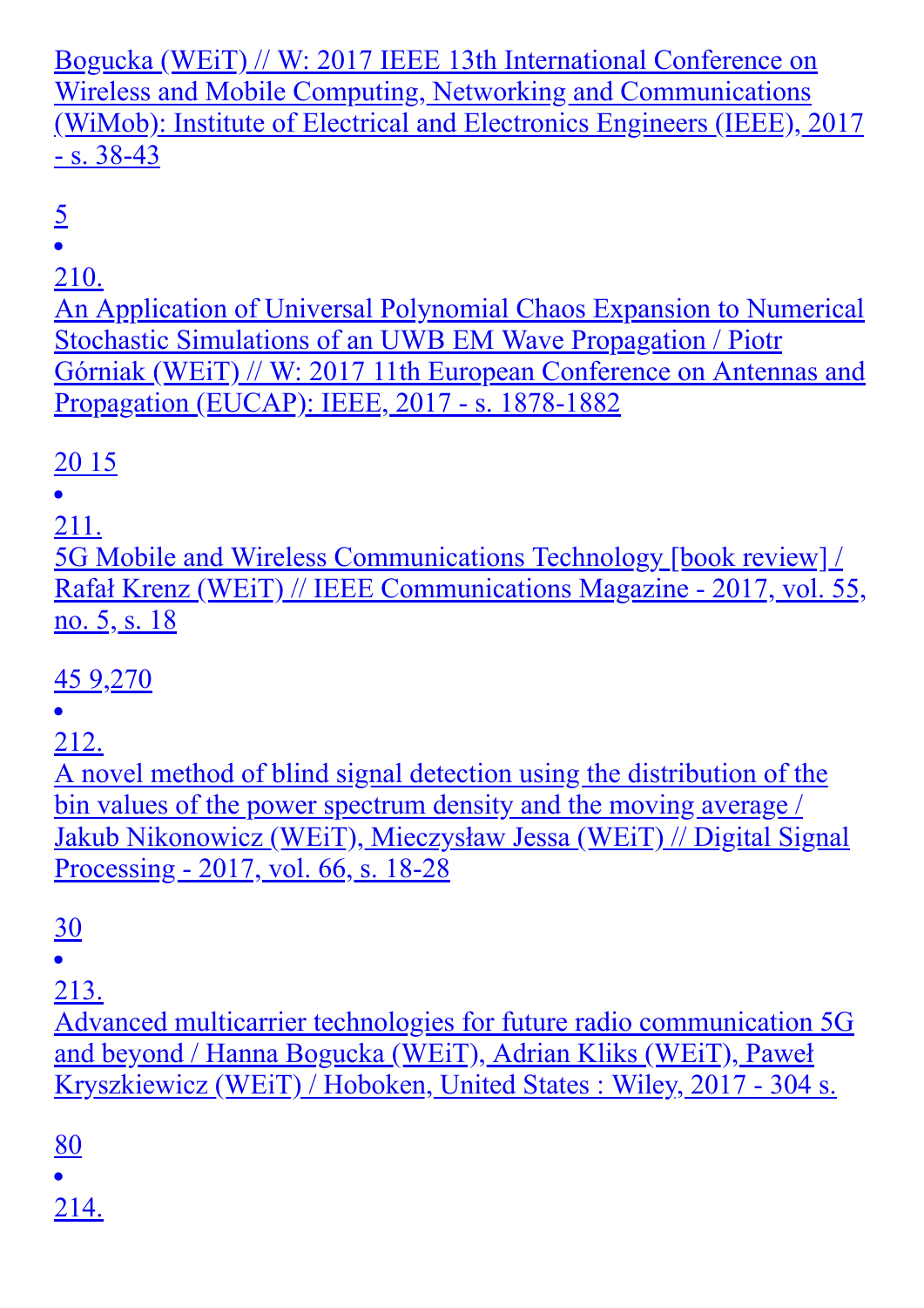Bogucka (WEiT) // W: 2017 IEEE 13th International Conference on Wireless and Mobile Computing, Networking and Communications (WiMob): Institute of Electrical and Electronics Engineers (IEEE), 2017 - s. 38-43

5

- 210.
An Application of Universal Polynomial Chaos Expansion to Numerical Stochastic Simulations of an UWB EM Wave Propagation / Piotr Górniak (WEiT) // W: 2017 11th European Conference on Antennas and Propagation (EUCAP): IEEE, 2017 - s. 1878-1882

20 15

- 211.
5G Mobile and Wireless Communications Technology [book review] / Rafał Krenz (WEiT) // IEEE Communications Magazine - 2017, vol. 55, no. 5, s. 18

45 9,270

- 212.
A novel method of blind signal detection using the distribution of the bin values of the power spectrum density and the moving average / Jakub Nikonowicz (WEiT), Mieczysław Jessa (WEiT) // Digital Signal Processing - 2017, vol. 66, s. 18-28

30

- 213.
Advanced multicarrier technologies for future radio communication 5G and beyond / Hanna Bogucka (WEiT), Adrian Kliks (WEiT), Paweł Kryszkiewicz (WEiT) / Hoboken, United States : Wiley, 2017 - 304 s.

80

- 214.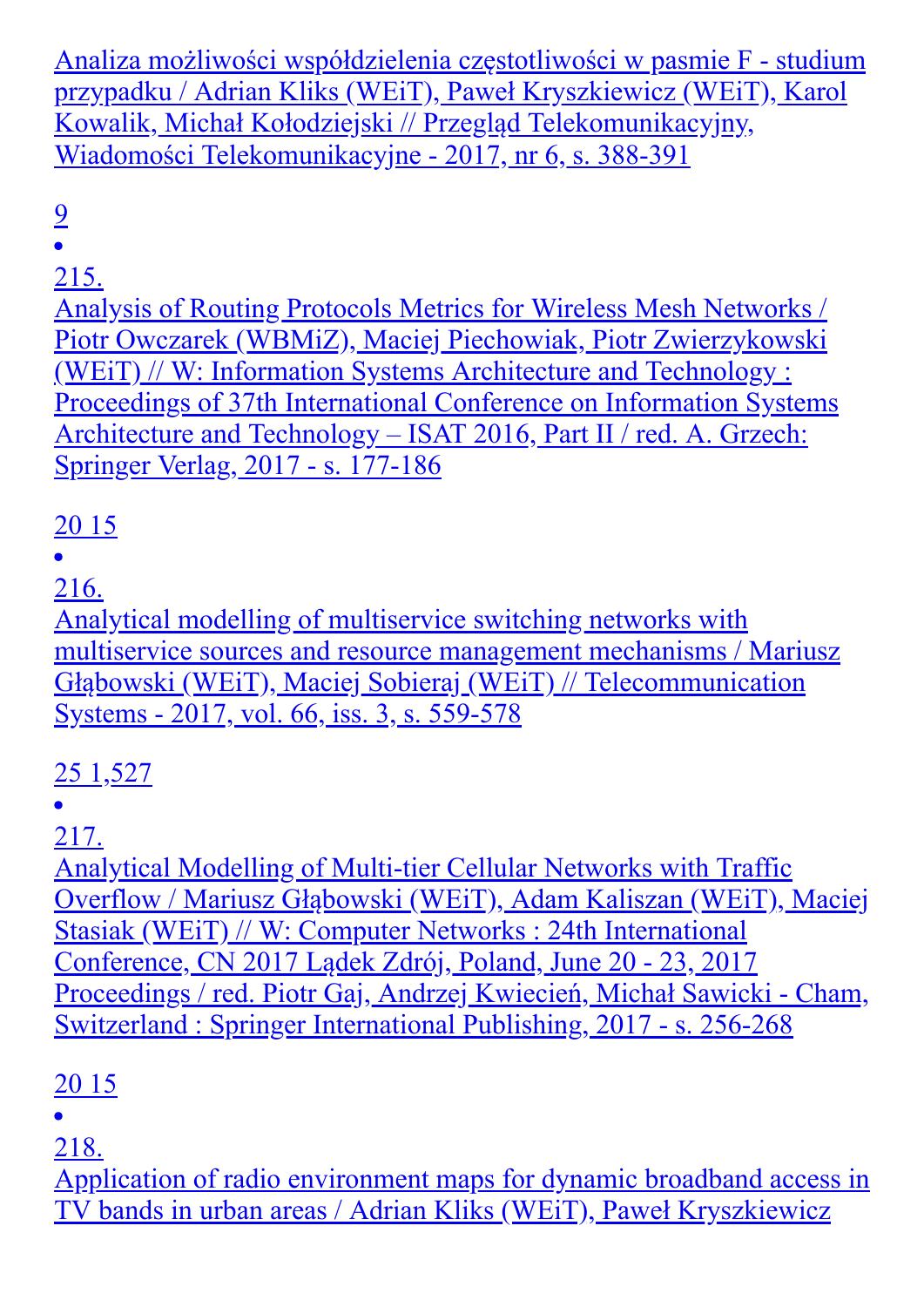Analiza możliwości współdzielenia częstotliwości w pasmie F - studium przypadku / Adrian Kliks (WEiT), Paweł Kryszkiewicz (WEiT), Karol Kowalik, Michał Kołodziejski // Przegląd Telekomunikacyjny, Wiadomości Telekomunikacyjne - 2017, nr 6, s. 388-391

9

- 215.
Analysis of Routing Protocols Metrics for Wireless Mesh Networks / Piotr Owczarek (WBMiZ), Maciej Piechowiak, Piotr Zwierzykowski (WEiT) // W: Information Systems Architecture and Technology : Proceedings of 37th International Conference on Information Systems Architecture and Technology – ISAT 2016, Part II / red. A. Grzech: Springer Verlag, 2017 - s. 177-186

20 15

- 216.
Analytical modelling of multiservice switching networks with multiservice sources and resource management mechanisms / Mariusz Głąbowski (WEiT), Maciej Sobieraj (WEiT) // Telecommunication Systems - 2017, vol. 66, iss. 3, s. 559-578

25 1,527

- 217.
Analytical Modelling of Multi-tier Cellular Networks with Traffic Overflow / Mariusz Głąbowski (WEiT), Adam Kaliszan (WEiT), Maciej Stasiak (WEiT) // W: Computer Networks : 24th International Conference, CN 2017 Lądek Zdrój, Poland, June 20 - 23, 2017 Proceedings / red. Piotr Gaj, Andrzej Kwiecień, Michał Sawicki - Cham, Switzerland : Springer International Publishing, 2017 - s. 256-268

20 15

- 218.
Application of radio environment maps for dynamic broadband access in TV bands in urban areas / Adrian Kliks (WEiT), Paweł Kryszkiewicz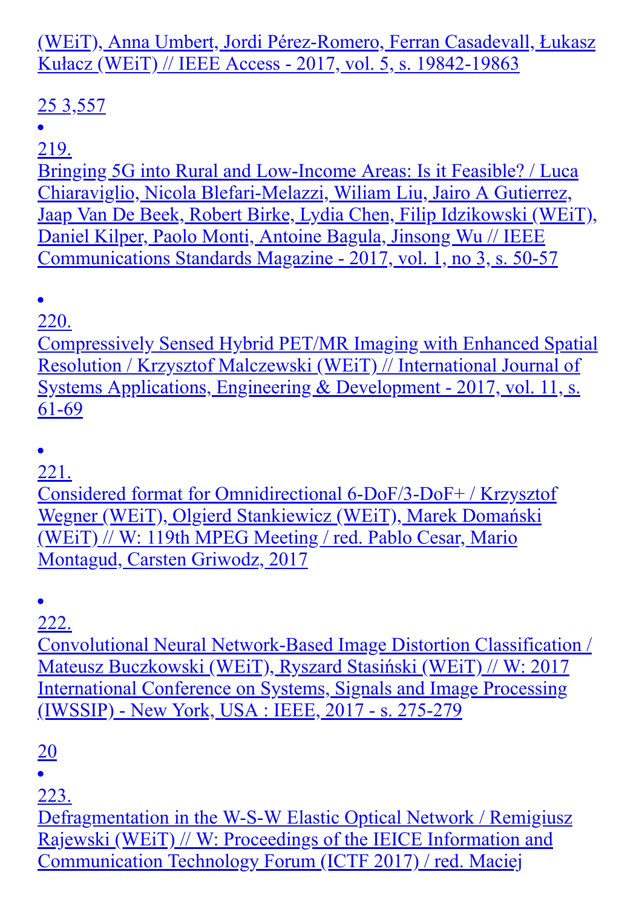(WEiT), Anna Umbert, Jordi Pérez-Romero, Ferran Casadevall, Łukasz Kułacz (WEiT) // IEEE Access - 2017, vol. 5, s. 19842-19863

25 3,557

- 219.
Bringing 5G into Rural and Low-Income Areas: Is it Feasible? / Luca Chiaraviglio, Nicola Blefari-Melazzi, Wiliam Liu, Jairo A Gutierrez, Jaap Van De Beek, Robert Birke, Lydia Chen, Filip Idzikowski (WEiT), Daniel Kilper, Paolo Monti, Antoine Bagula, Jinsong Wu // IEEE Communications Standards Magazine - 2017, vol. 1, no 3, s. 50-57

- 220.
Compressively Sensed Hybrid PET/MR Imaging with Enhanced Spatial Resolution / Krzysztof Malczewski (WEiT) // International Journal of Systems Applications, Engineering & Development - 2017, vol. 11, s. 61-69

- 221.
Considered format for Omnidirectional 6-DoF/3-DoF+ / Krzysztof Wegner (WEiT), Olgierd Stankiewicz (WEiT), Marek Domański (WEiT) // W: 119th MPEG Meeting / red. Pablo Cesar, Mario Montagud, Carsten Griwodz, 2017

- 222.
Convolutional Neural Network-Based Image Distortion Classification / Mateusz Buczkowski (WEiT), Ryszard Stasiński (WEiT) // W: 2017 International Conference on Systems, Signals and Image Processing (IWSSIP) - New York, USA : IEEE, 2017 - s. 275-279

20

- 223.
Defragmentation in the W-S-W Elastic Optical Network / Remigiusz Rajewski (WEiT) // W: Proceedings of the IEICE Information and Communication Technology Forum (ICTF 2017) / red. Maciej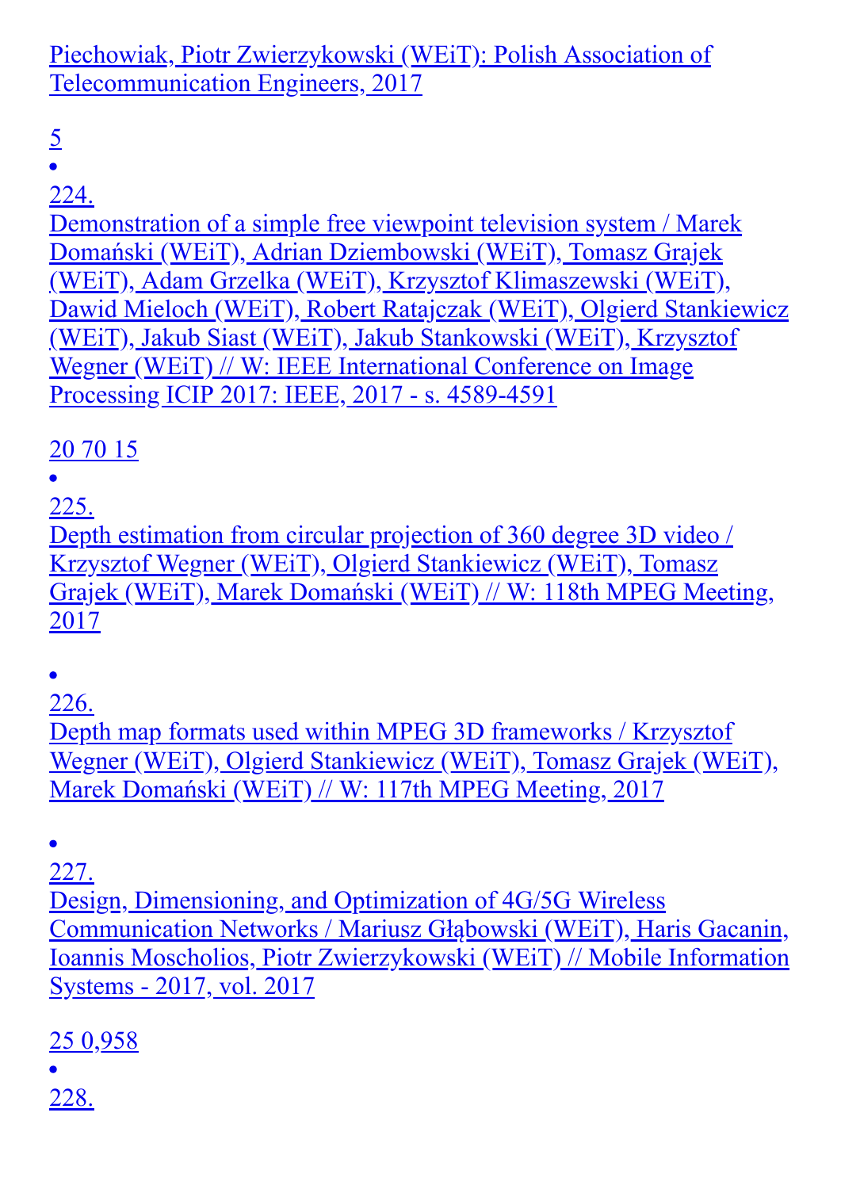Piechowiak, Piotr Zwierzykowski (WEiT): Polish Association of Telecommunication Engineers, 2017

5

- 224.
  Demonstration of a simple free viewpoint television system / Marek Domański (WEiT), Adrian Dziembowski (WEiT), Tomasz Grajek (WEiT), Adam Grzelka (WEiT), Krzysztof Klimaszewski (WEiT), Dawid Mieloch (WEiT), Robert Ratajczak (WEiT), Olgierd Stankiewicz (WEiT), Jakub Siast (WEiT), Jakub Stankowski (WEiT), Krzysztof Wegner (WEiT) // W: IEEE International Conference on Image Processing ICIP 2017: IEEE, 2017 - s. 4589-4591

  20 70 15

- 225.
  Depth estimation from circular projection of 360 degree 3D video / Krzysztof Wegner (WEiT), Olgierd Stankiewicz (WEiT), Tomasz Grajek (WEiT), Marek Domański (WEiT) // W: 118th MPEG Meeting, 2017

- 226.
  Depth map formats used within MPEG 3D frameworks / Krzysztof Wegner (WEiT), Olgierd Stankiewicz (WEiT), Tomasz Grajek (WEiT), Marek Domański (WEiT) // W: 117th MPEG Meeting, 2017

- 227.
  Design, Dimensioning, and Optimization of 4G/5G Wireless Communication Networks / Mariusz Głąbowski (WEiT), Haris Gacanin, Ioannis Moscholios, Piotr Zwierzykowski (WEiT) // Mobile Information Systems - 2017, vol. 2017

  25 0,958

- 228.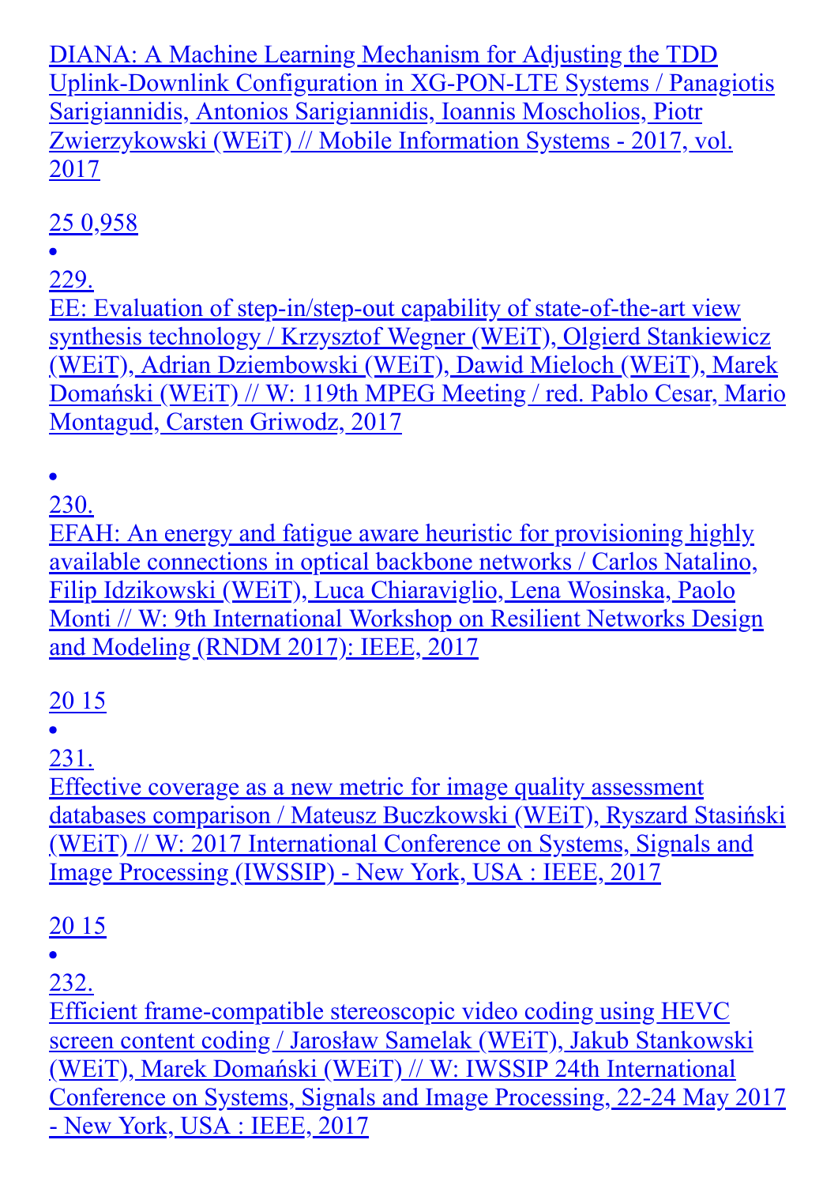DIANA: A Machine Learning Mechanism for Adjusting the TDD Uplink-Downlink Configuration in XG-PON-LTE Systems / Panagiotis Sarigiannidis, Antonios Sarigiannidis, Ioannis Moscholios, Piotr Zwierzykowski (WEiT) // Mobile Information Systems - 2017, vol. 2017

25 0,958

- 229.
  EE: Evaluation of step-in/step-out capability of state-of-the-art view synthesis technology / Krzysztof Wegner (WEiT), Olgierd Stankiewicz (WEiT), Adrian Dziembowski (WEiT), Dawid Mieloch (WEiT), Marek Domański (WEiT) // W: 119th MPEG Meeting / red. Pablo Cesar, Mario Montagud, Carsten Griwodz, 2017

- 230.
  EFAH: An energy and fatigue aware heuristic for provisioning highly available connections in optical backbone networks / Carlos Natalino, Filip Idzikowski (WEiT), Luca Chiaraviglio, Lena Wosinska, Paolo Monti // W: 9th International Workshop on Resilient Networks Design and Modeling (RNDM 2017): IEEE, 2017

  20 15

- 231.
  Effective coverage as a new metric for image quality assessment databases comparison / Mateusz Buczkowski (WEiT), Ryszard Stasiński (WEiT) // W: 2017 International Conference on Systems, Signals and Image Processing (IWSSIP) - New York, USA : IEEE, 2017

  20 15

- 232.
  Efficient frame-compatible stereoscopic video coding using HEVC screen content coding / Jarosław Samelak (WEiT), Jakub Stankowski (WEiT), Marek Domański (WEiT) // W: IWSSIP 24th International Conference on Systems, Signals and Image Processing, 22-24 May 2017 - New York, USA : IEEE, 2017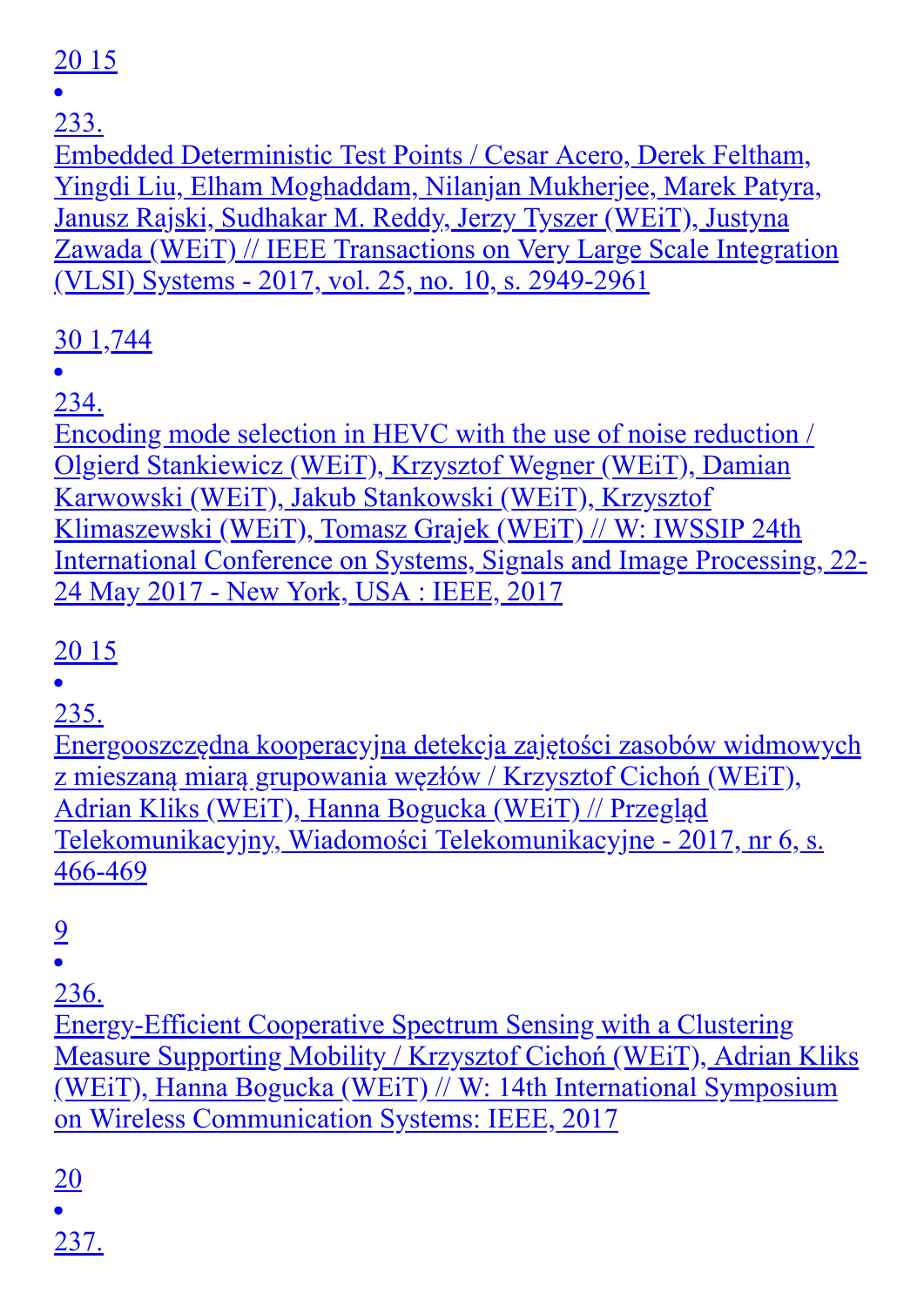20 15

- 233.
Embedded Deterministic Test Points / Cesar Acero, Derek Feltham, Yingdi Liu, Elham Moghaddam, Nilanjan Mukherjee, Marek Patyra, Janusz Rajski, Sudhakar M. Reddy, Jerzy Tyszer (WEiT), Justyna Zawada (WEiT) // IEEE Transactions on Very Large Scale Integration (VLSI) Systems - 2017, vol. 25, no. 10, s. 2949-2961

30 1,744

- 234.
Encoding mode selection in HEVC with the use of noise reduction / Olgierd Stankiewicz (WEiT), Krzysztof Wegner (WEiT), Damian Karwowski (WEiT), Jakub Stankowski (WEiT), Krzysztof Klimaszewski (WEiT), Tomasz Grajek (WEiT) // W: IWSSIP 24th International Conference on Systems, Signals and Image Processing, 22-24 May 2017 - New York, USA : IEEE, 2017

20 15

- 235.
Energooszczędna kooperacyjna detekcja zajętości zasobów widmowych z mieszaną miarą grupowania węzłów / Krzysztof Cichoń (WEiT), Adrian Kliks (WEiT), Hanna Bogucka (WEiT) // Przegląd Telekomunikacyjny, Wiadomości Telekomunikacyjne - 2017, nr 6, s. 466-469

9

- 236.
Energy-Efficient Cooperative Spectrum Sensing with a Clustering Measure Supporting Mobility / Krzysztof Cichoń (WEiT), Adrian Kliks (WEiT), Hanna Bogucka (WEiT) // W: 14th International Symposium on Wireless Communication Systems: IEEE, 2017

20

- 237.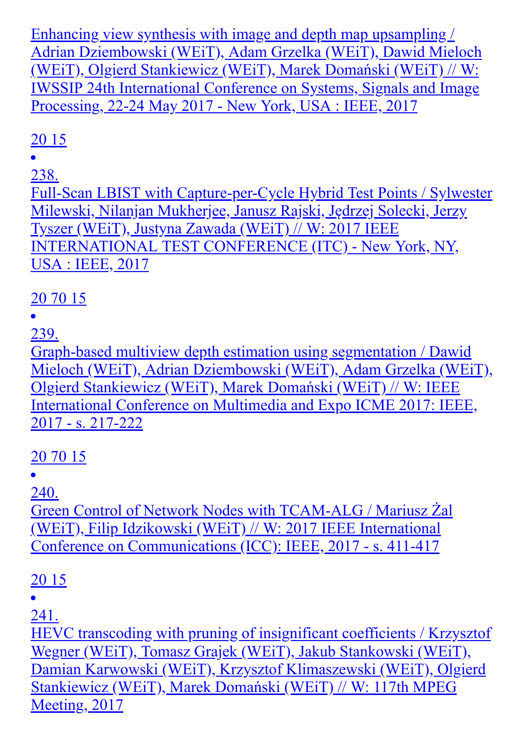Enhancing view synthesis with image and depth map upsampling / Adrian Dziembowski (WEiT), Adam Grzelka (WEiT), Dawid Mieloch (WEiT), Olgierd Stankiewicz (WEiT), Marek Domański (WEiT) // W: IWSSIP 24th International Conference on Systems, Signals and Image Processing, 22-24 May 2017 - New York, USA : IEEE, 2017

20 15

- 238.
Full-Scan LBIST with Capture-per-Cycle Hybrid Test Points / Sylwester Milewski, Nilanjan Mukherjee, Janusz Rajski, Jędrzej Solecki, Jerzy Tyszer (WEiT), Justyna Zawada (WEiT) // W: 2017 IEEE INTERNATIONAL TEST CONFERENCE (ITC) - New York, NY, USA : IEEE, 2017

20 70 15

- 239.
Graph-based multiview depth estimation using segmentation / Dawid Mieloch (WEiT), Adrian Dziembowski (WEiT), Adam Grzelka (WEiT), Olgierd Stankiewicz (WEiT), Marek Domański (WEiT) // W: IEEE International Conference on Multimedia and Expo ICME 2017: IEEE, 2017 - s. 217-222

20 70 15

- 240.
Green Control of Network Nodes with TCAM-ALG / Mariusz Żal (WEiT), Filip Idzikowski (WEiT) // W: 2017 IEEE International Conference on Communications (ICC): IEEE, 2017 - s. 411-417

20 15

- 241.
HEVC transcoding with pruning of insignificant coefficients / Krzysztof Wegner (WEiT), Tomasz Grajek (WEiT), Jakub Stankowski (WEiT), Damian Karwowski (WEiT), Krzysztof Klimaszewski (WEiT), Olgierd Stankiewicz (WEiT), Marek Domański (WEiT) // W: 117th MPEG Meeting, 2017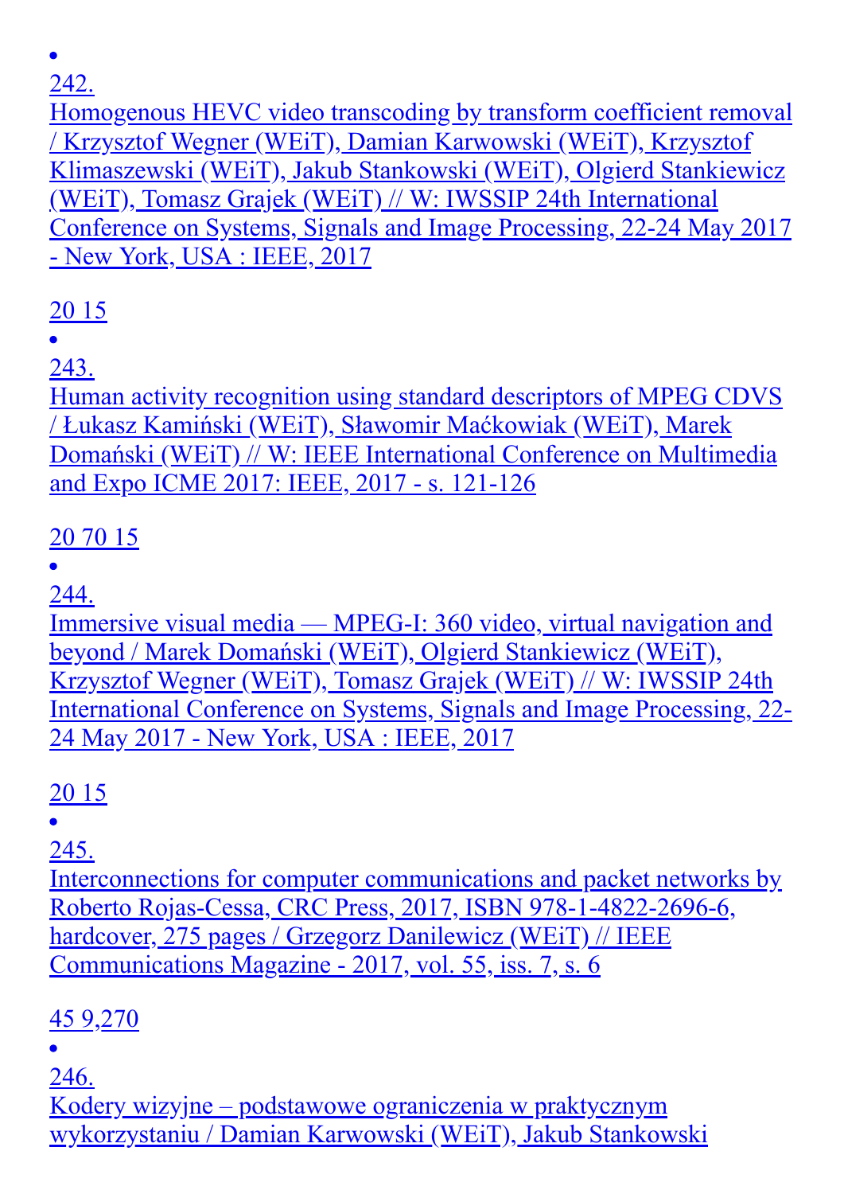- 242.
  Homogenous HEVC video transcoding by transform coefficient removal / Krzysztof Wegner (WEiT), Damian Karwowski (WEiT), Krzysztof Klimaszewski (WEiT), Jakub Stankowski (WEiT), Olgierd Stankiewicz (WEiT), Tomasz Grajek (WEiT) // W: IWSSIP 24th International Conference on Systems, Signals and Image Processing, 22-24 May 2017 - New York, USA : IEEE, 2017

  20 15

- 243.
  Human activity recognition using standard descriptors of MPEG CDVS / Łukasz Kamiński (WEiT), Sławomir Maćkowiak (WEiT), Marek Domański (WEiT) // W: IEEE International Conference on Multimedia and Expo ICME 2017: IEEE, 2017 - s. 121-126

  20 70 15

- 244.
  Immersive visual media — MPEG-I: 360 video, virtual navigation and beyond / Marek Domański (WEiT), Olgierd Stankiewicz (WEiT), Krzysztof Wegner (WEiT), Tomasz Grajek (WEiT) // W: IWSSIP 24th International Conference on Systems, Signals and Image Processing, 22-24 May 2017 - New York, USA : IEEE, 2017

  20 15

- 245.
  Interconnections for computer communications and packet networks by Roberto Rojas-Cessa, CRC Press, 2017, ISBN 978-1-4822-2696-6, hardcover, 275 pages / Grzegorz Danilewicz (WEiT) // IEEE Communications Magazine - 2017, vol. 55, iss. 7, s. 6

  45 9,270

- 246.
  Kodery wizyjne – podstawowe ograniczenia w praktycznym wykorzystaniu / Damian Karwowski (WEiT), Jakub Stankowski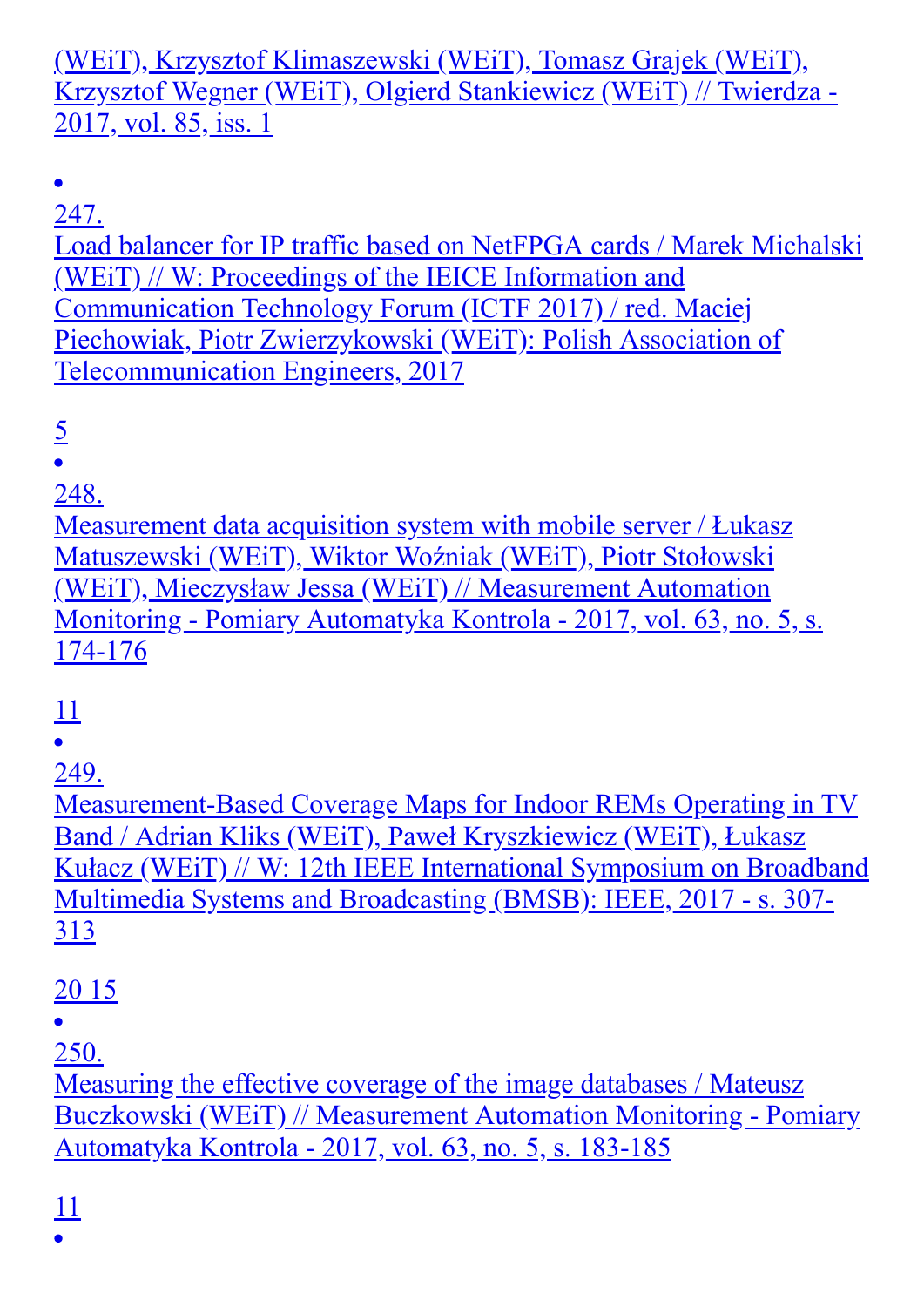(WEiT), Krzysztof Klimaszewski (WEiT), Tomasz Grajek (WEiT), Krzysztof Wegner (WEiT), Olgierd Stankiewicz (WEiT) // Twierdza - 2017, vol. 85, iss. 1

- 247.
  Load balancer for IP traffic based on NetFPGA cards / Marek Michalski (WEiT) // W: Proceedings of the IEICE Information and Communication Technology Forum (ICTF 2017) / red. Maciej Piechowiak, Piotr Zwierzykowski (WEiT): Polish Association of Telecommunication Engineers, 2017

  5
- 248.
  Measurement data acquisition system with mobile server / Łukasz Matuszewski (WEiT), Wiktor Woźniak (WEiT), Piotr Stołowski (WEiT), Mieczysław Jessa (WEiT) // Measurement Automation Monitoring - Pomiary Automatyka Kontrola - 2017, vol. 63, no. 5, s. 174-176

  11
- 249.
  Measurement-Based Coverage Maps for Indoor REMs Operating in TV Band / Adrian Kliks (WEiT), Paweł Kryszkiewicz (WEiT), Łukasz Kułacz (WEiT) // W: 12th IEEE International Symposium on Broadband Multimedia Systems and Broadcasting (BMSB): IEEE, 2017 - s. 307-313

  20 15
- 250.
  Measuring the effective coverage of the image databases / Mateusz Buczkowski (WEiT) // Measurement Automation Monitoring - Pomiary Automatyka Kontrola - 2017, vol. 63, no. 5, s. 183-185

  11
-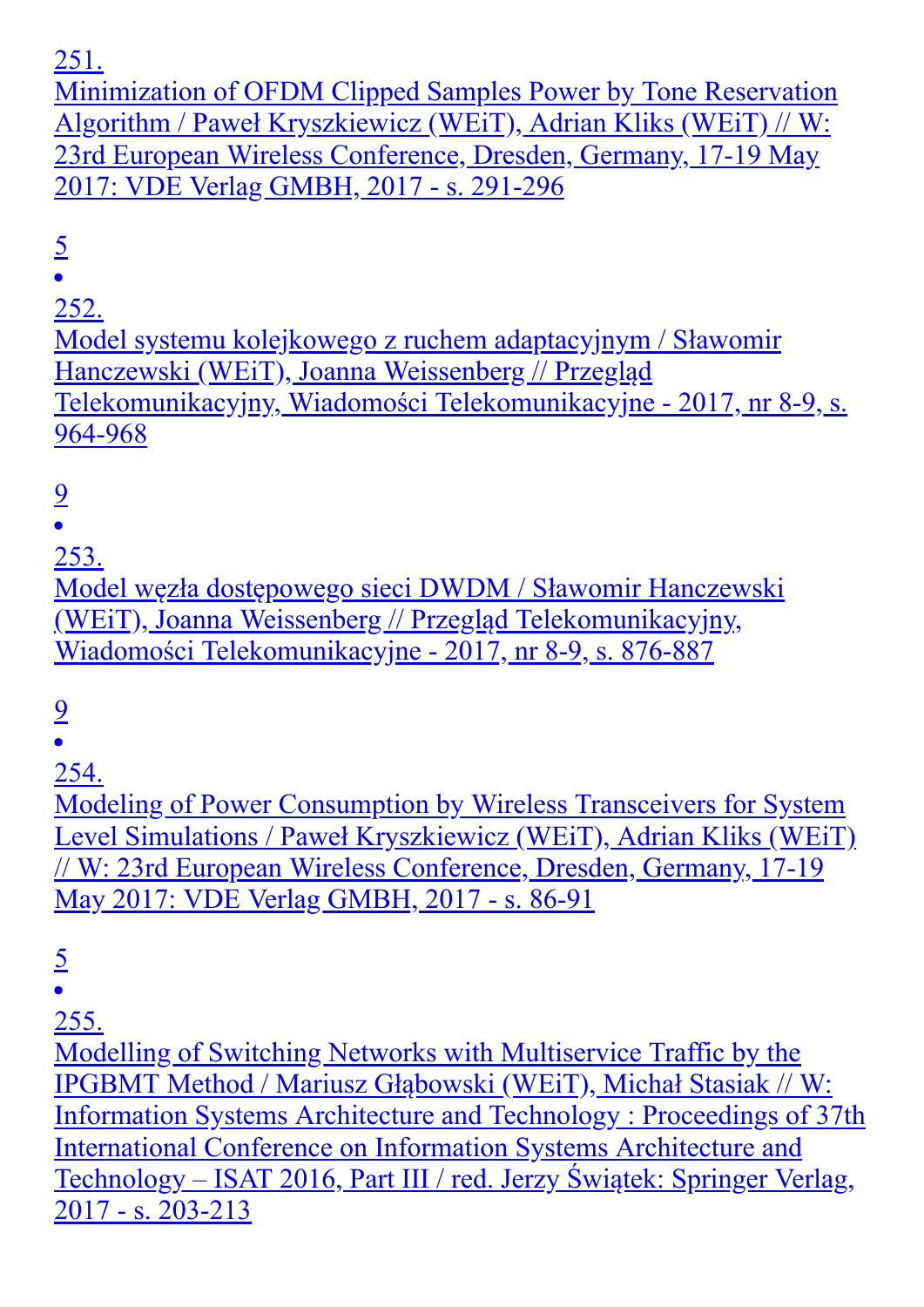251.
Minimization of OFDM Clipped Samples Power by Tone Reservation Algorithm / Paweł Kryszkiewicz (WEiT), Adrian Kliks (WEiT) // W: 23rd European Wireless Conference, Dresden, Germany, 17-19 May 2017: VDE Verlag GMBH, 2017 - s. 291-296

5

- 

252.
Model systemu kolejkowego z ruchem adaptacyjnym / Sławomir Hanczewski (WEiT), Joanna Weissenberg // Przegląd Telekomunikacyjny, Wiadomości Telekomunikacyjne - 2017, nr 8-9, s. 964-968

9

- 

253.
Model węzła dostępowego sieci DWDM / Sławomir Hanczewski (WEiT), Joanna Weissenberg // Przegląd Telekomunikacyjny, Wiadomości Telekomunikacyjne - 2017, nr 8-9, s. 876-887

9

- 

254.
Modeling of Power Consumption by Wireless Transceivers for System Level Simulations / Paweł Kryszkiewicz (WEiT), Adrian Kliks (WEiT) // W: 23rd European Wireless Conference, Dresden, Germany, 17-19 May 2017: VDE Verlag GMBH, 2017 - s. 86-91

5

- 

255.
Modelling of Switching Networks with Multiservice Traffic by the IPGBMT Method / Mariusz Głąbowski (WEiT), Michał Stasiak // W: Information Systems Architecture and Technology : Proceedings of 37th International Conference on Information Systems Architecture and Technology – ISAT 2016, Part III / red. Jerzy Świątek: Springer Verlag, 2017 - s. 203-213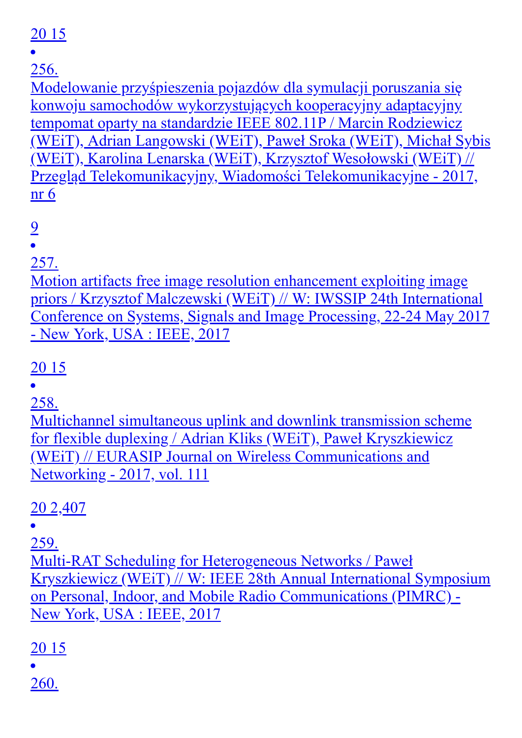20 15

- 256.
Modelowanie przyśpieszenia pojazdów dla symulacji poruszania się konwoju samochodów wykorzystujących kooperacyjny adaptacyjny tempomat oparty na standardzie IEEE 802.11P / Marcin Rodziewicz (WEiT), Adrian Langowski (WEiT), Paweł Sroka (WEiT), Michał Sybis (WEiT), Karolina Lenarska (WEiT), Krzysztof Wesołowski (WEiT) // Przegląd Telekomunikacyjny, Wiadomości Telekomunikacyjne - 2017, nr 6

9

- 257.
Motion artifacts free image resolution enhancement exploiting image priors / Krzysztof Malczewski (WEiT) // W: IWSSIP 24th International Conference on Systems, Signals and Image Processing, 22-24 May 2017 - New York, USA : IEEE, 2017

20 15

- 258.
Multichannel simultaneous uplink and downlink transmission scheme for flexible duplexing / Adrian Kliks (WEiT), Paweł Kryszkiewicz (WEiT) // EURASIP Journal on Wireless Communications and Networking - 2017, vol. 111

20 2,407

- 259.
Multi-RAT Scheduling for Heterogeneous Networks / Paweł Kryszkiewicz (WEiT) // W: IEEE 28th Annual International Symposium on Personal, Indoor, and Mobile Radio Communications (PIMRC) - New York, USA : IEEE, 2017

20 15

- 260.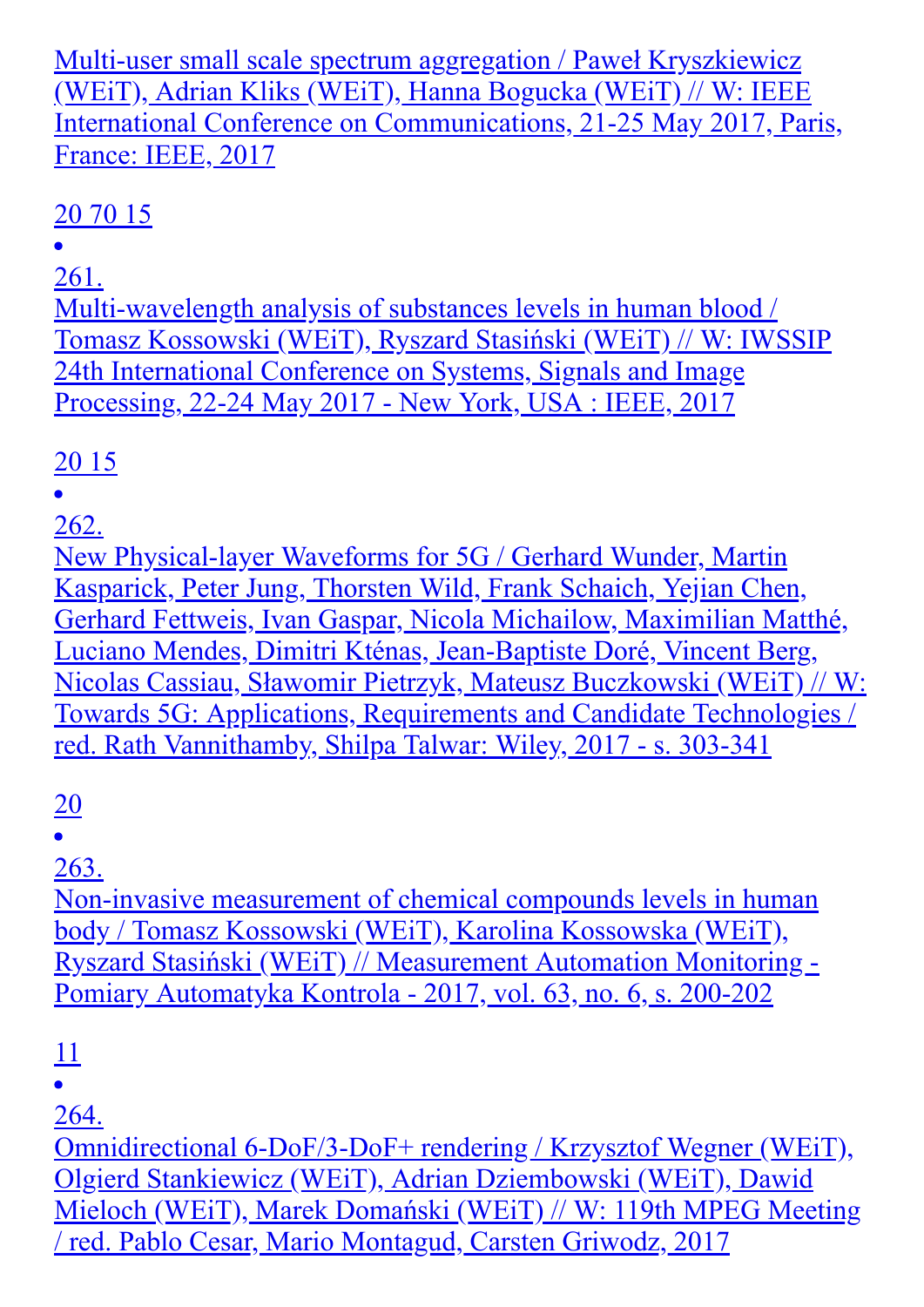Multi-user small scale spectrum aggregation / Paweł Kryszkiewicz (WEiT), Adrian Kliks (WEiT), Hanna Bogucka (WEiT) // W: IEEE International Conference on Communications, 21-25 May 2017, Paris, France: IEEE, 2017

20 70 15

- 261.
Multi-wavelength analysis of substances levels in human blood / Tomasz Kossowski (WEiT), Ryszard Stasiński (WEiT) // W: IWSSIP 24th International Conference on Systems, Signals and Image Processing, 22-24 May 2017 - New York, USA : IEEE, 2017

20 15

- 262.
New Physical-layer Waveforms for 5G / Gerhard Wunder, Martin Kasparick, Peter Jung, Thorsten Wild, Frank Schaich, Yejian Chen, Gerhard Fettweis, Ivan Gaspar, Nicola Michailow, Maximilian Matthé, Luciano Mendes, Dimitri Kténas, Jean-Baptiste Doré, Vincent Berg, Nicolas Cassiau, Sławomir Pietrzyk, Mateusz Buczkowski (WEiT) // W: Towards 5G: Applications, Requirements and Candidate Technologies / red. Rath Vannithamby, Shilpa Talwar: Wiley, 2017 - s. 303-341

20

- 263.
Non-invasive measurement of chemical compounds levels in human body / Tomasz Kossowski (WEiT), Karolina Kossowska (WEiT), Ryszard Stasiński (WEiT) // Measurement Automation Monitoring - Pomiary Automatyka Kontrola - 2017, vol. 63, no. 6, s. 200-202

11

- 264.
Omnidirectional 6-DoF/3-DoF+ rendering / Krzysztof Wegner (WEiT), Olgierd Stankiewicz (WEiT), Adrian Dziembowski (WEiT), Dawid Mieloch (WEiT), Marek Domański (WEiT) // W: 119th MPEG Meeting / red. Pablo Cesar, Mario Montagud, Carsten Griwodz, 2017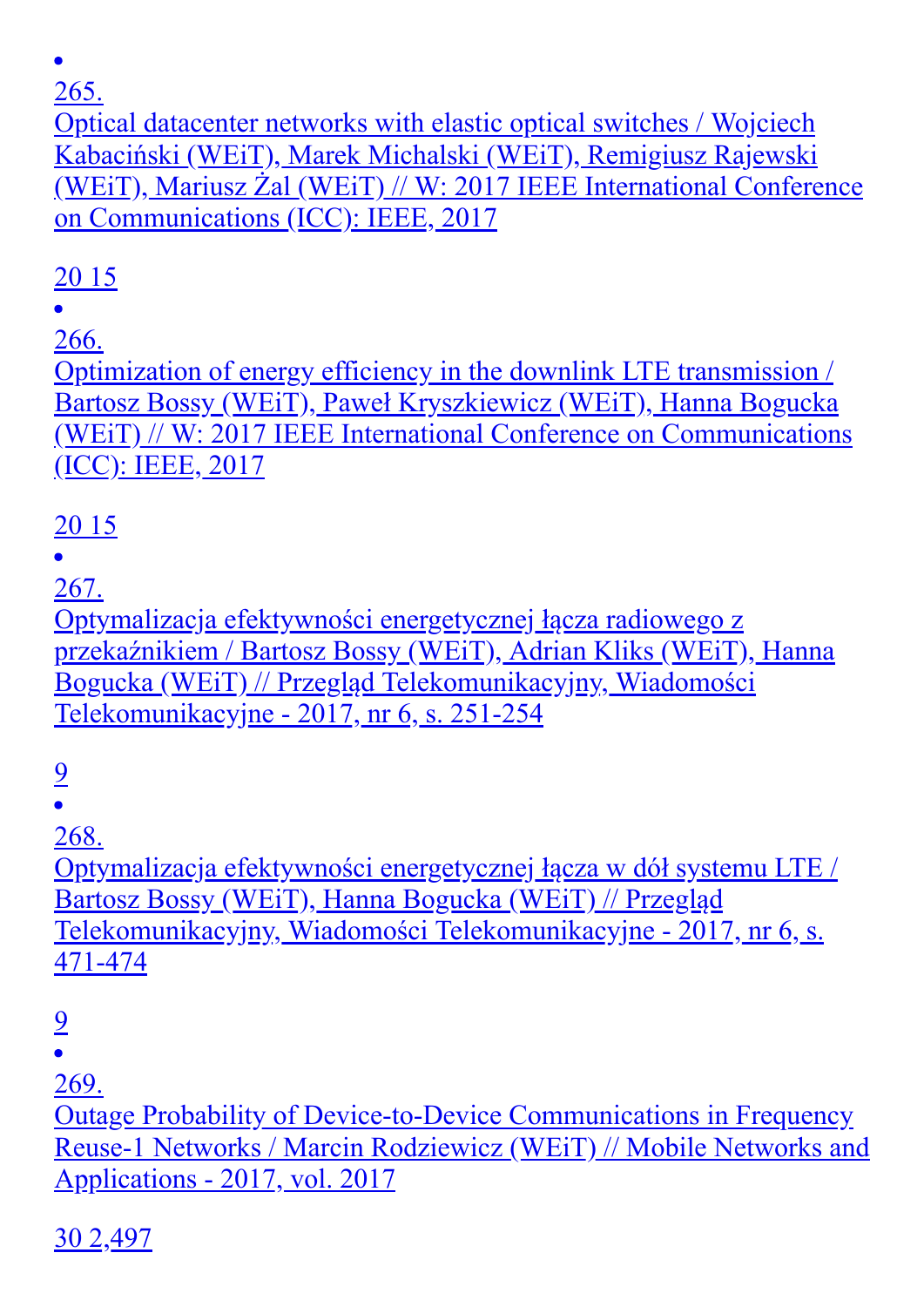- 265.
  Optical datacenter networks with elastic optical switches / Wojciech Kabaciński (WEiT), Marek Michalski (WEiT), Remigiusz Rajewski (WEiT), Mariusz Żal (WEiT) // W: 2017 IEEE International Conference on Communications (ICC): IEEE, 2017

  20 15
- 266.
  Optimization of energy efficiency in the downlink LTE transmission / Bartosz Bossy (WEiT), Paweł Kryszkiewicz (WEiT), Hanna Bogucka (WEiT) // W: 2017 IEEE International Conference on Communications (ICC): IEEE, 2017

  20 15
- 267.
  Optymalizacja efektywności energetycznej łącza radiowego z przekaźnikiem / Bartosz Bossy (WEiT), Adrian Kliks (WEiT), Hanna Bogucka (WEiT) // Przegląd Telekomunikacyjny, Wiadomości Telekomunikacyjne - 2017, nr 6, s. 251-254

  9
- 268.
  Optymalizacja efektywności energetycznej łącza w dół systemu LTE / Bartosz Bossy (WEiT), Hanna Bogucka (WEiT) // Przegląd Telekomunikacyjny, Wiadomości Telekomunikacyjne - 2017, nr 6, s. 471-474

  9
- 269.
  Outage Probability of Device-to-Device Communications in Frequency Reuse-1 Networks / Marcin Rodziewicz (WEiT) // Mobile Networks and Applications - 2017, vol. 2017

  30 2,497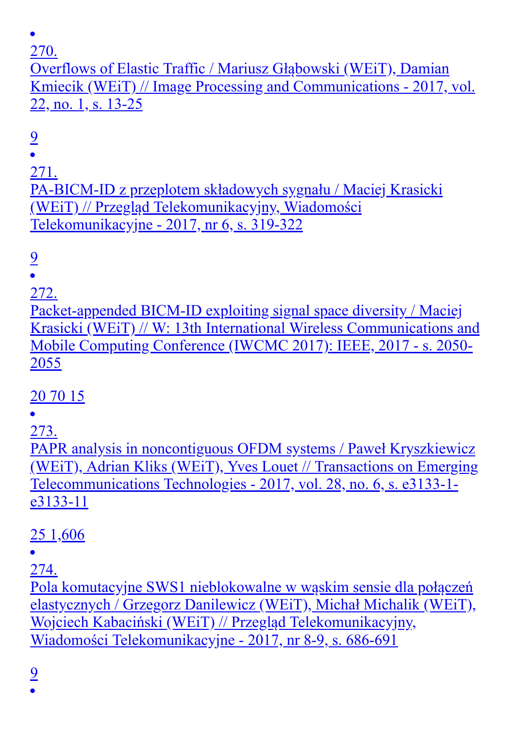- 270.
  Overflows of Elastic Traffic / Mariusz Głąbowski (WEiT), Damian Kmiecik (WEiT) // Image Processing and Communications - 2017, vol. 22, no. 1, s. 13-25

  9
- 271.
  PA-BICM-ID z przeplotem składowych sygnału / Maciej Krasicki (WEiT) // Przegląd Telekomunikacyjny, Wiadomości Telekomunikacyjne - 2017, nr 6, s. 319-322

  9
- 272.
  Packet-appended BICM-ID exploiting signal space diversity / Maciej Krasicki (WEiT) // W: 13th International Wireless Communications and Mobile Computing Conference (IWCMC 2017): IEEE, 2017 - s. 2050-2055

  20 70 15
- 273.
  PAPR analysis in noncontiguous OFDM systems / Paweł Kryszkiewicz (WEiT), Adrian Kliks (WEiT), Yves Louet // Transactions on Emerging Telecommunications Technologies - 2017, vol. 28, no. 6, s. e3133-1-e3133-11

  25 1,606
- 274.
  Pola komutacyjne SWS1 nieblokowalne w wąskim sensie dla połączeń elastycznych / Grzegorz Danilewicz (WEiT), Michał Michalik (WEiT), Wojciech Kabaciński (WEiT) // Przegląd Telekomunikacyjny, Wiadomości Telekomunikacyjne - 2017, nr 8-9, s. 686-691

  9
-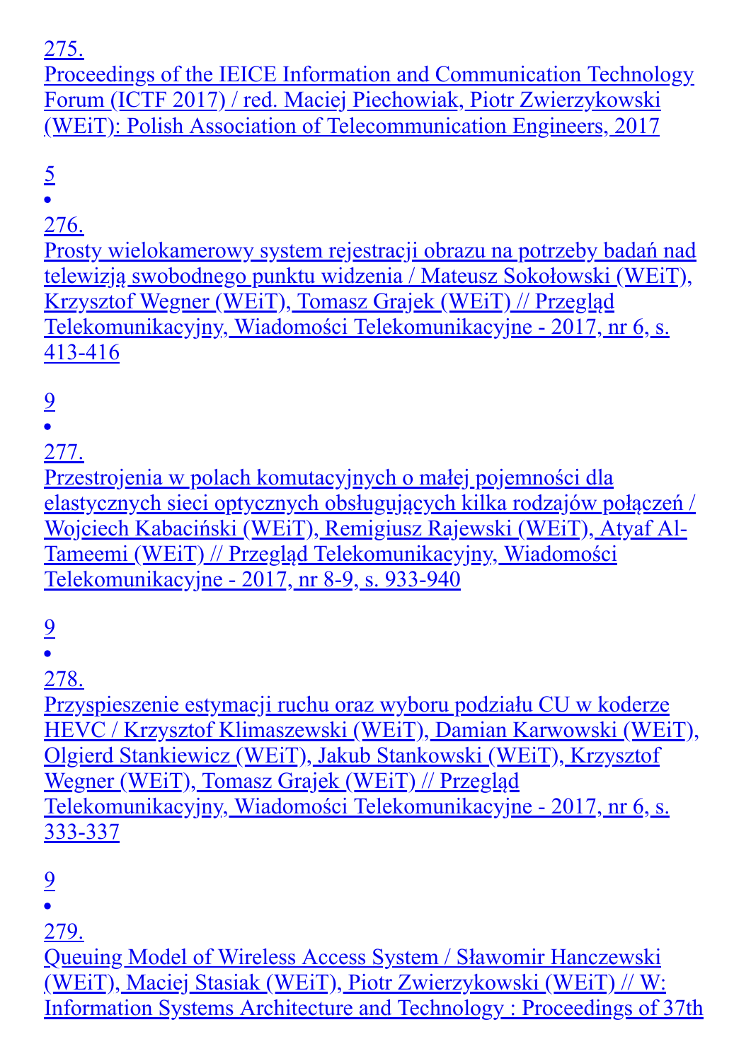275.
Proceedings of the IEICE Information and Communication Technology Forum (ICTF 2017) / red. Maciej Piechowiak, Piotr Zwierzykowski (WEiT): Polish Association of Telecommunication Engineers, 2017

5

- 276.
Prosty wielokamerowy system rejestracji obrazu na potrzeby badań nad telewizją swobodnego punktu widzenia / Mateusz Sokołowski (WEiT), Krzysztof Wegner (WEiT), Tomasz Grajek (WEiT) // Przegląd Telekomunikacyjny, Wiadomości Telekomunikacyjne - 2017, nr 6, s. 413-416

9

- 277.
Przestrojenia w polach komutacyjnych o małej pojemności dla elastycznych sieci optycznych obsługujących kilka rodzajów połączeń / Wojciech Kabaciński (WEiT), Remigiusz Rajewski (WEiT), Atyaf Al-Tameemi (WEiT) // Przegląd Telekomunikacyjny, Wiadomości Telekomunikacyjne - 2017, nr 8-9, s. 933-940

9

- 278.
Przyspieszenie estymacji ruchu oraz wyboru podziału CU w koderze HEVC / Krzysztof Klimaszewski (WEiT), Damian Karwowski (WEiT), Olgierd Stankiewicz (WEiT), Jakub Stankowski (WEiT), Krzysztof Wegner (WEiT), Tomasz Grajek (WEiT) // Przegląd Telekomunikacyjny, Wiadomości Telekomunikacyjne - 2017, nr 6, s. 333-337

9

- 279.
Queuing Model of Wireless Access System / Sławomir Hanczewski (WEiT), Maciej Stasiak (WEiT), Piotr Zwierzykowski (WEiT) // W: Information Systems Architecture and Technology : Proceedings of 37th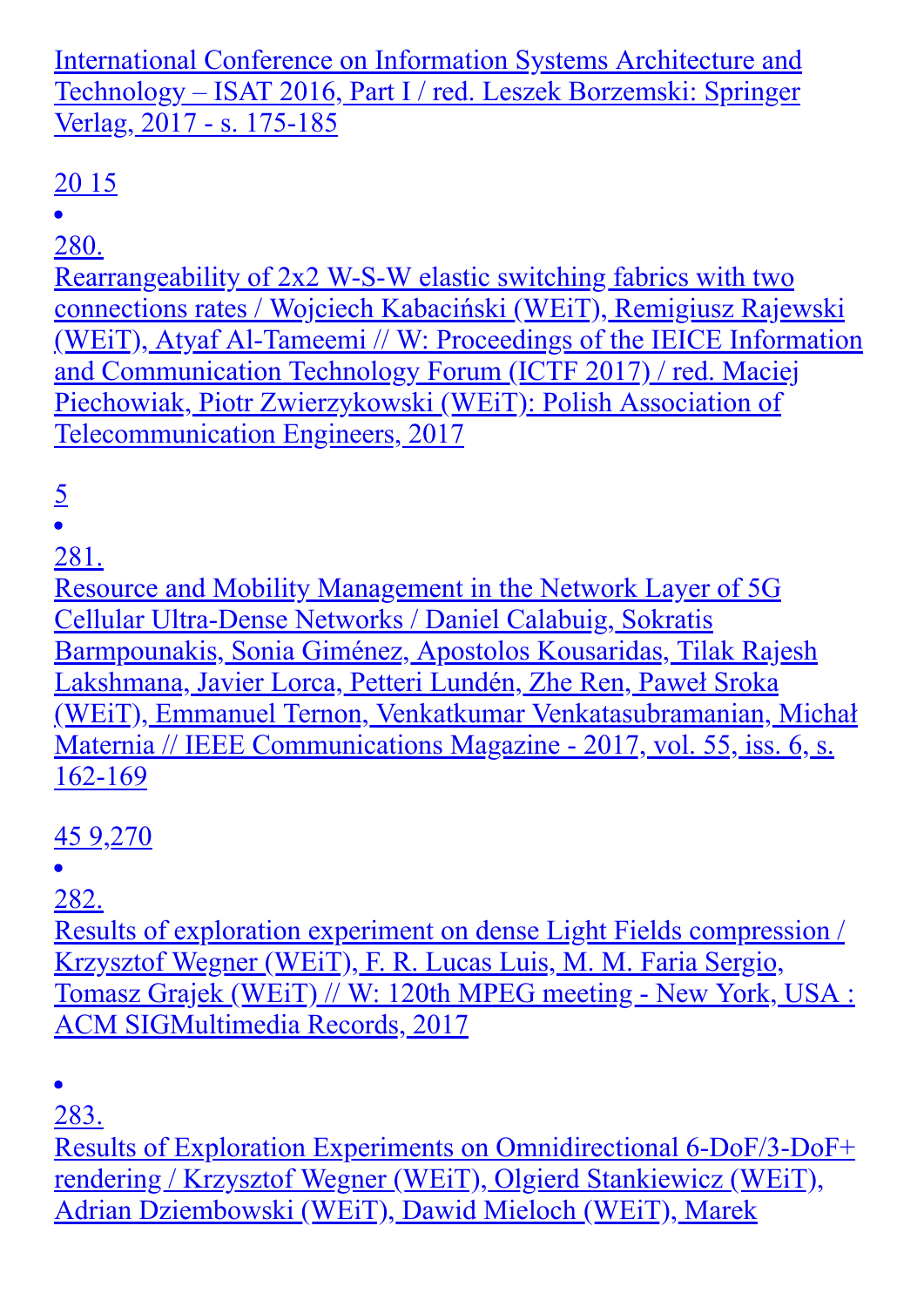International Conference on Information Systems Architecture and Technology – ISAT 2016, Part I / red. Leszek Borzemski: Springer Verlag, 2017 - s. 175-185

20 15

- 280.
Rearrangeability of 2x2 W-S-W elastic switching fabrics with two connections rates / Wojciech Kabaciński (WEiT), Remigiusz Rajewski (WEiT), Atyaf Al-Tameemi // W: Proceedings of the IEICE Information and Communication Technology Forum (ICTF 2017) / red. Maciej Piechowiak, Piotr Zwierzykowski (WEiT): Polish Association of Telecommunication Engineers, 2017

5

- 281.
Resource and Mobility Management in the Network Layer of 5G Cellular Ultra-Dense Networks / Daniel Calabuig, Sokratis Barmpounakis, Sonia Giménez, Apostolos Kousaridas, Tilak Rajesh Lakshmana, Javier Lorca, Petteri Lundén, Zhe Ren, Paweł Sroka (WEiT), Emmanuel Ternon, Venkatkumar Venkatasubramanian, Michał Maternia // IEEE Communications Magazine - 2017, vol. 55, iss. 6, s. 162-169

45 9,270

- 282.
Results of exploration experiment on dense Light Fields compression / Krzysztof Wegner (WEiT), F. R. Lucas Luis, M. M. Faria Sergio, Tomasz Grajek (WEiT) // W: 120th MPEG meeting - New York, USA : ACM SIGMultimedia Records, 2017

- 283.
Results of Exploration Experiments on Omnidirectional 6-DoF/3-DoF+ rendering / Krzysztof Wegner (WEiT), Olgierd Stankiewicz (WEiT), Adrian Dziembowski (WEiT), Dawid Mieloch (WEiT), Marek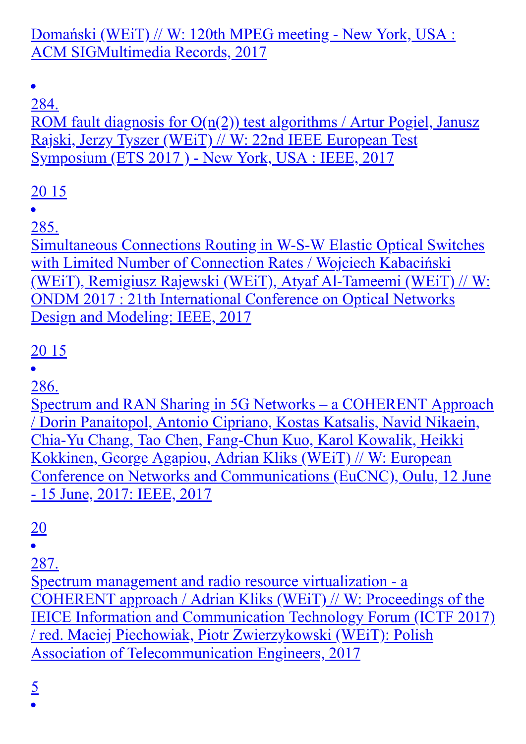Domański (WEiT) // W: 120th MPEG meeting - New York, USA : ACM SIGMultimedia Records, 2017

- 284.
ROM fault diagnosis for O(n(2)) test algorithms / Artur Pogiel, Janusz Rajski, Jerzy Tyszer (WEiT) // W: 22nd IEEE European Test Symposium (ETS 2017 ) - New York, USA : IEEE, 2017

20 15

- 285.
Simultaneous Connections Routing in W-S-W Elastic Optical Switches with Limited Number of Connection Rates / Wojciech Kabaciński (WEiT), Remigiusz Rajewski (WEiT), Atyaf Al-Tameemi (WEiT) // W: ONDM 2017 : 21th International Conference on Optical Networks Design and Modeling: IEEE, 2017

20 15

- 286.
Spectrum and RAN Sharing in 5G Networks – a COHERENT Approach / Dorin Panaitopol, Antonio Cipriano, Kostas Katsalis, Navid Nikaein, Chia-Yu Chang, Tao Chen, Fang-Chun Kuo, Karol Kowalik, Heikki Kokkinen, George Agapiou, Adrian Kliks (WEiT) // W: European Conference on Networks and Communications (EuCNC), Oulu, 12 June - 15 June, 2017: IEEE, 2017

20

- 287.
Spectrum management and radio resource virtualization - a COHERENT approach / Adrian Kliks (WEiT) // W: Proceedings of the IEICE Information and Communication Technology Forum (ICTF 2017) / red. Maciej Piechowiak, Piotr Zwierzykowski (WEiT): Polish Association of Telecommunication Engineers, 2017

5

-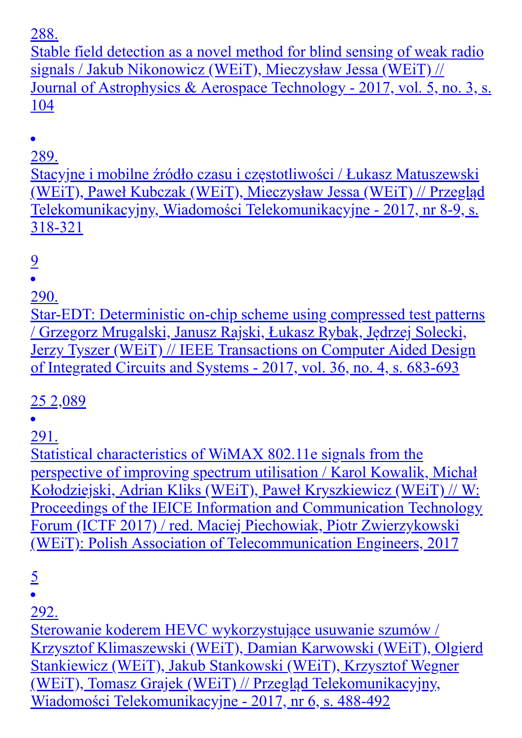288.
Stable field detection as a novel method for blind sensing of weak radio signals / Jakub Nikonowicz (WEiT), Mieczysław Jessa (WEiT) // Journal of Astrophysics & Aerospace Technology - 2017, vol. 5, no. 3, s. 104

- 289.
Stacyjne i mobilne źródło czasu i częstotliwości / Łukasz Matuszewski (WEiT), Paweł Kubczak (WEiT), Mieczysław Jessa (WEiT) // Przegląd Telekomunikacyjny, Wiadomości Telekomunikacyjne - 2017, nr 8-9, s. 318-321

9

- 290.
Star-EDT: Deterministic on-chip scheme using compressed test patterns / Grzegorz Mrugalski, Janusz Rajski, Łukasz Rybak, Jędrzej Solecki, Jerzy Tyszer (WEiT) // IEEE Transactions on Computer Aided Design of Integrated Circuits and Systems - 2017, vol. 36, no. 4, s. 683-693

25 2,089

- 291.
Statistical characteristics of WiMAX 802.11e signals from the perspective of improving spectrum utilisation / Karol Kowalik, Michał Kołodziejski, Adrian Kliks (WEiT), Paweł Kryszkiewicz (WEiT) // W: Proceedings of the IEICE Information and Communication Technology Forum (ICTF 2017) / red. Maciej Piechowiak, Piotr Zwierzykowski (WEiT): Polish Association of Telecommunication Engineers, 2017

5

- 292.
Sterowanie koderem HEVC wykorzystujące usuwanie szumów / Krzysztof Klimaszewski (WEiT), Damian Karwowski (WEiT), Olgierd Stankiewicz (WEiT), Jakub Stankowski (WEiT), Krzysztof Wegner (WEiT), Tomasz Grajek (WEiT) // Przegląd Telekomunikacyjny, Wiadomości Telekomunikacyjne - 2017, nr 6, s. 488-492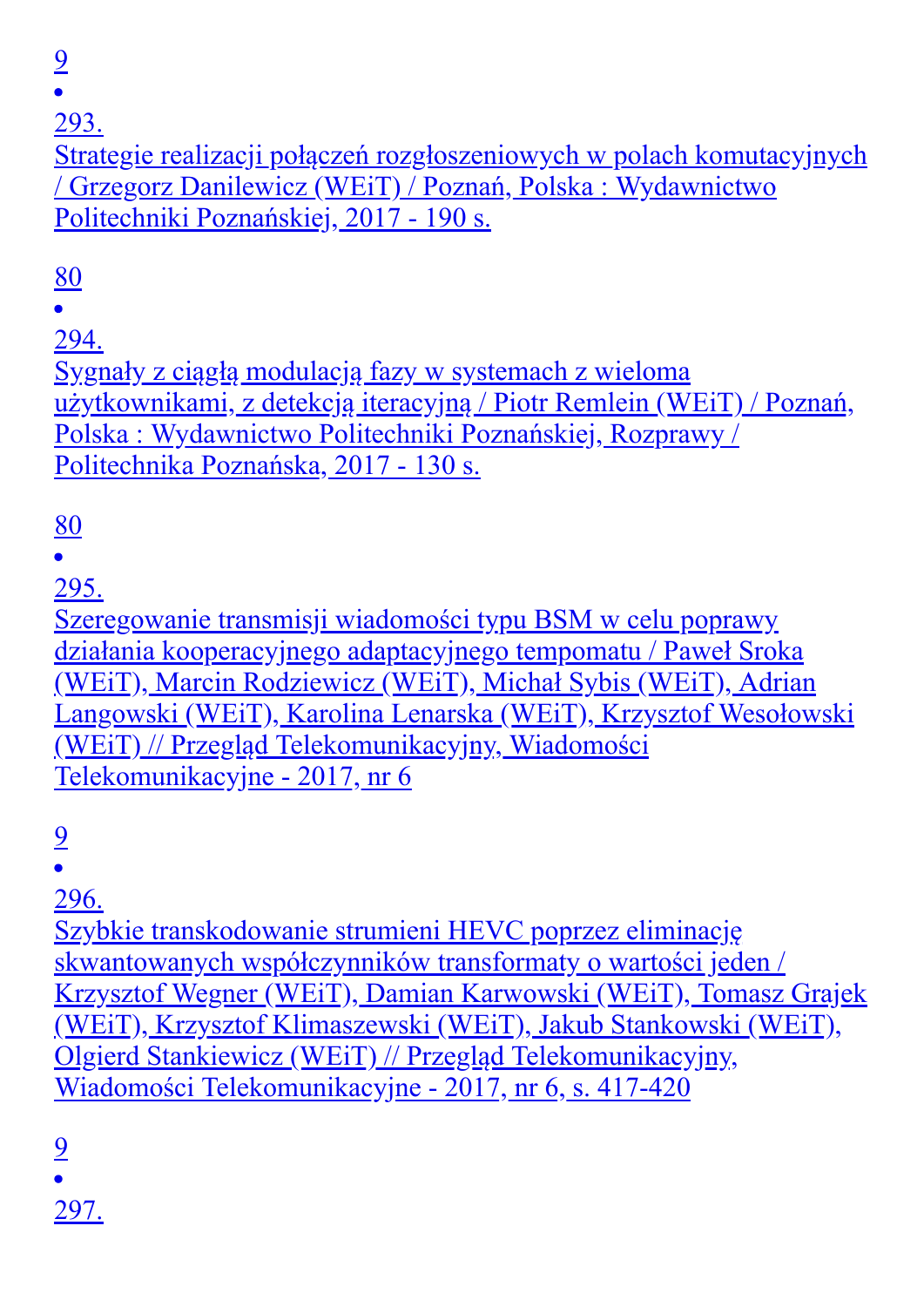9

- 293.
Strategie realizacji połączeń rozgłoszeniowych w polach komutacyjnych / Grzegorz Danilewicz (WEiT) / Poznań, Polska : Wydawnictwo Politechniki Poznańskiej, 2017 - 190 s.

80

- 294.
Sygnały z ciągłą modulacją fazy w systemach z wieloma użytkownikami, z detekcją iteracyjną / Piotr Remlein (WEiT) / Poznań, Polska : Wydawnictwo Politechniki Poznańskiej, Rozprawy / Politechnika Poznańska, 2017 - 130 s.

80

- 295.
Szeregowanie transmisji wiadomości typu BSM w celu poprawy działania kooperacyjnego adaptacyjnego tempomatu / Paweł Sroka (WEiT), Marcin Rodziewicz (WEiT), Michał Sybis (WEiT), Adrian Langowski (WEiT), Karolina Lenarska (WEiT), Krzysztof Wesołowski (WEiT) // Przegląd Telekomunikacyjny, Wiadomości Telekomunikacyjne - 2017, nr 6

9

- 296.
Szybkie transkodowanie strumieni HEVC poprzez eliminację skwantowanych współczynników transformaty o wartości jeden / Krzysztof Wegner (WEiT), Damian Karwowski (WEiT), Tomasz Grajek (WEiT), Krzysztof Klimaszewski (WEiT), Jakub Stankowski (WEiT), Olgierd Stankiewicz (WEiT) // Przegląd Telekomunikacyjny, Wiadomości Telekomunikacyjne - 2017, nr 6, s. 417-420

9

- 297.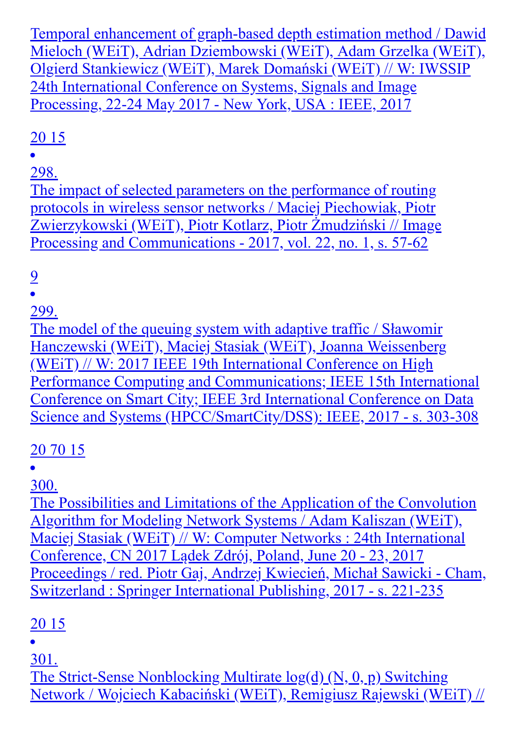Temporal enhancement of graph-based depth estimation method / Dawid Mieloch (WEiT), Adrian Dziembowski (WEiT), Adam Grzelka (WEiT), Olgierd Stankiewicz (WEiT), Marek Domański (WEiT) // W: IWSSIP 24th International Conference on Systems, Signals and Image Processing, 22-24 May 2017 - New York, USA : IEEE, 2017

20 15

- 298.

The impact of selected parameters on the performance of routing protocols in wireless sensor networks / Maciej Piechowiak, Piotr Zwierzykowski (WEiT), Piotr Kotlarz, Piotr Żmudziński // Image Processing and Communications - 2017, vol. 22, no. 1, s. 57-62

9

- 299.

The model of the queuing system with adaptive traffic / Sławomir Hanczewski (WEiT), Maciej Stasiak (WEiT), Joanna Weissenberg (WEiT) // W: 2017 IEEE 19th International Conference on High Performance Computing and Communications; IEEE 15th International Conference on Smart City; IEEE 3rd International Conference on Data Science and Systems (HPCC/SmartCity/DSS): IEEE, 2017 - s. 303-308

20 70 15

- 300.

The Possibilities and Limitations of the Application of the Convolution Algorithm for Modeling Network Systems / Adam Kaliszan (WEiT), Maciej Stasiak (WEiT) // W: Computer Networks : 24th International Conference, CN 2017 Lądek Zdrój, Poland, June 20 - 23, 2017 Proceedings / red. Piotr Gaj, Andrzej Kwiecień, Michał Sawicki - Cham, Switzerland : Springer International Publishing, 2017 - s. 221-235

20 15

- 301.

The Strict-Sense Nonblocking Multirate log(d) (N, 0, p) Switching Network / Wojciech Kabaciński (WEiT), Remigiusz Rajewski (WEiT) //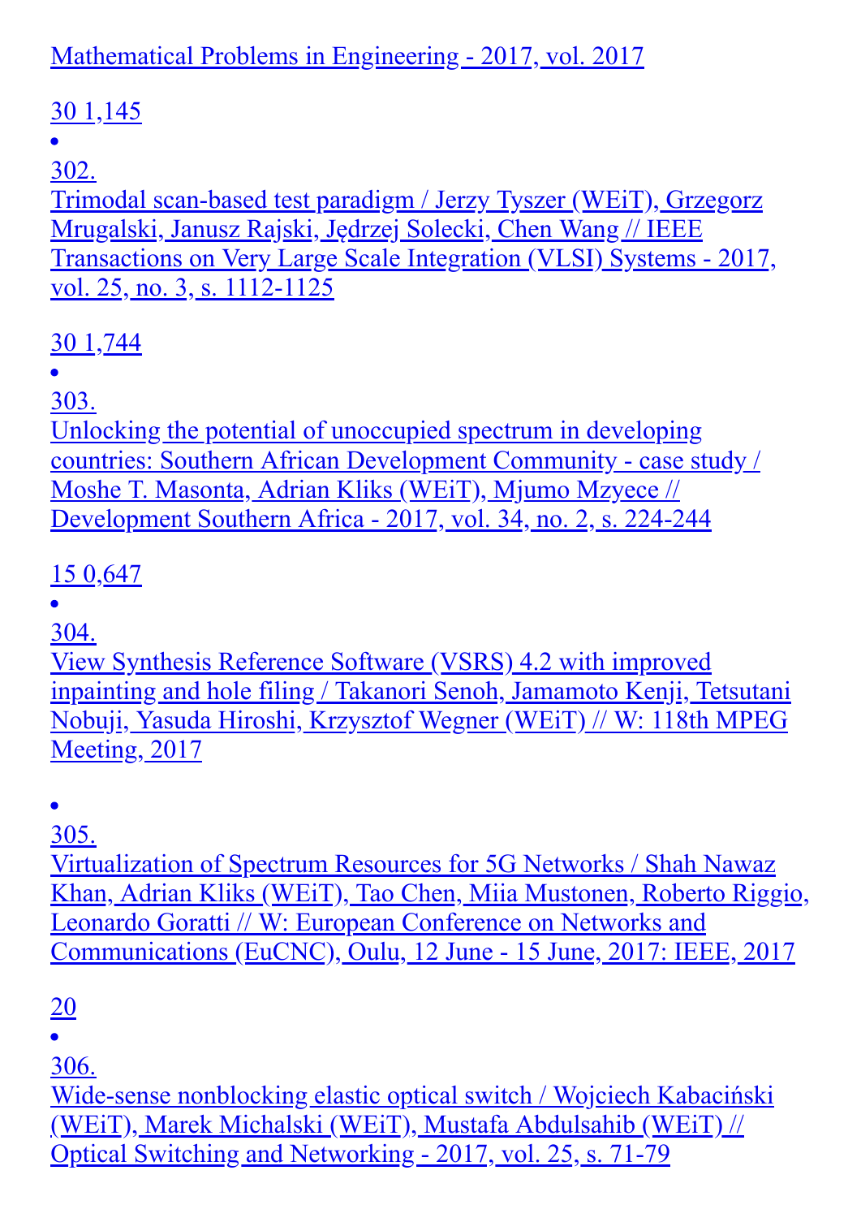Mathematical Problems in Engineering - 2017, vol. 2017

30 1,145

- 302.
  Trimodal scan-based test paradigm / Jerzy Tyszer (WEiT), Grzegorz Mrugalski, Janusz Rajski, Jędrzej Solecki, Chen Wang // IEEE Transactions on Very Large Scale Integration (VLSI) Systems - 2017, vol. 25, no. 3, s. 1112-1125

  30 1,744

- 303.
  Unlocking the potential of unoccupied spectrum in developing countries: Southern African Development Community - case study / Moshe T. Masonta, Adrian Kliks (WEiT), Mjumo Mzyece // Development Southern Africa - 2017, vol. 34, no. 2, s. 224-244

  15 0,647

- 304.
  View Synthesis Reference Software (VSRS) 4.2 with improved inpainting and hole filing / Takanori Senoh, Jamamoto Kenji, Tetsutani Nobuji, Yasuda Hiroshi, Krzysztof Wegner (WEiT) // W: 118th MPEG Meeting, 2017

- 305.
  Virtualization of Spectrum Resources for 5G Networks / Shah Nawaz Khan, Adrian Kliks (WEiT), Tao Chen, Miia Mustonen, Roberto Riggio, Leonardo Goratti // W: European Conference on Networks and Communications (EuCNC), Oulu, 12 June - 15 June, 2017: IEEE, 2017

  20

- 306.
  Wide-sense nonblocking elastic optical switch / Wojciech Kabaciński (WEiT), Marek Michalski (WEiT), Mustafa Abdulsahib (WEiT) // Optical Switching and Networking - 2017, vol. 25, s. 71-79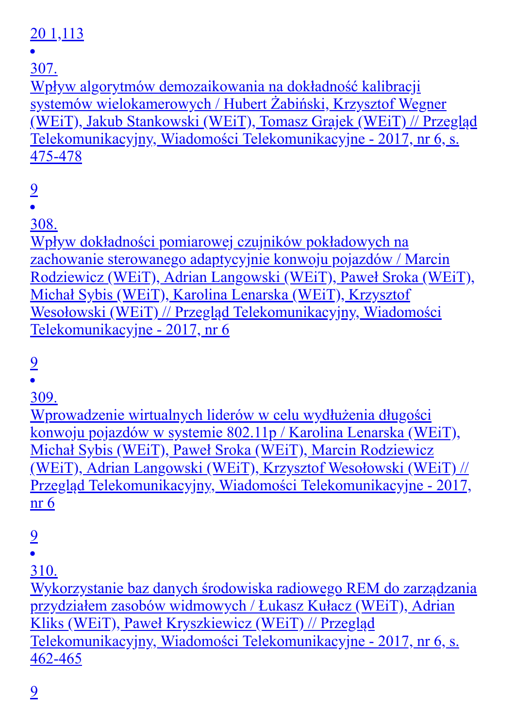20 1,113

- 307.
  Wpływ algorytmów demozaikowania na dokładność kalibracji systemów wielokamerowych / Hubert Żabiński, Krzysztof Wegner (WEiT), Jakub Stankowski (WEiT), Tomasz Grajek (WEiT) // Przegląd Telekomunikacyjny, Wiadomości Telekomunikacyjne - 2017, nr 6, s. 475-478

  9

- 308.
  Wpływ dokładności pomiarowej czujników pokładowych na zachowanie sterowanego adaptycyjnie konwoju pojazdów / Marcin Rodziewicz (WEiT), Adrian Langowski (WEiT), Paweł Sroka (WEiT), Michał Sybis (WEiT), Karolina Lenarska (WEiT), Krzysztof Wesołowski (WEiT) // Przegląd Telekomunikacyjny, Wiadomości Telekomunikacyjne - 2017, nr 6

  9

- 309.
  Wprowadzenie wirtualnych liderów w celu wydłużenia długości konwoju pojazdów w systemie 802.11p / Karolina Lenarska (WEiT), Michał Sybis (WEiT), Paweł Sroka (WEiT), Marcin Rodziewicz (WEiT), Adrian Langowski (WEiT), Krzysztof Wesołowski (WEiT) // Przegląd Telekomunikacyjny, Wiadomości Telekomunikacyjne - 2017, nr 6

  9

- 310.
  Wykorzystanie baz danych środowiska radiowego REM do zarządzania przydziałem zasobów widmowych / Łukasz Kułacz (WEiT), Adrian Kliks (WEiT), Paweł Kryszkiewicz (WEiT) // Przegląd Telekomunikacyjny, Wiadomości Telekomunikacyjne - 2017, nr 6, s. 462-465

  9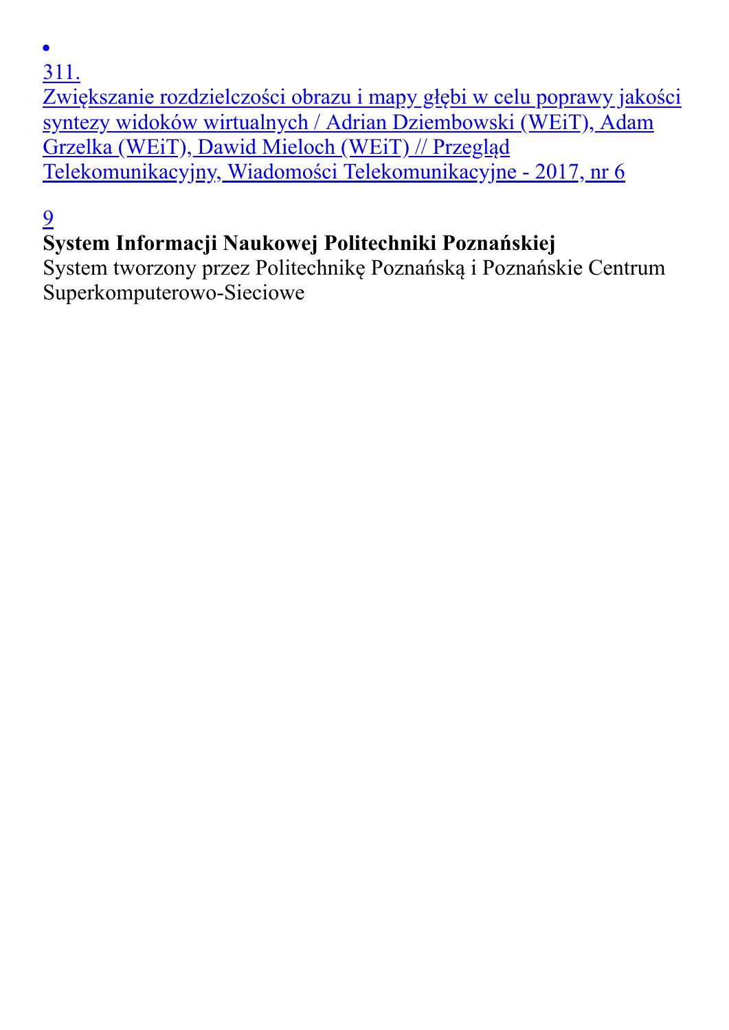- 311. Zwiększanie rozdzielczości obrazu i mapy głębi w celu poprawy jakości syntezy widoków wirtualnych / Adrian Dziembowski (WEiT), Adam Grzelka (WEiT), Dawid Mieloch (WEiT) // Przegląd Telekomunikacyjny, Wiadomości Telekomunikacyjne - 2017, nr 6

9

**System Informacji Naukowej Politechniki Poznańskiej**

System tworzony przez Politechnikę Poznańską i Poznańskie Centrum Superkomputerowo-Sieciowe